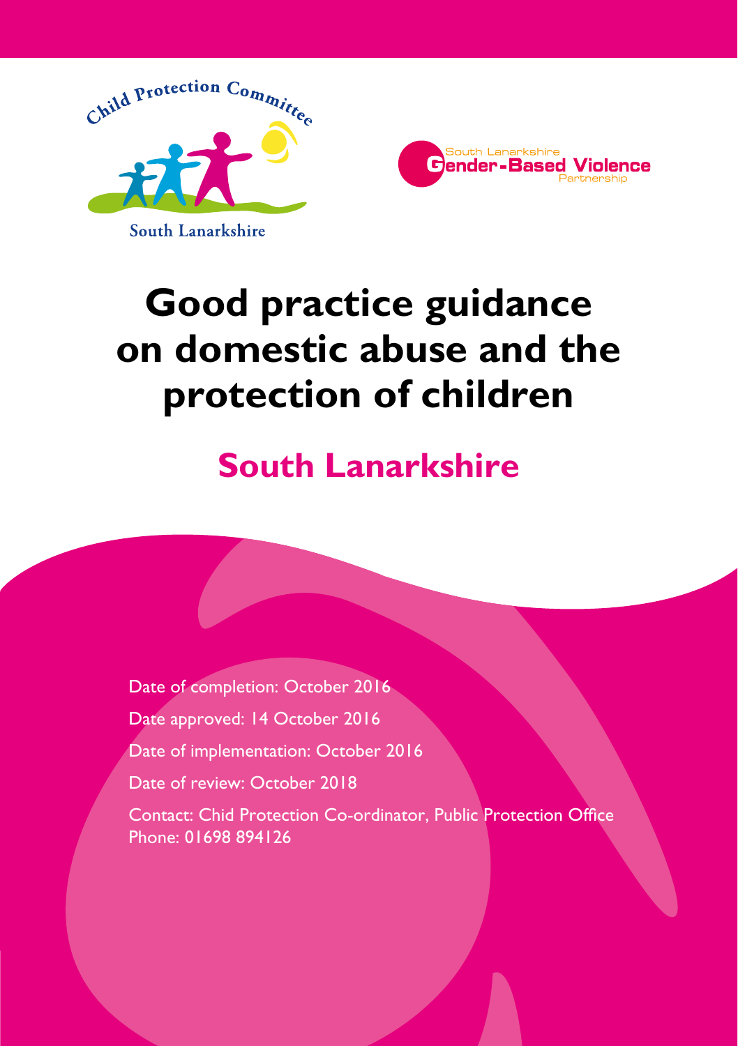Child Protection Committee

South Lanarkshire

South Lanarkshire Gender-Based Violence Partnership

# Good practice guidance on domestic abuse and the protection of children

## South Lanarkshire

Date of completion: October 2016

Date approved: 14 October 2016

Date of implementation: October 2016

Date of review: October 2018

Contact: Chid Protection Co-ordinator, Public Protection Office
Phone: 01698 894126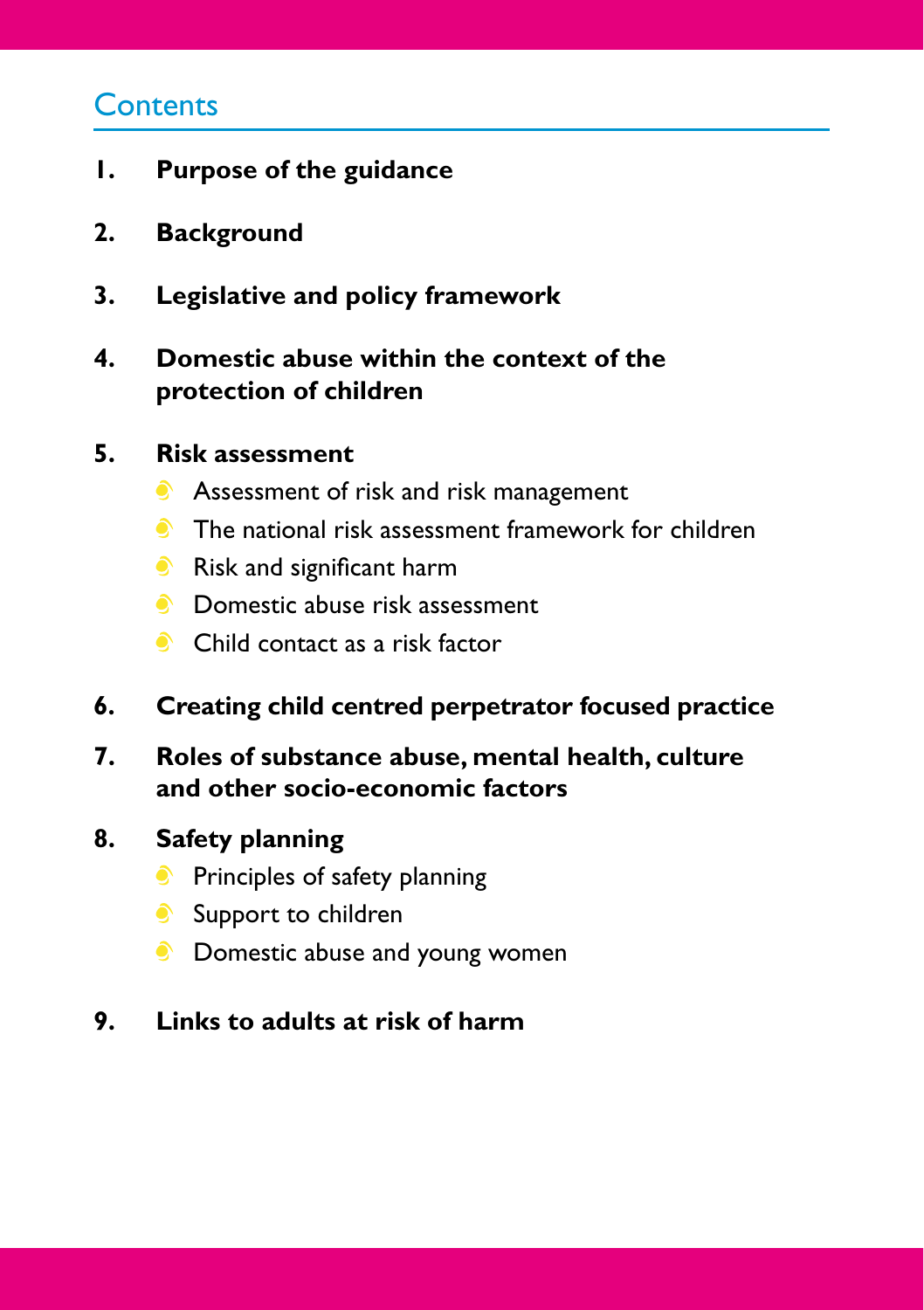## Contents

1. **Purpose of the guidance**
2. **Background**
3. **Legislative and policy framework**
4. **Domestic abuse within the context of the protection of children**
5. **Risk assessment**
   - Assessment of risk and risk management
   - The national risk assessment framework for children
   - Risk and significant harm
   - Domestic abuse risk assessment
   - Child contact as a risk factor
6. **Creating child centred perpetrator focused practice**
7. **Roles of substance abuse, mental health, culture and other socio-economic factors**
8. **Safety planning**
   - Principles of safety planning
   - Support to children
   - Domestic abuse and young women
9. **Links to adults at risk of harm**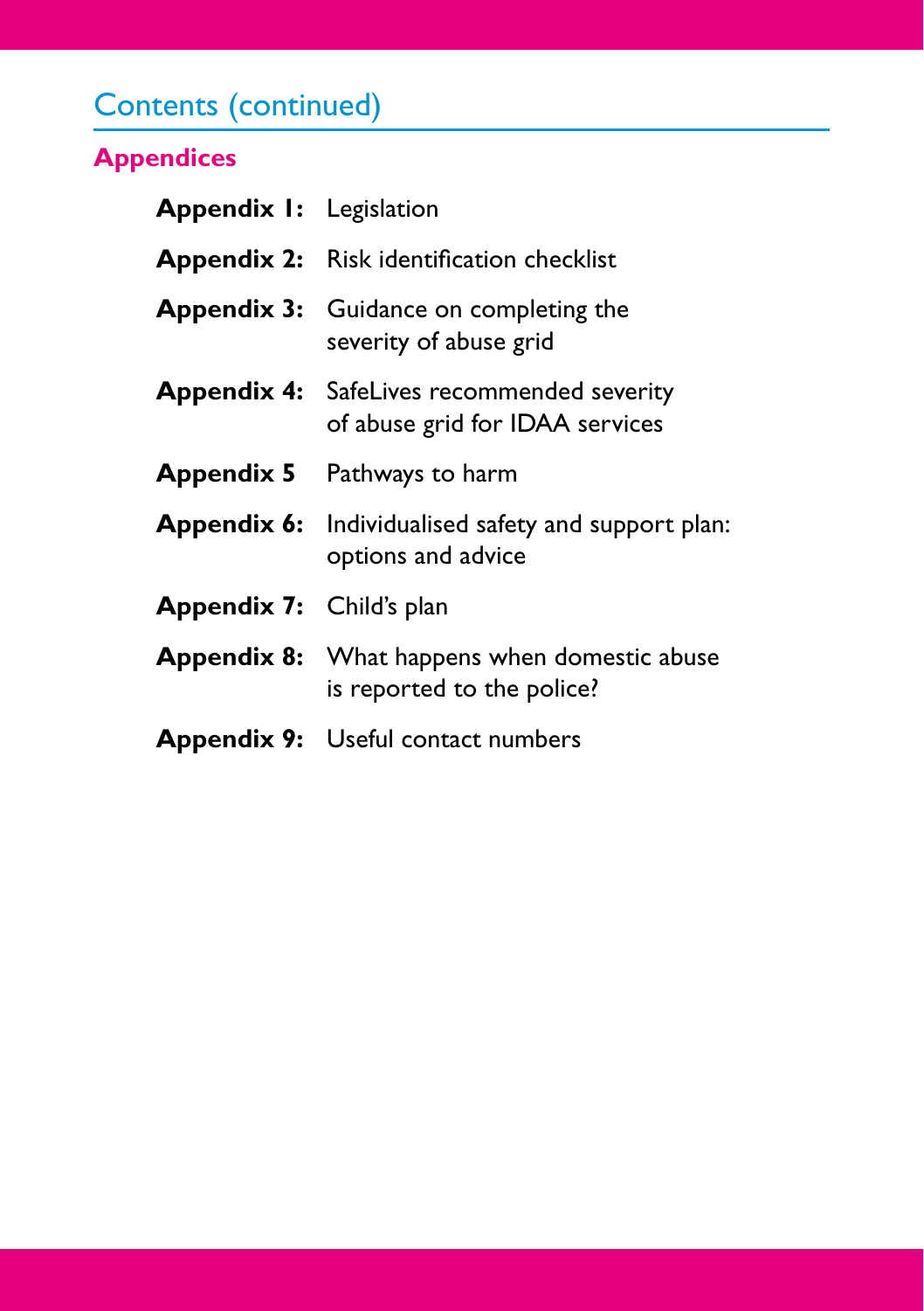## Contents (continued)

### Appendices

**Appendix 1:** Legislation

**Appendix 2:** Risk identification checklist

**Appendix 3:** Guidance on completing the severity of abuse grid

**Appendix 4:** SafeLives recommended severity of abuse grid for IDAA services

**Appendix 5** Pathways to harm

**Appendix 6:** Individualised safety and support plan: options and advice

**Appendix 7:** Child's plan

**Appendix 8:** What happens when domestic abuse is reported to the police?

**Appendix 9:** Useful contact numbers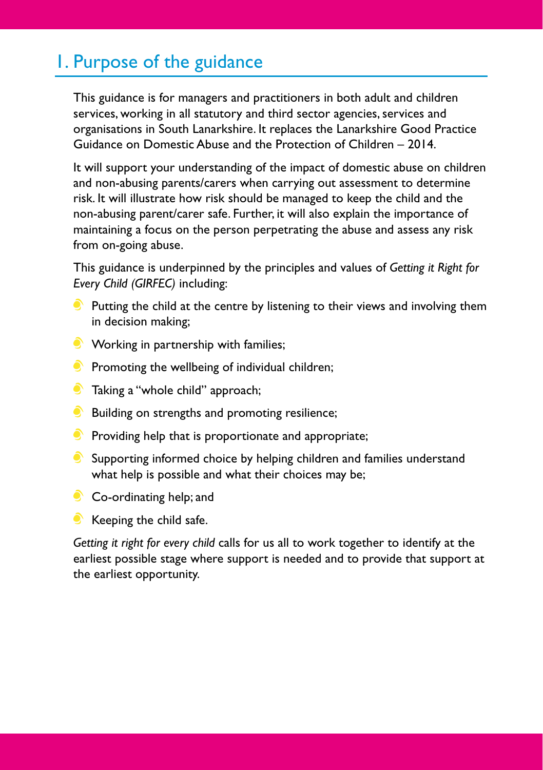## 1. Purpose of the guidance

This guidance is for managers and practitioners in both adult and children services, working in all statutory and third sector agencies, services and organisations in South Lanarkshire. It replaces the Lanarkshire Good Practice Guidance on Domestic Abuse and the Protection of Children – 2014.

It will support your understanding of the impact of domestic abuse on children and non-abusing parents/carers when carrying out assessment to determine risk. It will illustrate how risk should be managed to keep the child and the non-abusing parent/carer safe. Further, it will also explain the importance of maintaining a focus on the person perpetrating the abuse and assess any risk from on-going abuse.

This guidance is underpinned by the principles and values of *Getting it Right for Every Child (GIRFEC)* including:

- Putting the child at the centre by listening to their views and involving them in decision making;
- Working in partnership with families;
- Promoting the wellbeing of individual children;
- Taking a "whole child" approach;
- Building on strengths and promoting resilience;
- Providing help that is proportionate and appropriate;
- Supporting informed choice by helping children and families understand what help is possible and what their choices may be;
- Co-ordinating help; and
- Keeping the child safe.

*Getting it right for every child* calls for us all to work together to identify at the earliest possible stage where support is needed and to provide that support at the earliest opportunity.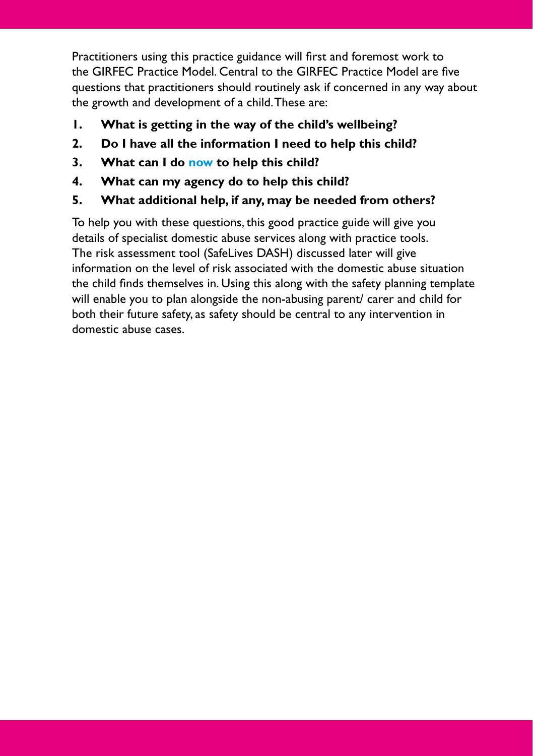Practitioners using this practice guidance will first and foremost work to the GIRFEC Practice Model. Central to the GIRFEC Practice Model are five questions that practitioners should routinely ask if concerned in any way about the growth and development of a child. These are:

1. **What is getting in the way of the child's wellbeing?**
2. **Do I have all the information I need to help this child?**
3. **What can I do now to help this child?**
4. **What can my agency do to help this child?**
5. **What additional help, if any, may be needed from others?**

To help you with these questions, this good practice guide will give you details of specialist domestic abuse services along with practice tools. The risk assessment tool (SafeLives DASH) discussed later will give information on the level of risk associated with the domestic abuse situation the child finds themselves in. Using this along with the safety planning template will enable you to plan alongside the non-abusing parent/ carer and child for both their future safety, as safety should be central to any intervention in domestic abuse cases.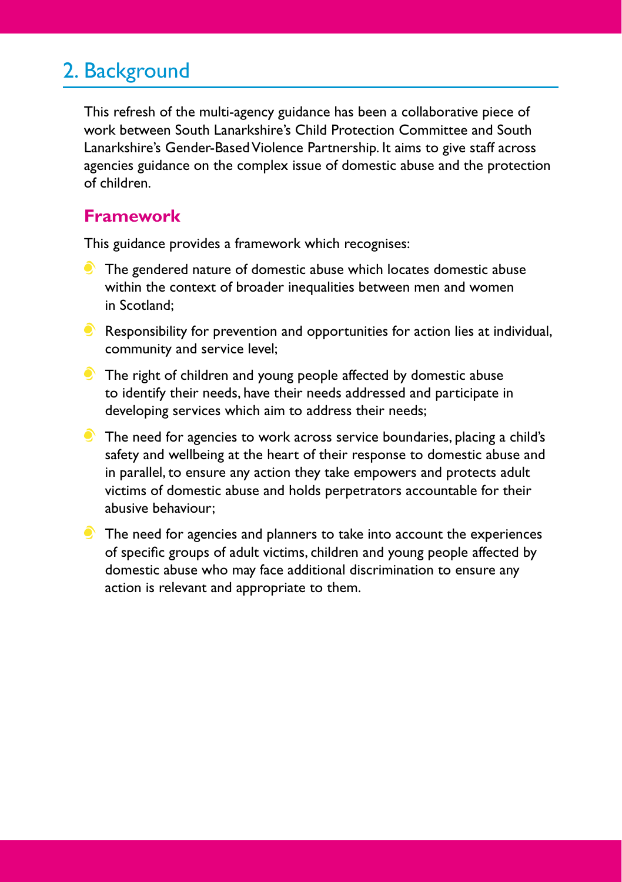## 2. Background

This refresh of the multi-agency guidance has been a collaborative piece of work between South Lanarkshire's Child Protection Committee and South Lanarkshire's Gender-Based Violence Partnership. It aims to give staff across agencies guidance on the complex issue of domestic abuse and the protection of children.

### Framework

This guidance provides a framework which recognises:

- The gendered nature of domestic abuse which locates domestic abuse within the context of broader inequalities between men and women in Scotland;
- Responsibility for prevention and opportunities for action lies at individual, community and service level;
- The right of children and young people affected by domestic abuse to identify their needs, have their needs addressed and participate in developing services which aim to address their needs;
- The need for agencies to work across service boundaries, placing a child's safety and wellbeing at the heart of their response to domestic abuse and in parallel, to ensure any action they take empowers and protects adult victims of domestic abuse and holds perpetrators accountable for their abusive behaviour;
- The need for agencies and planners to take into account the experiences of specific groups of adult victims, children and young people affected by domestic abuse who may face additional discrimination to ensure any action is relevant and appropriate to them.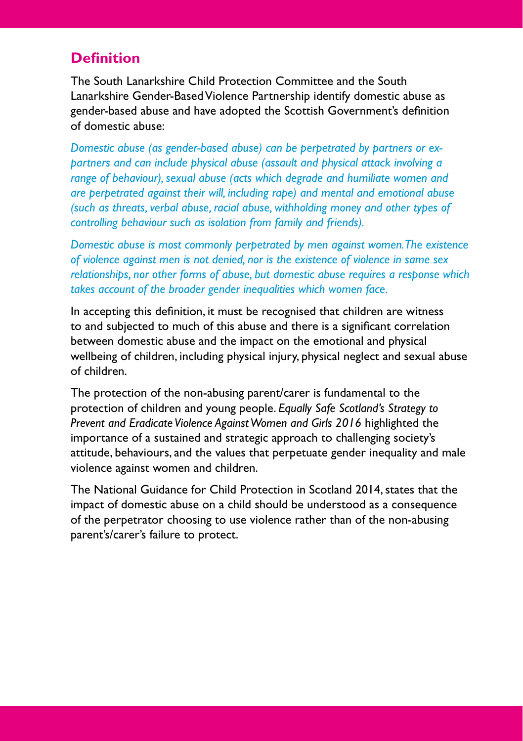## Definition

The South Lanarkshire Child Protection Committee and the South Lanarkshire Gender-Based Violence Partnership identify domestic abuse as gender-based abuse and have adopted the Scottish Government's definition of domestic abuse:

*Domestic abuse (as gender-based abuse) can be perpetrated by partners or ex-partners and can include physical abuse (assault and physical attack involving a range of behaviour), sexual abuse (acts which degrade and humiliate women and are perpetrated against their will, including rape) and mental and emotional abuse (such as threats, verbal abuse, racial abuse, withholding money and other types of controlling behaviour such as isolation from family and friends).*

*Domestic abuse is most commonly perpetrated by men against women. The existence of violence against men is not denied, nor is the existence of violence in same sex relationships, nor other forms of abuse, but domestic abuse requires a response which takes account of the broader gender inequalities which women face.*

In accepting this definition, it must be recognised that children are witness to and subjected to much of this abuse and there is a significant correlation between domestic abuse and the impact on the emotional and physical wellbeing of children, including physical injury, physical neglect and sexual abuse of children.

The protection of the non-abusing parent/carer is fundamental to the protection of children and young people. *Equally Safe Scotland's Strategy to Prevent and Eradicate Violence Against Women and Girls 2016* highlighted the importance of a sustained and strategic approach to challenging society's attitude, behaviours, and the values that perpetuate gender inequality and male violence against women and children.

The National Guidance for Child Protection in Scotland 2014, states that the impact of domestic abuse on a child should be understood as a consequence of the perpetrator choosing to use violence rather than of the non-abusing parent's/carer's failure to protect.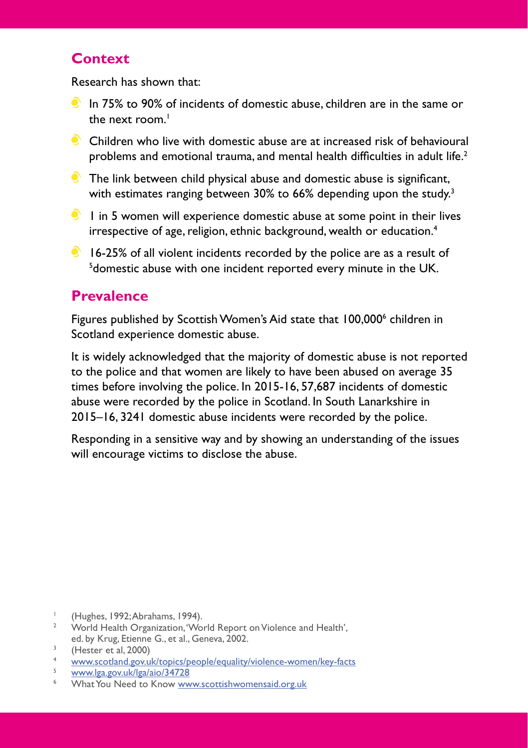## Context

Research has shown that:

- In 75% to 90% of incidents of domestic abuse, children are in the same or the next room.[1]
- Children who live with domestic abuse are at increased risk of behavioural problems and emotional trauma, and mental health difficulties in adult life.[2]
- The link between child physical abuse and domestic abuse is significant, with estimates ranging between 30% to 66% depending upon the study.[3]
- 1 in 5 women will experience domestic abuse at some point in their lives irrespective of age, religion, ethnic background, wealth or education.[4]
- 16-25% of all violent incidents recorded by the police are as a result of [5]domestic abuse with one incident reported every minute in the UK.

## Prevalence

Figures published by Scottish Women's Aid state that 100,000[6] children in Scotland experience domestic abuse.

It is widely acknowledged that the majority of domestic abuse is not reported to the police and that women are likely to have been abused on average 35 times before involving the police. In 2015-16, 57,687 incidents of domestic abuse were recorded by the police in Scotland. In South Lanarkshire in 2015–16, 3241 domestic abuse incidents were recorded by the police.

Responding in a sensitive way and by showing an understanding of the issues will encourage victims to disclose the abuse.

---

1. (Hughes, 1992; Abrahams, 1994).
2. World Health Organization, 'World Report on Violence and Health', ed. by Krug, Etienne G., et al., Geneva, 2002.
3. (Hester et al, 2000)
4. www.scotland.gov.uk/topics/people/equality/violence-women/key-facts
5. www.lga.gov.uk/lga/aio/34728
6. What You Need to Know www.scottishwomensaid.org.uk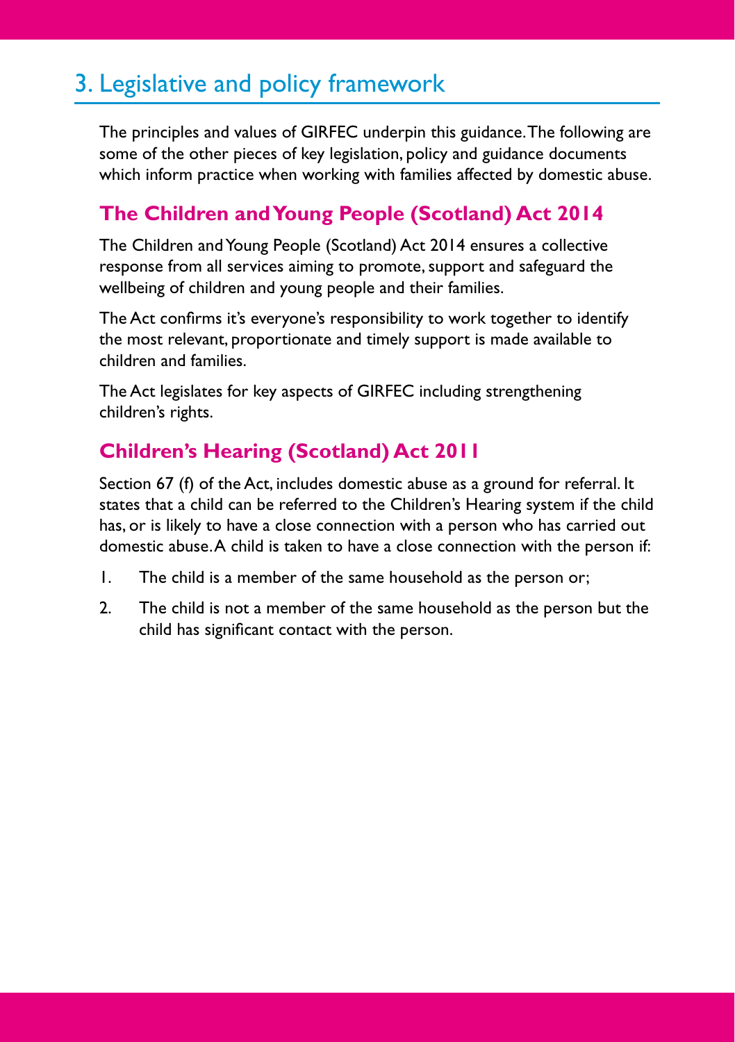## 3. Legislative and policy framework

The principles and values of GIRFEC underpin this guidance. The following are some of the other pieces of key legislation, policy and guidance documents which inform practice when working with families affected by domestic abuse.

### The Children and Young People (Scotland) Act 2014

The Children and Young People (Scotland) Act 2014 ensures a collective response from all services aiming to promote, support and safeguard the wellbeing of children and young people and their families.

The Act confirms it's everyone's responsibility to work together to identify the most relevant, proportionate and timely support is made available to children and families.

The Act legislates for key aspects of GIRFEC including strengthening children's rights.

### Children's Hearing (Scotland) Act 2011

Section 67 (f) of the Act, includes domestic abuse as a ground for referral. It states that a child can be referred to the Children's Hearing system if the child has, or is likely to have a close connection with a person who has carried out domestic abuse. A child is taken to have a close connection with the person if:

1. The child is a member of the same household as the person or;
2. The child is not a member of the same household as the person but the child has significant contact with the person.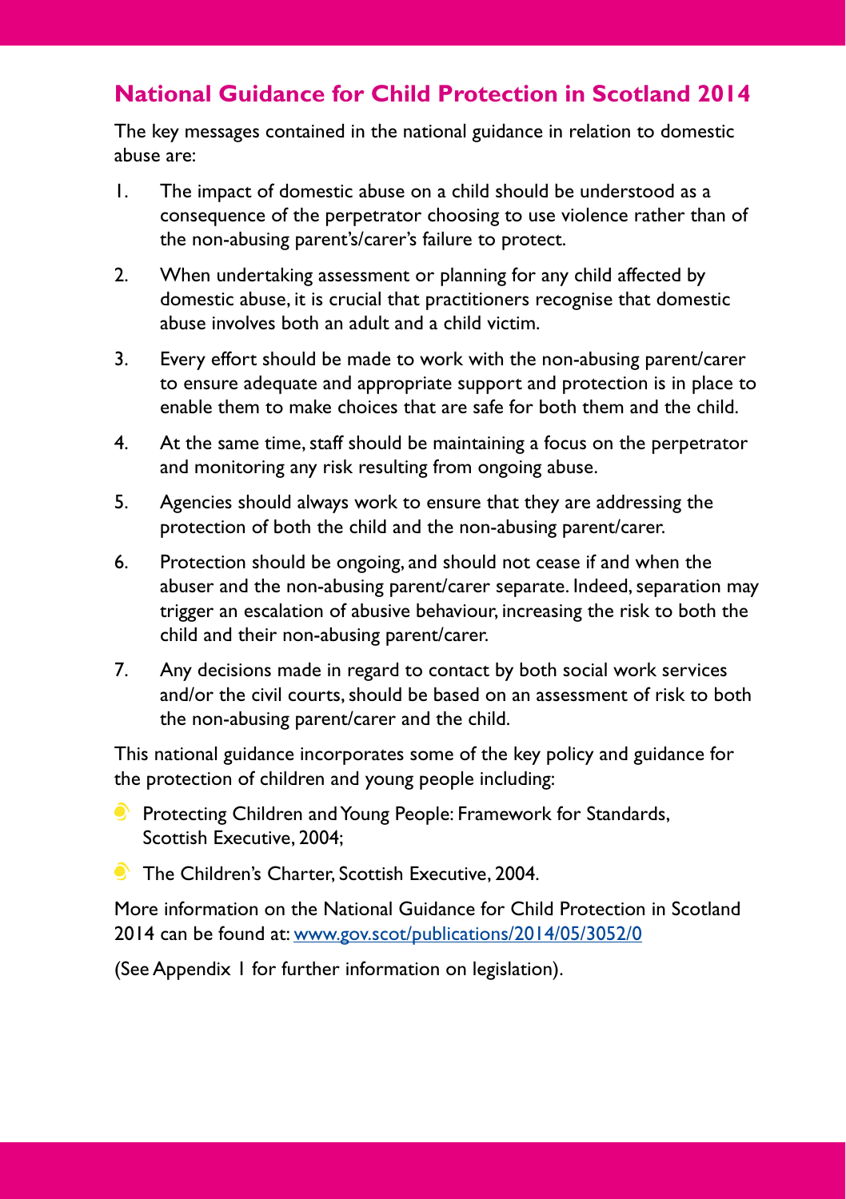## National Guidance for Child Protection in Scotland 2014

The key messages contained in the national guidance in relation to domestic abuse are:

1. The impact of domestic abuse on a child should be understood as a consequence of the perpetrator choosing to use violence rather than of the non-abusing parent's/carer's failure to protect.
2. When undertaking assessment or planning for any child affected by domestic abuse, it is crucial that practitioners recognise that domestic abuse involves both an adult and a child victim.
3. Every effort should be made to work with the non-abusing parent/carer to ensure adequate and appropriate support and protection is in place to enable them to make choices that are safe for both them and the child.
4. At the same time, staff should be maintaining a focus on the perpetrator and monitoring any risk resulting from ongoing abuse.
5. Agencies should always work to ensure that they are addressing the protection of both the child and the non-abusing parent/carer.
6. Protection should be ongoing, and should not cease if and when the abuser and the non-abusing parent/carer separate. Indeed, separation may trigger an escalation of abusive behaviour, increasing the risk to both the child and their non-abusing parent/carer.
7. Any decisions made in regard to contact by both social work services and/or the civil courts, should be based on an assessment of risk to both the non-abusing parent/carer and the child.

This national guidance incorporates some of the key policy and guidance for the protection of children and young people including:

- Protecting Children and Young People: Framework for Standards, Scottish Executive, 2004;
- The Children's Charter, Scottish Executive, 2004.

More information on the National Guidance for Child Protection in Scotland 2014 can be found at: [www.gov.scot/publications/2014/05/3052/0](www.gov.scot/publications/2014/05/3052/0)

(See Appendix 1 for further information on legislation).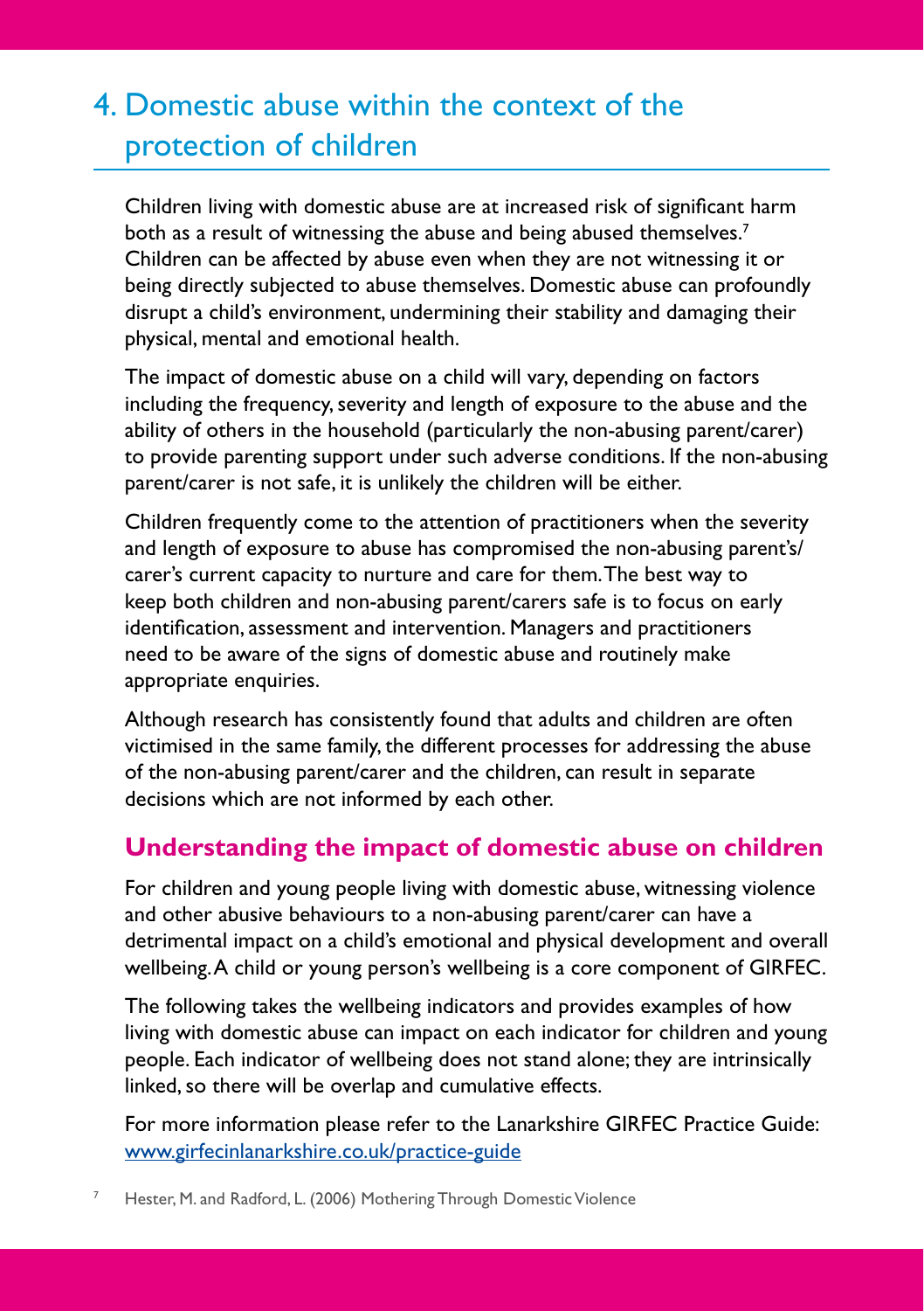# 4. Domestic abuse within the context of the protection of children

Children living with domestic abuse are at increased risk of significant harm both as a result of witnessing the abuse and being abused themselves.[7] Children can be affected by abuse even when they are not witnessing it or being directly subjected to abuse themselves. Domestic abuse can profoundly disrupt a child's environment, undermining their stability and damaging their physical, mental and emotional health.

The impact of domestic abuse on a child will vary, depending on factors including the frequency, severity and length of exposure to the abuse and the ability of others in the household (particularly the non-abusing parent/carer) to provide parenting support under such adverse conditions. If the non-abusing parent/carer is not safe, it is unlikely the children will be either.

Children frequently come to the attention of practitioners when the severity and length of exposure to abuse has compromised the non-abusing parent's/carer's current capacity to nurture and care for them. The best way to keep both children and non-abusing parent/carers safe is to focus on early identification, assessment and intervention. Managers and practitioners need to be aware of the signs of domestic abuse and routinely make appropriate enquiries.

Although research has consistently found that adults and children are often victimised in the same family, the different processes for addressing the abuse of the non-abusing parent/carer and the children, can result in separate decisions which are not informed by each other.

## Understanding the impact of domestic abuse on children

For children and young people living with domestic abuse, witnessing violence and other abusive behaviours to a non-abusing parent/carer can have a detrimental impact on a child's emotional and physical development and overall wellbeing. A child or young person's wellbeing is a core component of GIRFEC.

The following takes the wellbeing indicators and provides examples of how living with domestic abuse can impact on each indicator for children and young people. Each indicator of wellbeing does not stand alone; they are intrinsically linked, so there will be overlap and cumulative effects.

For more information please refer to the Lanarkshire GIRFEC Practice Guide: www.girfecinlanarkshire.co.uk/practice-guide

[7] Hester, M. and Radford, L. (2006) Mothering Through Domestic Violence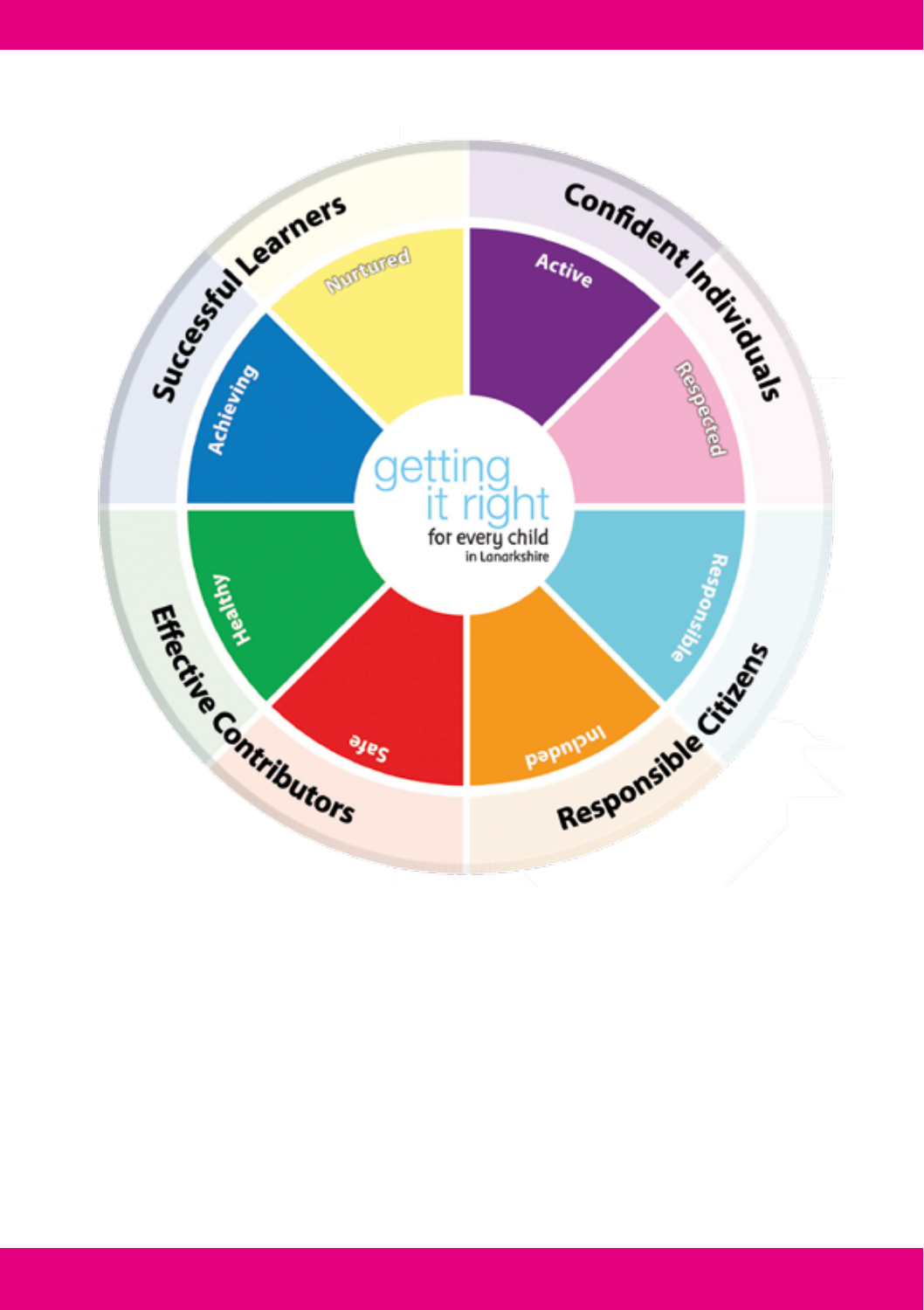getting it right for every child in Lanarkshire

**Successful Learners**
- Achieving
- Nurtured

**Confident Individuals**
- Active
- Respected

**Responsible Citizens**
- Responsible
- Included

**Effective Contributors**
- Safe
- Healthy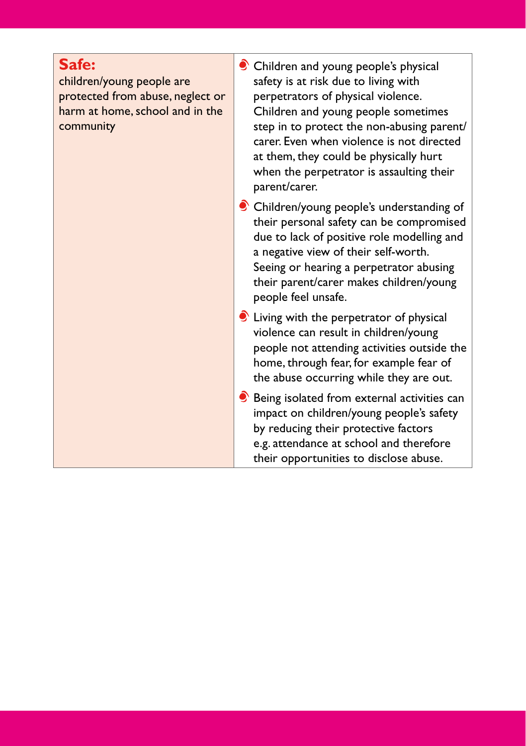| **Safe:** children/young people are protected from abuse, neglect or harm at home, school and in the community | <ul><li>Children and young people's physical safety is at risk due to living with perpetrators of physical violence. Children and young people sometimes step in to protect the non-abusing parent/carer. Even when violence is not directed at them, they could be physically hurt when the perpetrator is assaulting their parent/carer.</li><li>Children/young people's understanding of their personal safety can be compromised due to lack of positive role modelling and a negative view of their self-worth. Seeing or hearing a perpetrator abusing their parent/carer makes children/young people feel unsafe.</li><li>Living with the perpetrator of physical violence can result in children/young people not attending activities outside the home, through fear, for example fear of the abuse occurring while they are out.</li><li>Being isolated from external activities can impact on children/young people's safety by reducing their protective factors e.g. attendance at school and therefore their opportunities to disclose abuse.</li></ul> |
|---|---|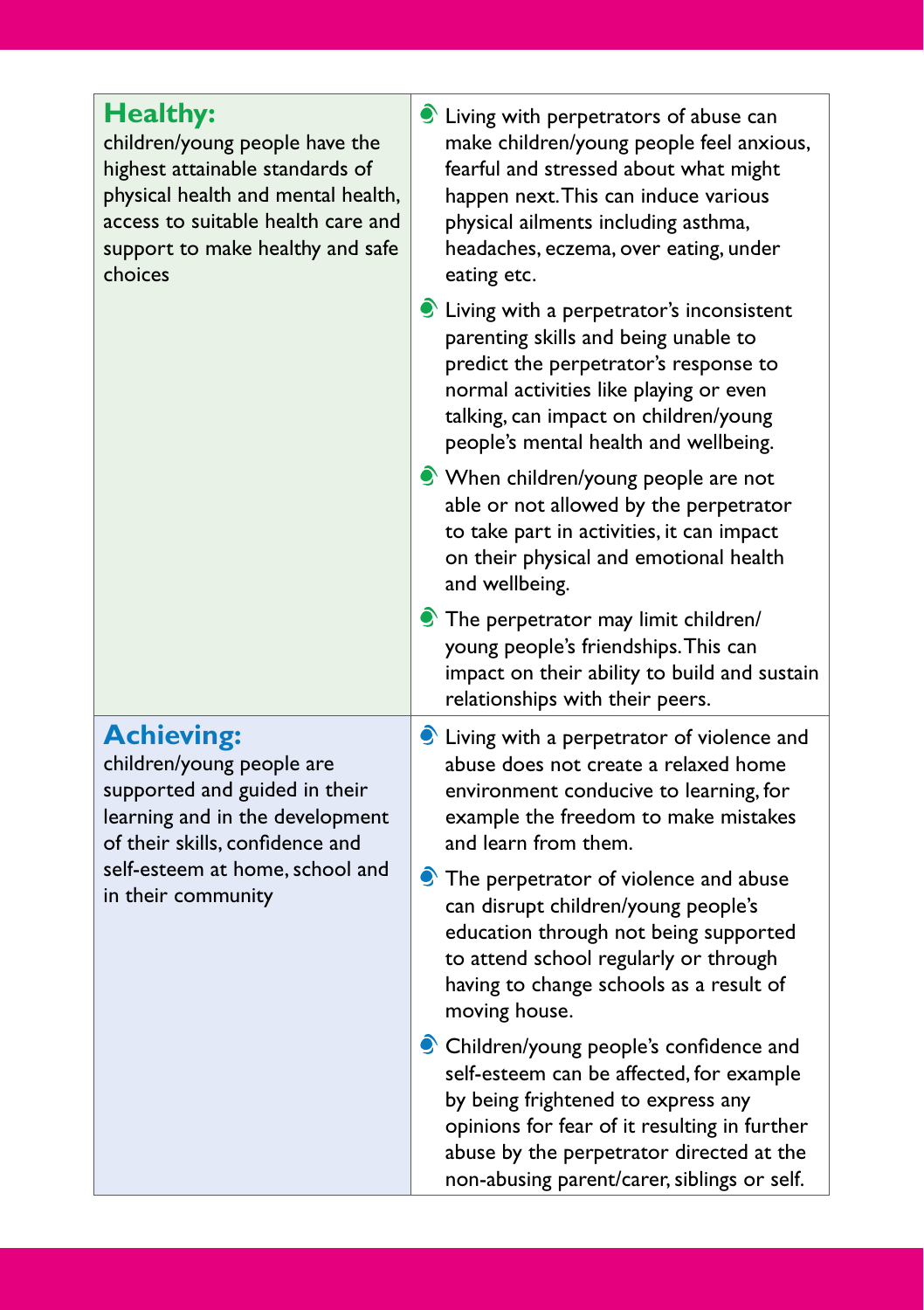| | |
|---|---|
| **Healthy:**<br>children/young people have the highest attainable standards of physical health and mental health, access to suitable health care and support to make healthy and safe choices | • Living with perpetrators of abuse can make children/young people feel anxious, fearful and stressed about what might happen next. This can induce various physical ailments including asthma, headaches, eczema, over eating, under eating etc.<br>• Living with a perpetrator's inconsistent parenting skills and being unable to predict the perpetrator's response to normal activities like playing or even talking, can impact on children/young people's mental health and wellbeing.<br>• When children/young people are not able or not allowed by the perpetrator to take part in activities, it can impact on their physical and emotional health and wellbeing.<br>• The perpetrator may limit children/young people's friendships. This can impact on their ability to build and sustain relationships with their peers. |
| **Achieving:**<br>children/young people are supported and guided in their learning and in the development of their skills, confidence and self-esteem at home, school and in their community | • Living with a perpetrator of violence and abuse does not create a relaxed home environment conducive to learning, for example the freedom to make mistakes and learn from them.<br>• The perpetrator of violence and abuse can disrupt children/young people's education through not being supported to attend school regularly or through having to change schools as a result of moving house.<br>• Children/young people's confidence and self-esteem can be affected, for example by being frightened to express any opinions for fear of it resulting in further abuse by the perpetrator directed at the non-abusing parent/carer, siblings or self. |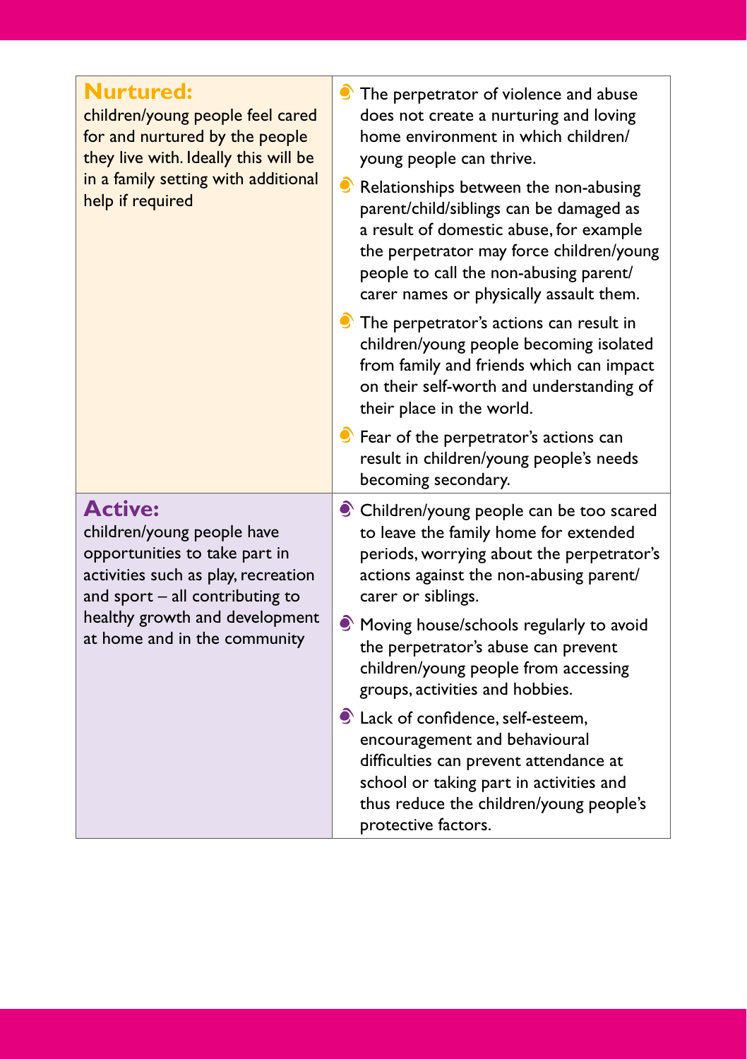| | |
|---|---|
| **Nurtured:** children/young people feel cared for and nurtured by the people they live with. Ideally this will be in a family setting with additional help if required | • The perpetrator of violence and abuse does not create a nurturing and loving home environment in which children/young people can thrive.<br>• Relationships between the non-abusing parent/child/siblings can be damaged as a result of domestic abuse, for example the perpetrator may force children/young people to call the non-abusing parent/carer names or physically assault them.<br>• The perpetrator's actions can result in children/young people becoming isolated from family and friends which can impact on their self-worth and understanding of their place in the world.<br>• Fear of the perpetrator's actions can result in children/young people's needs becoming secondary. |
| **Active:** children/young people have opportunities to take part in activities such as play, recreation and sport – all contributing to healthy growth and development at home and in the community | • Children/young people can be too scared to leave the family home for extended periods, worrying about the perpetrator's actions against the non-abusing parent/carer or siblings.<br>• Moving house/schools regularly to avoid the perpetrator's abuse can prevent children/young people from accessing groups, activities and hobbies.<br>• Lack of confidence, self-esteem, encouragement and behavioural difficulties can prevent attendance at school or taking part in activities and thus reduce the children/young people's protective factors. |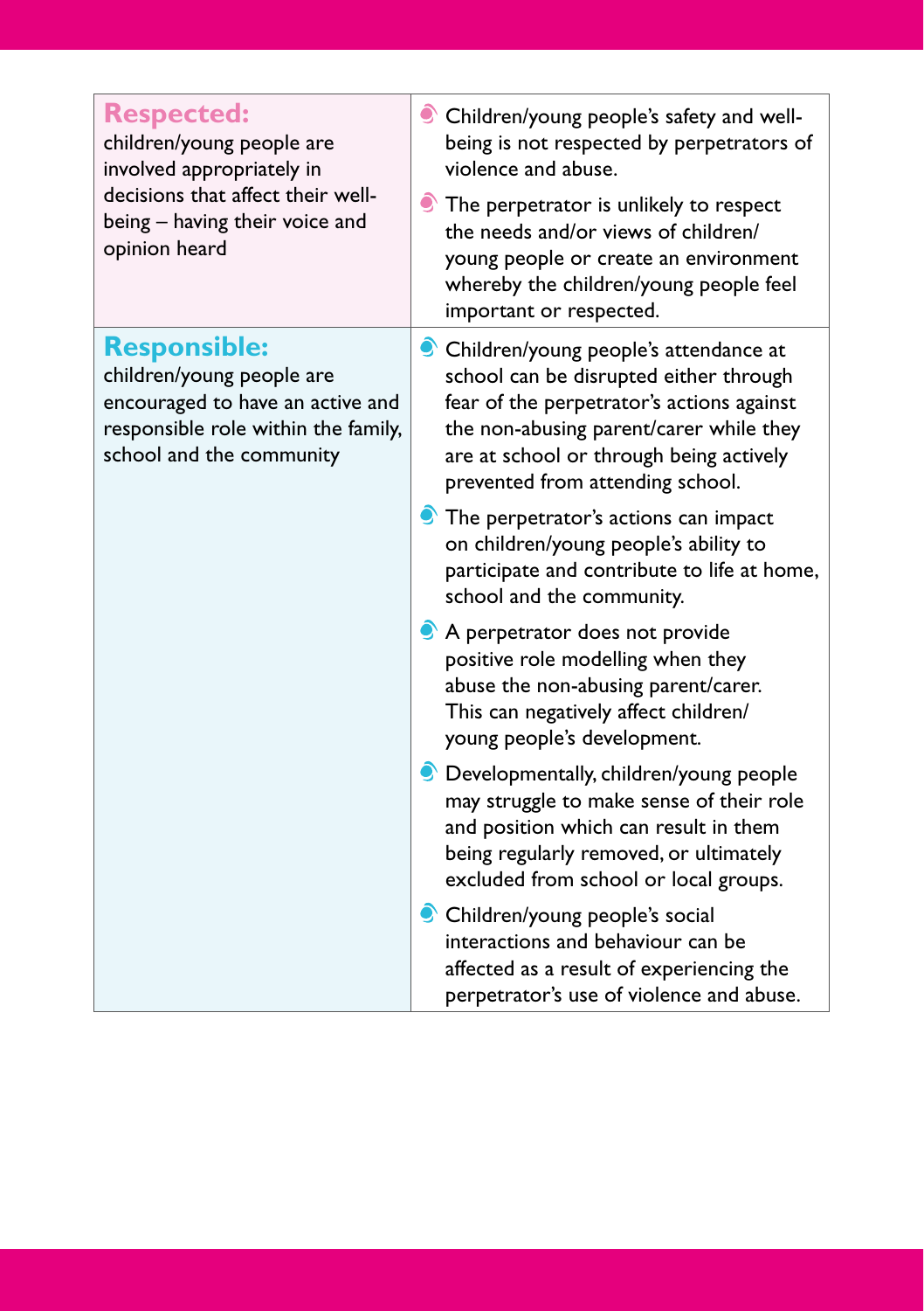| | |
|---|---|
| **Respected:**<br>children/young people are involved appropriately in decisions that affect their well-being – having their voice and opinion heard | • Children/young people's safety and well-being is not respected by perpetrators of violence and abuse.<br>• The perpetrator is unlikely to respect the needs and/or views of children/young people or create an environment whereby the children/young people feel important or respected. |
| **Responsible:**<br>children/young people are encouraged to have an active and responsible role within the family, school and the community | • Children/young people's attendance at school can be disrupted either through fear of the perpetrator's actions against the non-abusing parent/carer while they are at school or through being actively prevented from attending school.<br>• The perpetrator's actions can impact on children/young people's ability to participate and contribute to life at home, school and the community.<br>• A perpetrator does not provide positive role modelling when they abuse the non-abusing parent/carer. This can negatively affect children/young people's development.<br>• Developmentally, children/young people may struggle to make sense of their role and position which can result in them being regularly removed, or ultimately excluded from school or local groups.<br>• Children/young people's social interactions and behaviour can be affected as a result of experiencing the perpetrator's use of violence and abuse. |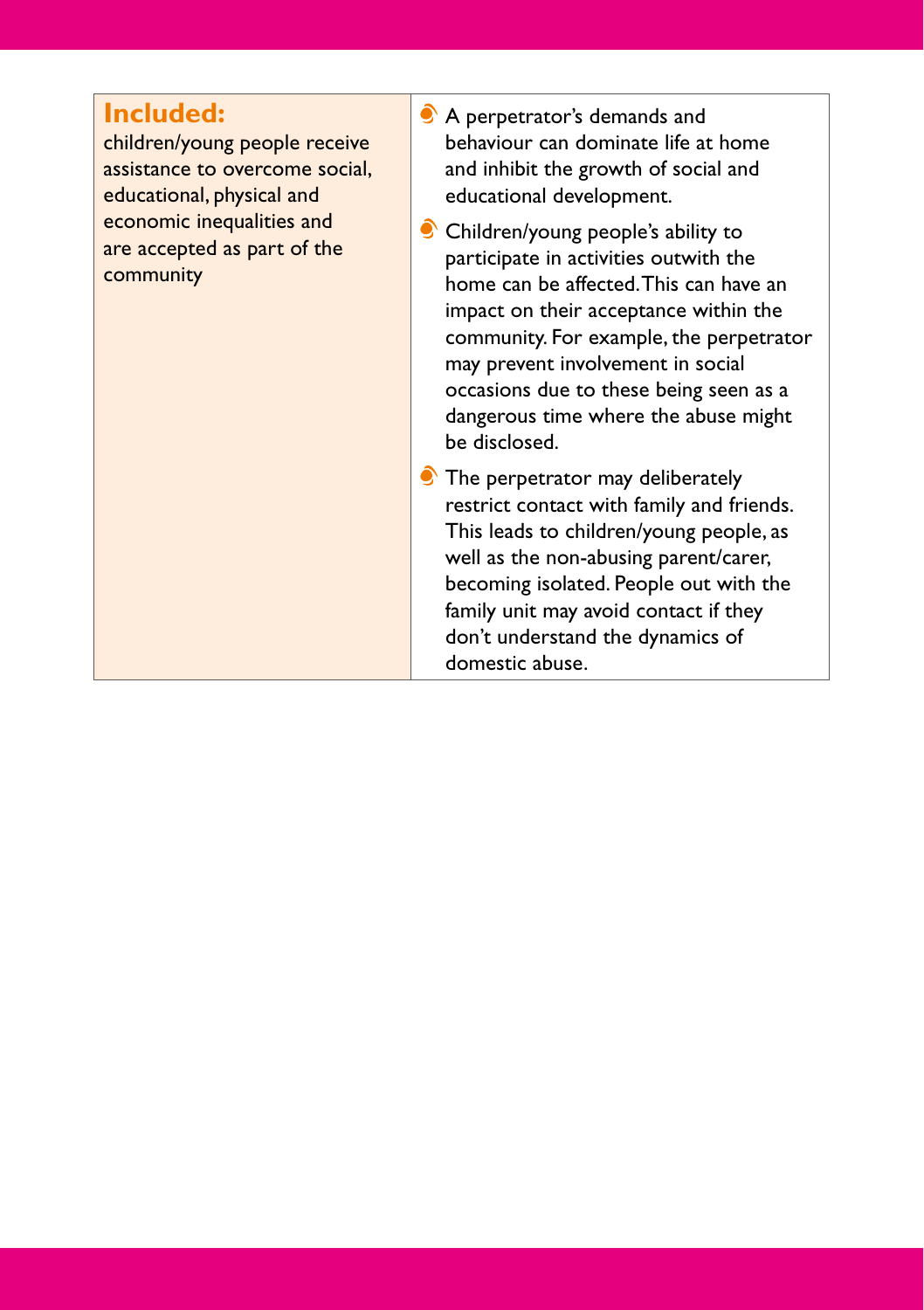| **Included:** children/young people receive assistance to overcome social, educational, physical and economic inequalities and are accepted as part of the community | • A perpetrator's demands and behaviour can dominate life at home and inhibit the growth of social and educational development.<br>• Children/young people's ability to participate in activities outwith the home can be affected. This can have an impact on their acceptance within the community. For example, the perpetrator may prevent involvement in social occasions due to these being seen as a dangerous time where the abuse might be disclosed.<br>• The perpetrator may deliberately restrict contact with family and friends. This leads to children/young people, as well as the non-abusing parent/carer, becoming isolated. People out with the family unit may avoid contact if they don't understand the dynamics of domestic abuse. |
|---|---|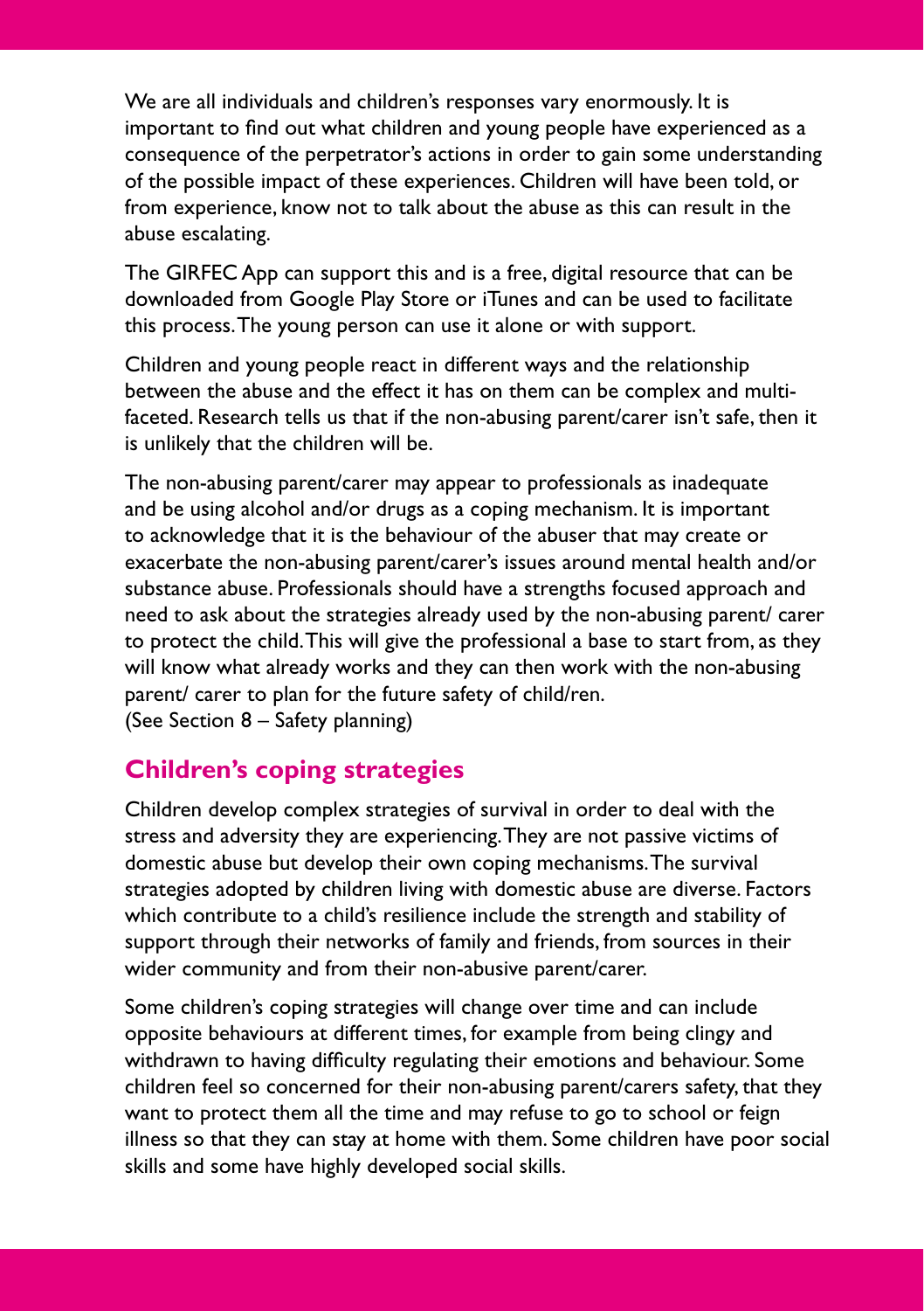We are all individuals and children's responses vary enormously. It is important to find out what children and young people have experienced as a consequence of the perpetrator's actions in order to gain some understanding of the possible impact of these experiences. Children will have been told, or from experience, know not to talk about the abuse as this can result in the abuse escalating.

The GIRFEC App can support this and is a free, digital resource that can be downloaded from Google Play Store or iTunes and can be used to facilitate this process. The young person can use it alone or with support.

Children and young people react in different ways and the relationship between the abuse and the effect it has on them can be complex and multi-faceted. Research tells us that if the non-abusing parent/carer isn't safe, then it is unlikely that the children will be.

The non-abusing parent/carer may appear to professionals as inadequate and be using alcohol and/or drugs as a coping mechanism. It is important to acknowledge that it is the behaviour of the abuser that may create or exacerbate the non-abusing parent/carer's issues around mental health and/or substance abuse. Professionals should have a strengths focused approach and need to ask about the strategies already used by the non-abusing parent/ carer to protect the child. This will give the professional a base to start from, as they will know what already works and they can then work with the non-abusing parent/ carer to plan for the future safety of child/ren.
(See Section 8 – Safety planning)

## Children's coping strategies

Children develop complex strategies of survival in order to deal with the stress and adversity they are experiencing. They are not passive victims of domestic abuse but develop their own coping mechanisms. The survival strategies adopted by children living with domestic abuse are diverse. Factors which contribute to a child's resilience include the strength and stability of support through their networks of family and friends, from sources in their wider community and from their non-abusive parent/carer.

Some children's coping strategies will change over time and can include opposite behaviours at different times, for example from being clingy and withdrawn to having difficulty regulating their emotions and behaviour. Some children feel so concerned for their non-abusing parent/carers safety, that they want to protect them all the time and may refuse to go to school or feign illness so that they can stay at home with them. Some children have poor social skills and some have highly developed social skills.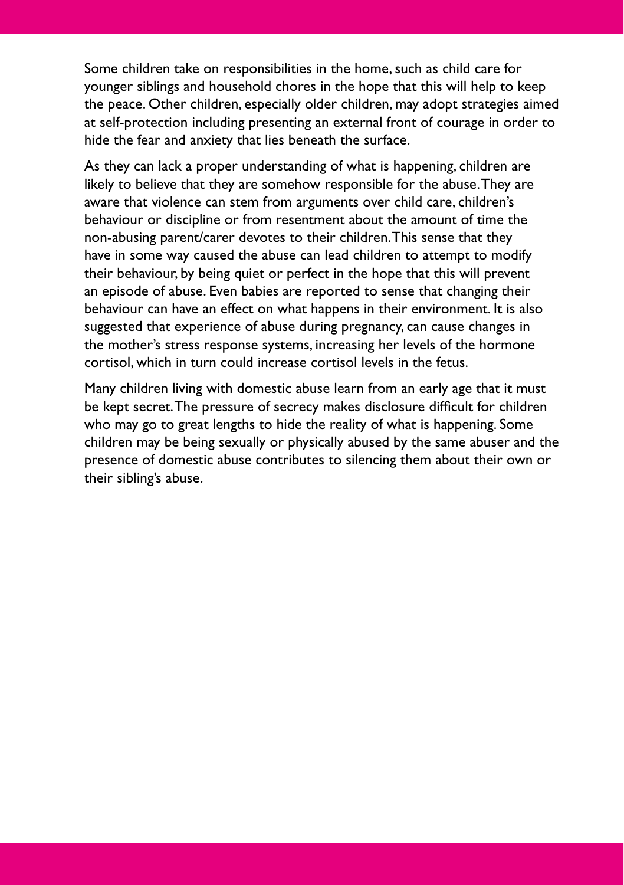Some children take on responsibilities in the home, such as child care for younger siblings and household chores in the hope that this will help to keep the peace. Other children, especially older children, may adopt strategies aimed at self-protection including presenting an external front of courage in order to hide the fear and anxiety that lies beneath the surface.

As they can lack a proper understanding of what is happening, children are likely to believe that they are somehow responsible for the abuse. They are aware that violence can stem from arguments over child care, children's behaviour or discipline or from resentment about the amount of time the non-abusing parent/carer devotes to their children. This sense that they have in some way caused the abuse can lead children to attempt to modify their behaviour, by being quiet or perfect in the hope that this will prevent an episode of abuse. Even babies are reported to sense that changing their behaviour can have an effect on what happens in their environment. It is also suggested that experience of abuse during pregnancy, can cause changes in the mother's stress response systems, increasing her levels of the hormone cortisol, which in turn could increase cortisol levels in the fetus.

Many children living with domestic abuse learn from an early age that it must be kept secret. The pressure of secrecy makes disclosure difficult for children who may go to great lengths to hide the reality of what is happening. Some children may be being sexually or physically abused by the same abuser and the presence of domestic abuse contributes to silencing them about their own or their sibling's abuse.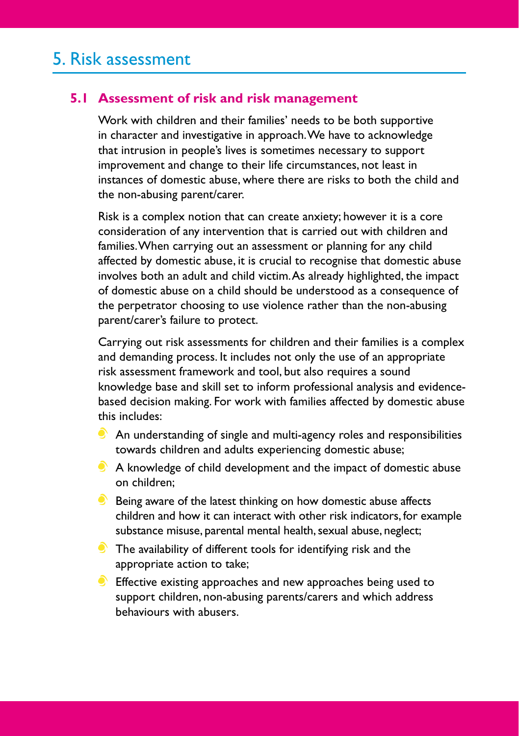# 5. Risk assessment

## 5.1 Assessment of risk and risk management

Work with children and their families' needs to be both supportive in character and investigative in approach. We have to acknowledge that intrusion in people's lives is sometimes necessary to support improvement and change to their life circumstances, not least in instances of domestic abuse, where there are risks to both the child and the non-abusing parent/carer.

Risk is a complex notion that can create anxiety; however it is a core consideration of any intervention that is carried out with children and families. When carrying out an assessment or planning for any child affected by domestic abuse, it is crucial to recognise that domestic abuse involves both an adult and child victim. As already highlighted, the impact of domestic abuse on a child should be understood as a consequence of the perpetrator choosing to use violence rather than the non-abusing parent/carer's failure to protect.

Carrying out risk assessments for children and their families is a complex and demanding process. It includes not only the use of an appropriate risk assessment framework and tool, but also requires a sound knowledge base and skill set to inform professional analysis and evidence-based decision making. For work with families affected by domestic abuse this includes:

- An understanding of single and multi-agency roles and responsibilities towards children and adults experiencing domestic abuse;
- A knowledge of child development and the impact of domestic abuse on children;
- Being aware of the latest thinking on how domestic abuse affects children and how it can interact with other risk indicators, for example substance misuse, parental mental health, sexual abuse, neglect;
- The availability of different tools for identifying risk and the appropriate action to take;
- Effective existing approaches and new approaches being used to support children, non-abusing parents/carers and which address behaviours with abusers.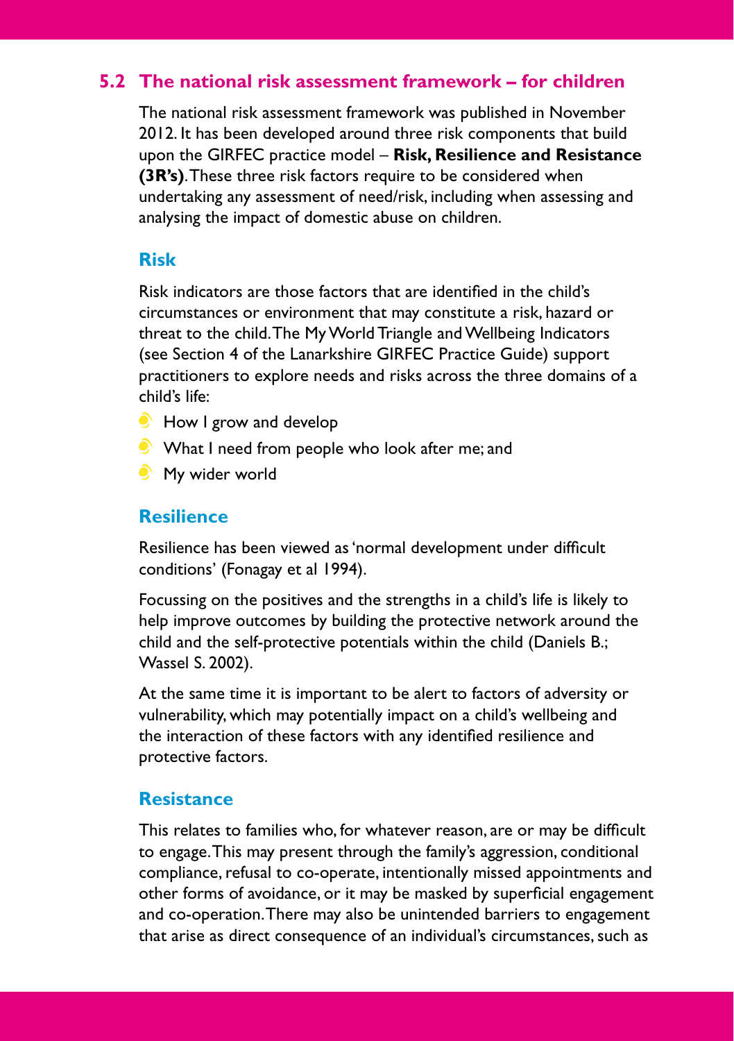## 5.2 The national risk assessment framework – for children

The national risk assessment framework was published in November 2012. It has been developed around three risk components that build upon the GIRFEC practice model – **Risk, Resilience and Resistance (3R's)**. These three risk factors require to be considered when undertaking any assessment of need/risk, including when assessing and analysing the impact of domestic abuse on children.

### Risk

Risk indicators are those factors that are identified in the child's circumstances or environment that may constitute a risk, hazard or threat to the child. The My World Triangle and Wellbeing Indicators (see Section 4 of the Lanarkshire GIRFEC Practice Guide) support practitioners to explore needs and risks across the three domains of a child's life:

- How I grow and develop
- What I need from people who look after me; and
- My wider world

### Resilience

Resilience has been viewed as 'normal development under difficult conditions' (Fonagay et al 1994).

Focussing on the positives and the strengths in a child's life is likely to help improve outcomes by building the protective network around the child and the self-protective potentials within the child (Daniels B.; Wassel S. 2002).

At the same time it is important to be alert to factors of adversity or vulnerability, which may potentially impact on a child's wellbeing and the interaction of these factors with any identified resilience and protective factors.

### Resistance

This relates to families who, for whatever reason, are or may be difficult to engage. This may present through the family's aggression, conditional compliance, refusal to co-operate, intentionally missed appointments and other forms of avoidance, or it may be masked by superficial engagement and co-operation. There may also be unintended barriers to engagement that arise as direct consequence of an individual's circumstances, such as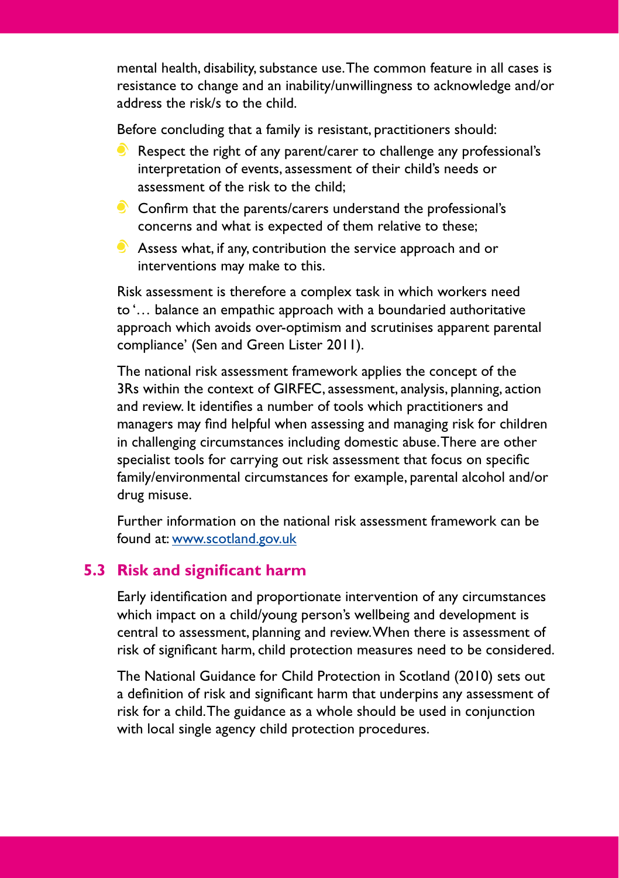mental health, disability, substance use. The common feature in all cases is resistance to change and an inability/unwillingness to acknowledge and/or address the risk/s to the child.

Before concluding that a family is resistant, practitioners should:

- Respect the right of any parent/carer to challenge any professional's interpretation of events, assessment of their child's needs or assessment of the risk to the child;
- Confirm that the parents/carers understand the professional's concerns and what is expected of them relative to these;
- Assess what, if any, contribution the service approach and or interventions may make to this.

Risk assessment is therefore a complex task in which workers need to '… balance an empathic approach with a boundaried authoritative approach which avoids over-optimism and scrutinises apparent parental compliance' (Sen and Green Lister 2011).

The national risk assessment framework applies the concept of the 3Rs within the context of GIRFEC, assessment, analysis, planning, action and review. It identifies a number of tools which practitioners and managers may find helpful when assessing and managing risk for children in challenging circumstances including domestic abuse. There are other specialist tools for carrying out risk assessment that focus on specific family/environmental circumstances for example, parental alcohol and/or drug misuse.

Further information on the national risk assessment framework can be found at: [www.scotland.gov.uk](http://www.scotland.gov.uk)

## 5.3 Risk and significant harm

Early identification and proportionate intervention of any circumstances which impact on a child/young person's wellbeing and development is central to assessment, planning and review. When there is assessment of risk of significant harm, child protection measures need to be considered.

The National Guidance for Child Protection in Scotland (2010) sets out a definition of risk and significant harm that underpins any assessment of risk for a child. The guidance as a whole should be used in conjunction with local single agency child protection procedures.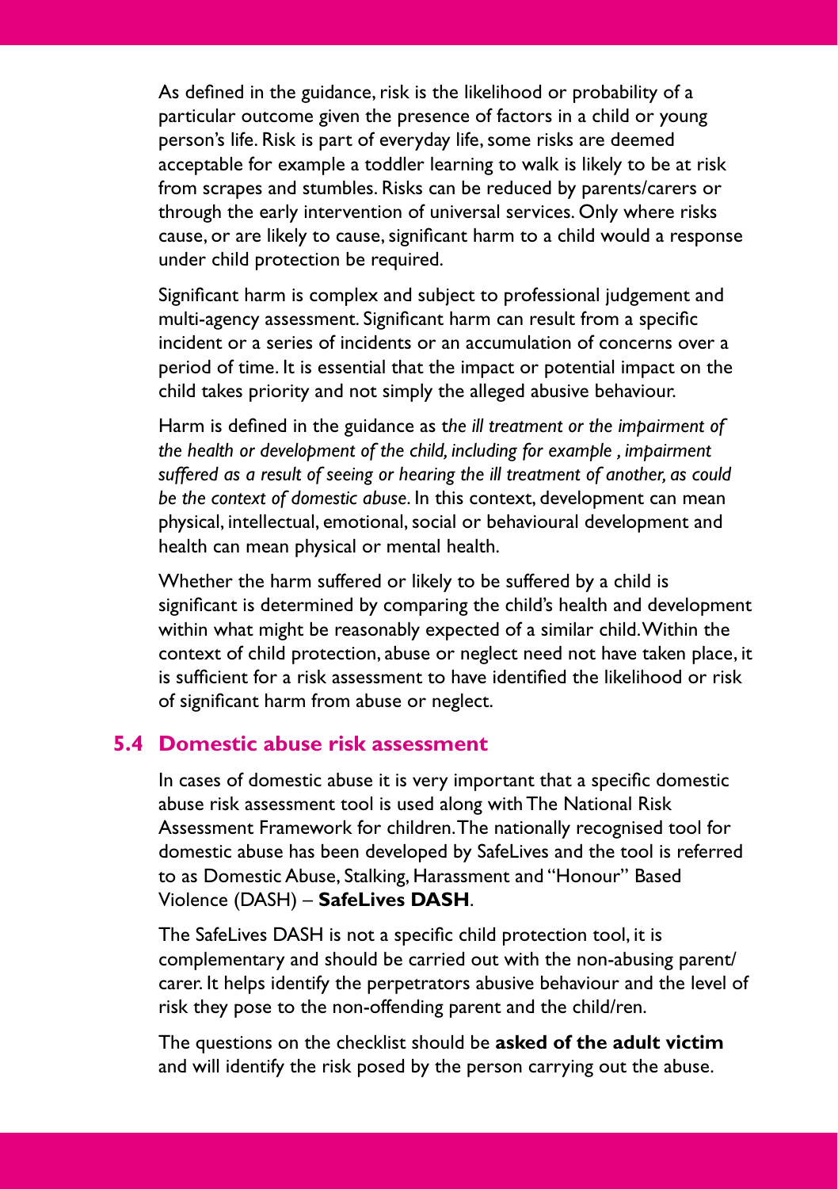As defined in the guidance, risk is the likelihood or probability of a particular outcome given the presence of factors in a child or young person's life. Risk is part of everyday life, some risks are deemed acceptable for example a toddler learning to walk is likely to be at risk from scrapes and stumbles. Risks can be reduced by parents/carers or through the early intervention of universal services. Only where risks cause, or are likely to cause, significant harm to a child would a response under child protection be required.

Significant harm is complex and subject to professional judgement and multi-agency assessment. Significant harm can result from a specific incident or a series of incidents or an accumulation of concerns over a period of time. It is essential that the impact or potential impact on the child takes priority and not simply the alleged abusive behaviour.

Harm is defined in the guidance as t*he ill treatment or the impairment of the health or development of the child, including for example , impairment suffered as a result of seeing or hearing the ill treatment of another, as could be the context of domestic abuse*. In this context, development can mean physical, intellectual, emotional, social or behavioural development and health can mean physical or mental health.

Whether the harm suffered or likely to be suffered by a child is significant is determined by comparing the child's health and development within what might be reasonably expected of a similar child. Within the context of child protection, abuse or neglect need not have taken place, it is sufficient for a risk assessment to have identified the likelihood or risk of significant harm from abuse or neglect.

## 5.4 Domestic abuse risk assessment

In cases of domestic abuse it is very important that a specific domestic abuse risk assessment tool is used along with The National Risk Assessment Framework for children. The nationally recognised tool for domestic abuse has been developed by SafeLives and the tool is referred to as Domestic Abuse, Stalking, Harassment and "Honour" Based Violence (DASH) – **SafeLives DASH**.

The SafeLives DASH is not a specific child protection tool, it is complementary and should be carried out with the non-abusing parent/carer. It helps identify the perpetrators abusive behaviour and the level of risk they pose to the non-offending parent and the child/ren.

The questions on the checklist should be **asked of the adult victim** and will identify the risk posed by the person carrying out the abuse.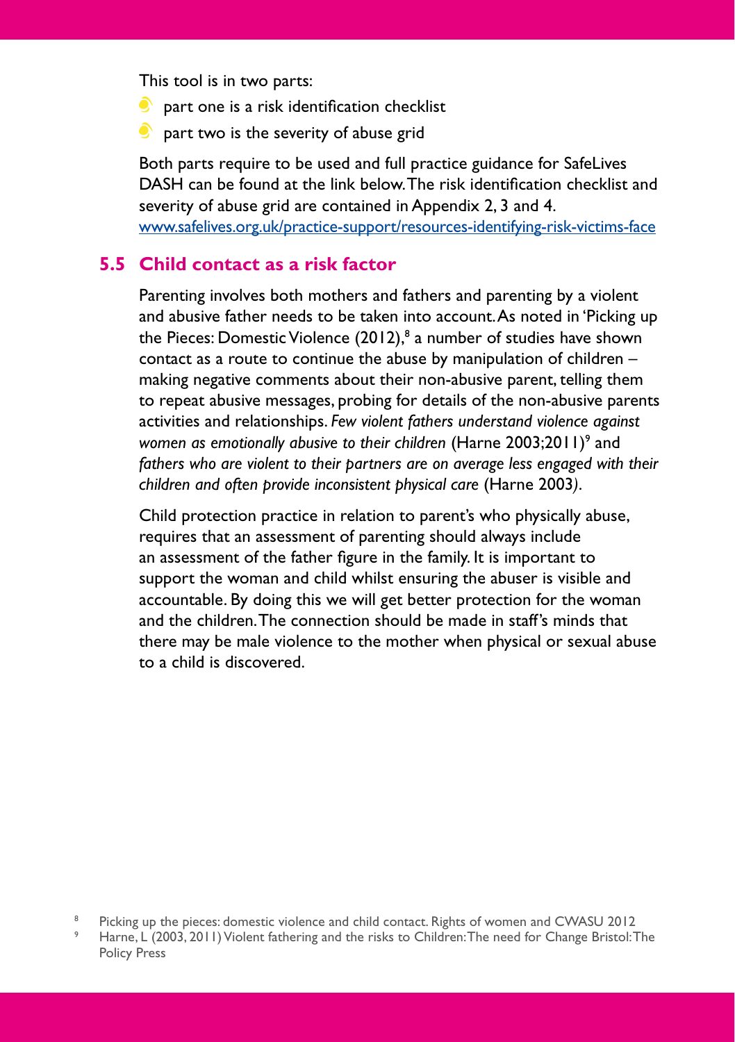This tool is in two parts:

- part one is a risk identification checklist
- part two is the severity of abuse grid

Both parts require to be used and full practice guidance for SafeLives DASH can be found at the link below. The risk identification checklist and severity of abuse grid are contained in Appendix 2, 3 and 4.
[www.safelives.org.uk/practice-support/resources-identifying-risk-victims-face](www.safelives.org.uk/practice-support/resources-identifying-risk-victims-face)

## 5.5 Child contact as a risk factor

Parenting involves both mothers and fathers and parenting by a violent and abusive father needs to be taken into account. As noted in 'Picking up the Pieces: Domestic Violence (2012),[8] a number of studies have shown contact as a route to continue the abuse by manipulation of children – making negative comments about their non-abusive parent, telling them to repeat abusive messages, probing for details of the non-abusive parents activities and relationships. *Few violent fathers understand violence against women as emotionally abusive to their children* (Harne 2003;2011)[9] and *fathers who are violent to their partners are on average less engaged with their children and often provide inconsistent physical care* (Harne 2003).

Child protection practice in relation to parent's who physically abuse, requires that an assessment of parenting should always include an assessment of the father figure in the family. It is important to support the woman and child whilst ensuring the abuser is visible and accountable. By doing this we will get better protection for the woman and the children. The connection should be made in staff's minds that there may be male violence to the mother when physical or sexual abuse to a child is discovered.

[8] Picking up the pieces: domestic violence and child contact. Rights of women and CWASU 2012

[9] Harne, L (2003, 2011) Violent fathering and the risks to Children: The need for Change Bristol: The Policy Press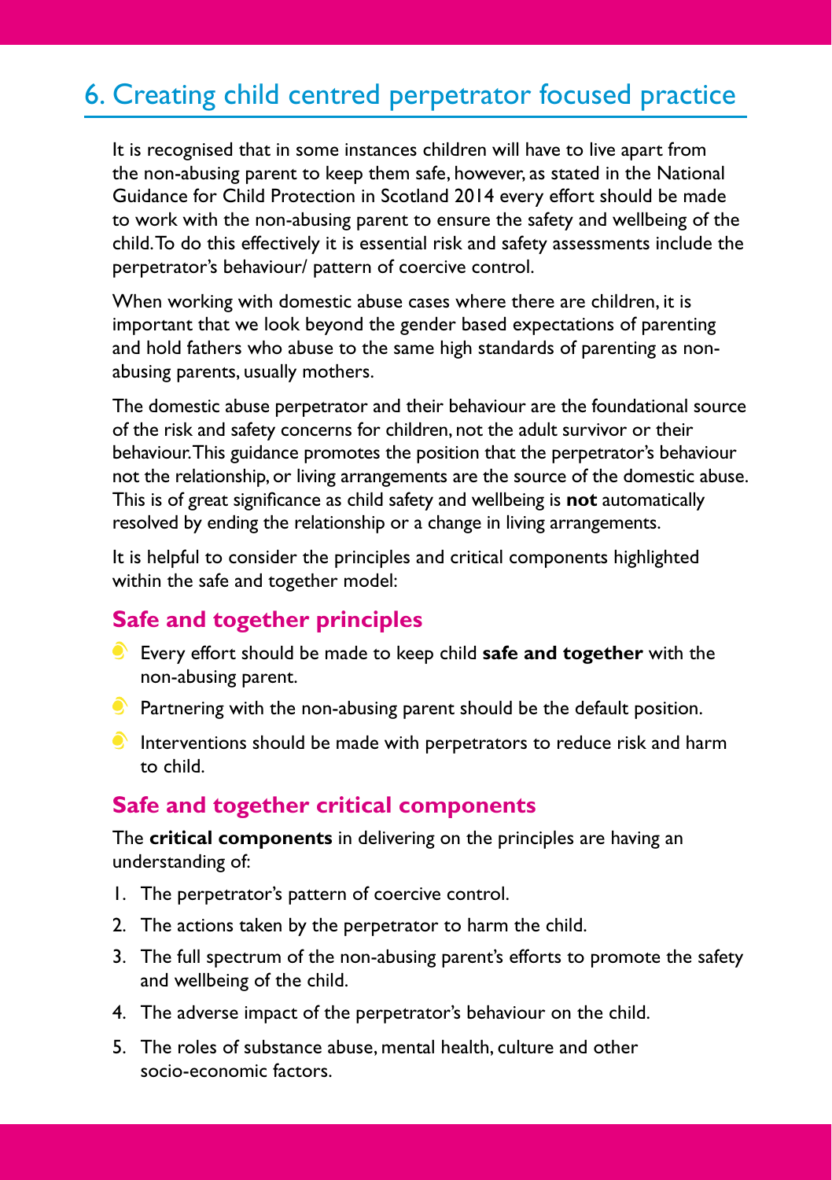## 6. Creating child centred perpetrator focused practice

It is recognised that in some instances children will have to live apart from the non-abusing parent to keep them safe, however, as stated in the National Guidance for Child Protection in Scotland 2014 every effort should be made to work with the non-abusing parent to ensure the safety and wellbeing of the child. To do this effectively it is essential risk and safety assessments include the perpetrator's behaviour/ pattern of coercive control.

When working with domestic abuse cases where there are children, it is important that we look beyond the gender based expectations of parenting and hold fathers who abuse to the same high standards of parenting as non-abusing parents, usually mothers.

The domestic abuse perpetrator and their behaviour are the foundational source of the risk and safety concerns for children, not the adult survivor or their behaviour. This guidance promotes the position that the perpetrator's behaviour not the relationship, or living arrangements are the source of the domestic abuse. This is of great significance as child safety and wellbeing is **not** automatically resolved by ending the relationship or a change in living arrangements.

It is helpful to consider the principles and critical components highlighted within the safe and together model:

### Safe and together principles

- Every effort should be made to keep child **safe and together** with the non-abusing parent.
- Partnering with the non-abusing parent should be the default position.
- Interventions should be made with perpetrators to reduce risk and harm to child.

### Safe and together critical components

The **critical components** in delivering on the principles are having an understanding of:

1. The perpetrator's pattern of coercive control.
2. The actions taken by the perpetrator to harm the child.
3. The full spectrum of the non-abusing parent's efforts to promote the safety and wellbeing of the child.
4. The adverse impact of the perpetrator's behaviour on the child.
5. The roles of substance abuse, mental health, culture and other socio-economic factors.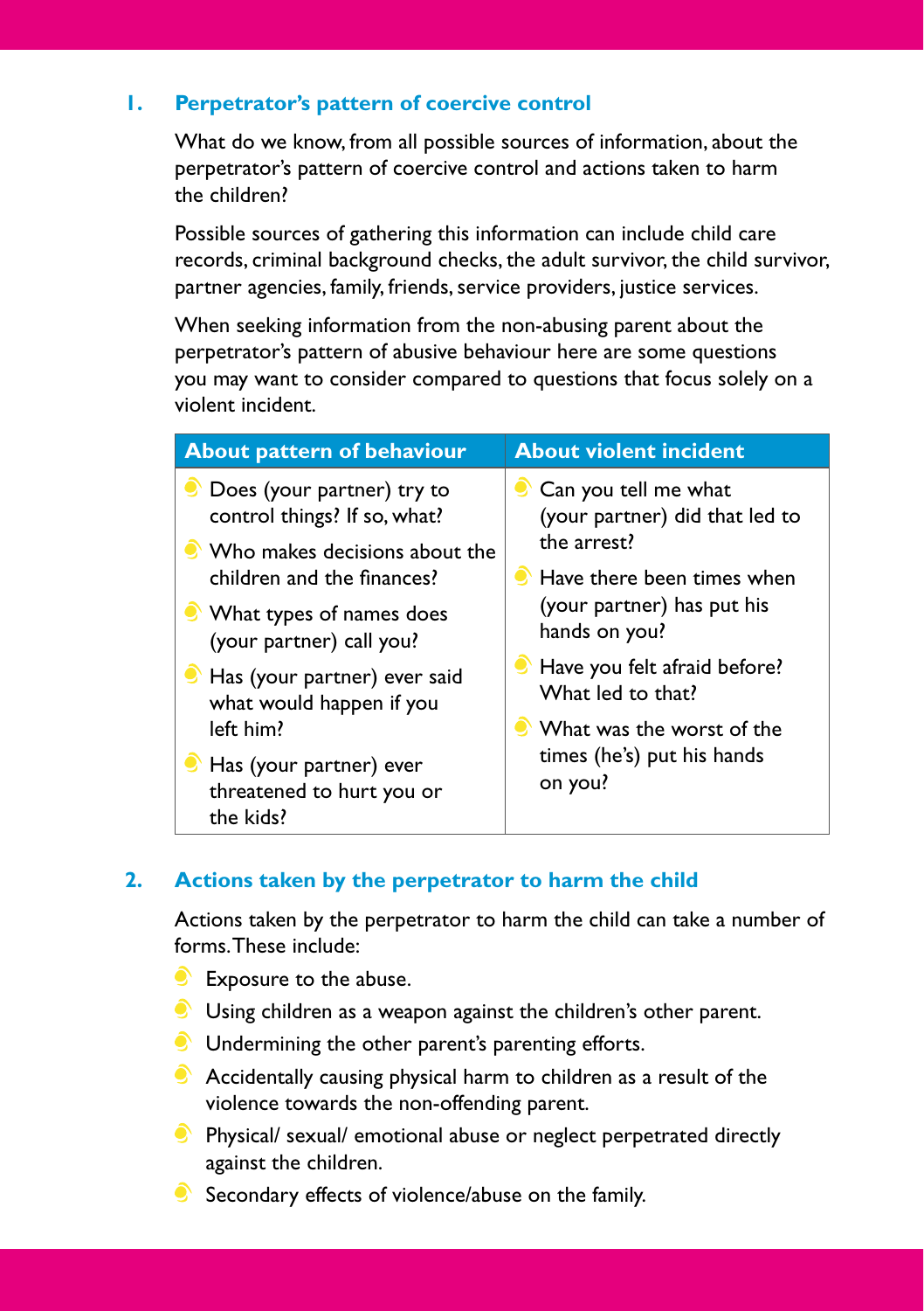## 1. Perpetrator's pattern of coercive control

What do we know, from all possible sources of information, about the perpetrator's pattern of coercive control and actions taken to harm the children?

Possible sources of gathering this information can include child care records, criminal background checks, the adult survivor, the child survivor, partner agencies, family, friends, service providers, justice services.

When seeking information from the non-abusing parent about the perpetrator's pattern of abusive behaviour here are some questions you may want to consider compared to questions that focus solely on a violent incident.

| About pattern of behaviour | About violent incident |
| --- | --- |
| • Does (your partner) try to control things? If so, what?<br>• Who makes decisions about the children and the finances?<br>• What types of names does (your partner) call you?<br>• Has (your partner) ever said what would happen if you left him?<br>• Has (your partner) ever threatened to hurt you or the kids? | • Can you tell me what (your partner) did that led to the arrest?<br>• Have there been times when (your partner) has put his hands on you?<br>• Have you felt afraid before? What led to that?<br>• What was the worst of the times (he's) put his hands on you? |

## 2. Actions taken by the perpetrator to harm the child

Actions taken by the perpetrator to harm the child can take a number of forms. These include:

- Exposure to the abuse.
- Using children as a weapon against the children's other parent.
- Undermining the other parent's parenting efforts.
- Accidentally causing physical harm to children as a result of the violence towards the non-offending parent.
- Physical/ sexual/ emotional abuse or neglect perpetrated directly against the children.
- Secondary effects of violence/abuse on the family.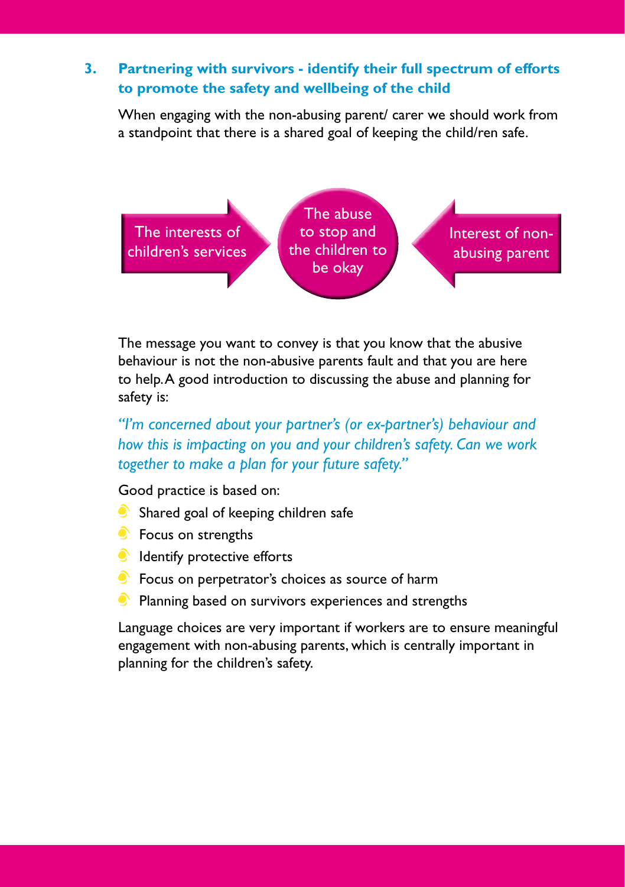### 3. Partnering with survivors - identify their full spectrum of efforts to promote the safety and wellbeing of the child

When engaging with the non-abusing parent/ carer we should work from a standpoint that there is a shared goal of keeping the child/ren safe.

The interests of children's services → The abuse to stop and the children to be okay ← Interest of non-abusing parent

The message you want to convey is that you know that the abusive behaviour is not the non-abusive parents fault and that you are here to help. A good introduction to discussing the abuse and planning for safety is:

*"I'm concerned about your partner's (or ex-partner's) behaviour and how this is impacting on you and your children's safety. Can we work together to make a plan for your future safety."*

Good practice is based on:

- Shared goal of keeping children safe
- Focus on strengths
- Identify protective efforts
- Focus on perpetrator's choices as source of harm
- Planning based on survivors experiences and strengths

Language choices are very important if workers are to ensure meaningful engagement with non-abusing parents, which is centrally important in planning for the children's safety.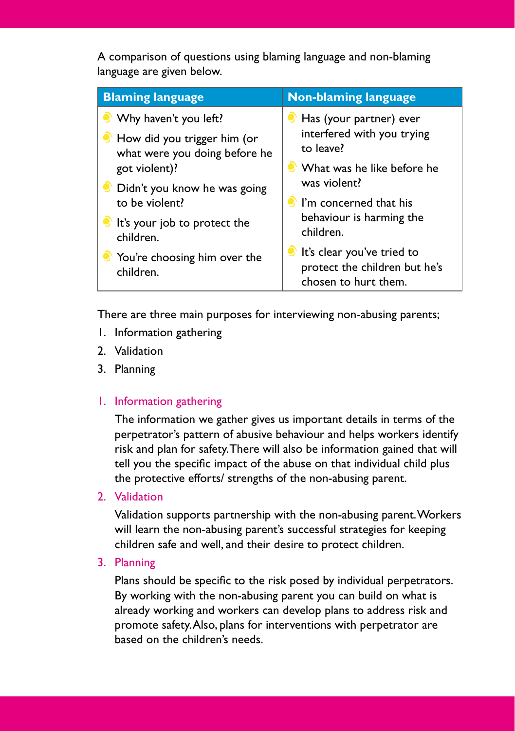A comparison of questions using blaming language and non-blaming language are given below.

| Blaming language | Non-blaming language |
|---|---|
| Why haven't you left? | Has (your partner) ever interfered with you trying to leave? |
| How did you trigger him (or what were you doing before he got violent)? | What was he like before he was violent? |
| Didn't you know he was going to be violent? | I'm concerned that his behaviour is harming the children. |
| It's your job to protect the children. | It's clear you've tried to protect the children but he's chosen to hurt them. |
| You're choosing him over the children. | |

There are three main purposes for interviewing non-abusing parents;

1. Information gathering
2. Validation
3. Planning

### 1. Information gathering

The information we gather gives us important details in terms of the perpetrator's pattern of abusive behaviour and helps workers identify risk and plan for safety. There will also be information gained that will tell you the specific impact of the abuse on that individual child plus the protective efforts/ strengths of the non-abusing parent.

### 2. Validation

Validation supports partnership with the non-abusing parent. Workers will learn the non-abusing parent's successful strategies for keeping children safe and well, and their desire to protect children.

### 3. Planning

Plans should be specific to the risk posed by individual perpetrators. By working with the non-abusing parent you can build on what is already working and workers can develop plans to address risk and promote safety. Also, plans for interventions with perpetrator are based on the children's needs.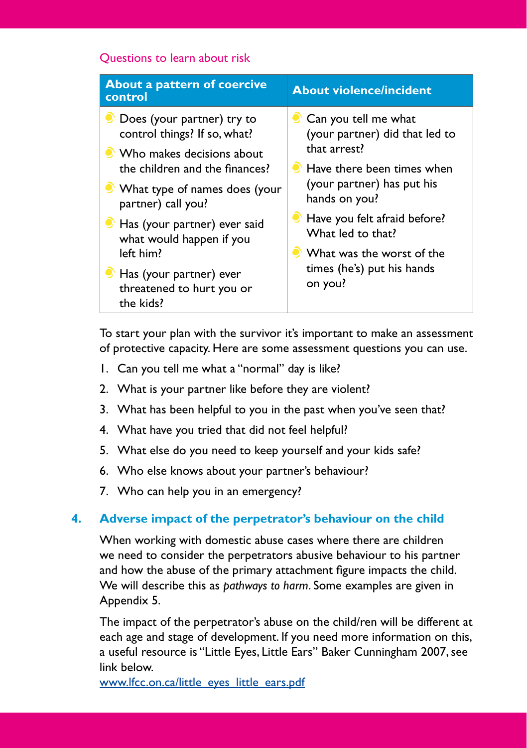Questions to learn about risk

| About a pattern of coercive control | About violence/incident |
|---|---|
| • Does (your partner) try to control things? If so, what?<br>• Who makes decisions about the children and the finances?<br>• What type of names does (your partner) call you?<br>• Has (your partner) ever said what would happen if you left him?<br>• Has (your partner) ever threatened to hurt you or the kids? | • Can you tell me what (your partner) did that led to that arrest?<br>• Have there been times when (your partner) has put his hands on you?<br>• Have you felt afraid before? What led to that?<br>• What was the worst of the times (he's) put his hands on you? |

To start your plan with the survivor it's important to make an assessment of protective capacity. Here are some assessment questions you can use.

1. Can you tell me what a "normal" day is like?
2. What is your partner like before they are violent?
3. What has been helpful to you in the past when you've seen that?
4. What have you tried that did not feel helpful?
5. What else do you need to keep yourself and your kids safe?
6. Who else knows about your partner's behaviour?
7. Who can help you in an emergency?

## 4. Adverse impact of the perpetrator's behaviour on the child

When working with domestic abuse cases where there are children we need to consider the perpetrators abusive behaviour to his partner and how the abuse of the primary attachment figure impacts the child. We will describe this as *pathways to harm*. Some examples are given in Appendix 5.

The impact of the perpetrator's abuse on the child/ren will be different at each age and stage of development. If you need more information on this, a useful resource is "Little Eyes, Little Ears" Baker Cunningham 2007, see link below.

www.lfcc.on.ca/little_eyes_little_ears.pdf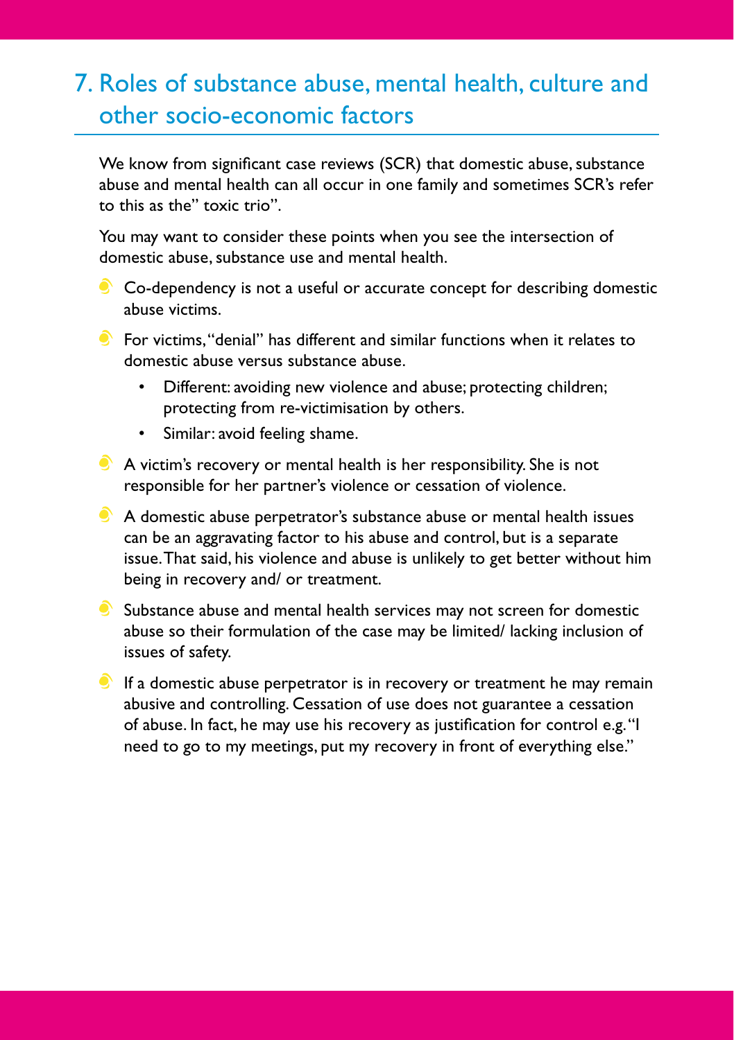## 7. Roles of substance abuse, mental health, culture and other socio-economic factors

We know from significant case reviews (SCR) that domestic abuse, substance abuse and mental health can all occur in one family and sometimes SCR's refer to this as the" toxic trio".

You may want to consider these points when you see the intersection of domestic abuse, substance use and mental health.

- Co-dependency is not a useful or accurate concept for describing domestic abuse victims.
- For victims, "denial" has different and similar functions when it relates to domestic abuse versus substance abuse.
  - Different: avoiding new violence and abuse; protecting children; protecting from re-victimisation by others.
  - Similar: avoid feeling shame.
- A victim's recovery or mental health is her responsibility. She is not responsible for her partner's violence or cessation of violence.
- A domestic abuse perpetrator's substance abuse or mental health issues can be an aggravating factor to his abuse and control, but is a separate issue. That said, his violence and abuse is unlikely to get better without him being in recovery and/ or treatment.
- Substance abuse and mental health services may not screen for domestic abuse so their formulation of the case may be limited/ lacking inclusion of issues of safety.
- If a domestic abuse perpetrator is in recovery or treatment he may remain abusive and controlling. Cessation of use does not guarantee a cessation of abuse. In fact, he may use his recovery as justification for control e.g. "I need to go to my meetings, put my recovery in front of everything else."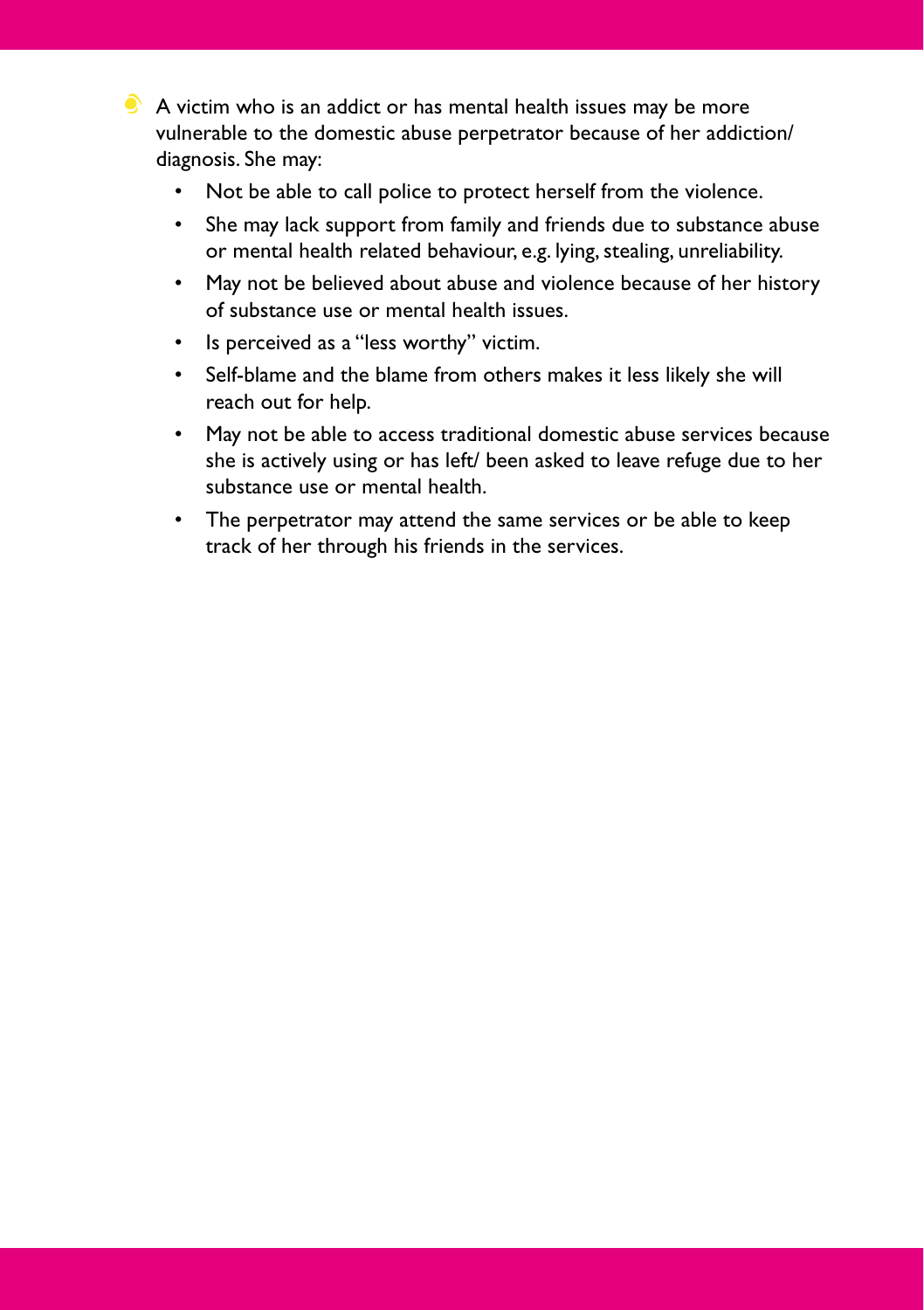- A victim who is an addict or has mental health issues may be more vulnerable to the domestic abuse perpetrator because of her addiction/ diagnosis. She may:
    - Not be able to call police to protect herself from the violence.
    - She may lack support from family and friends due to substance abuse or mental health related behaviour, e.g. lying, stealing, unreliability.
    - May not be believed about abuse and violence because of her history of substance use or mental health issues.
    - Is perceived as a "less worthy" victim.
    - Self-blame and the blame from others makes it less likely she will reach out for help.
    - May not be able to access traditional domestic abuse services because she is actively using or has left/ been asked to leave refuge due to her substance use or mental health.
    - The perpetrator may attend the same services or be able to keep track of her through his friends in the services.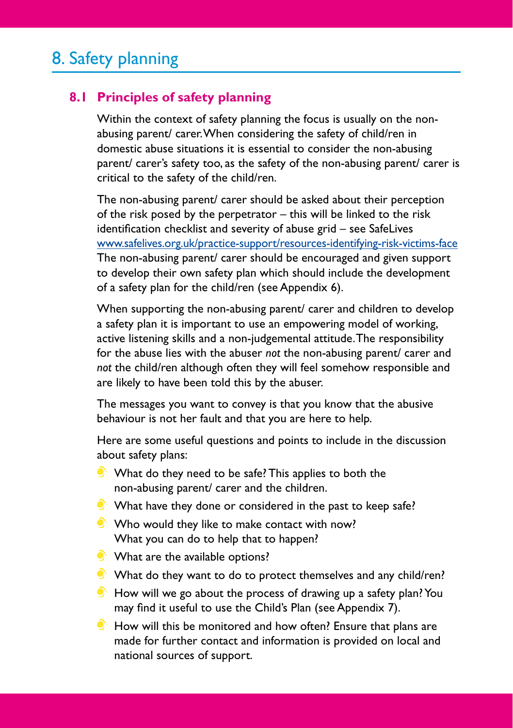# 8. Safety planning

## 8.1 Principles of safety planning

Within the context of safety planning the focus is usually on the non-abusing parent/ carer. When considering the safety of child/ren in domestic abuse situations it is essential to consider the non-abusing parent/ carer's safety too, as the safety of the non-abusing parent/ carer is critical to the safety of the child/ren.

The non-abusing parent/ carer should be asked about their perception of the risk posed by the perpetrator – this will be linked to the risk identification checklist and severity of abuse grid – see SafeLives www.safelives.org.uk/practice-support/resources-identifying-risk-victims-face The non-abusing parent/ carer should be encouraged and given support to develop their own safety plan which should include the development of a safety plan for the child/ren (see Appendix 6).

When supporting the non-abusing parent/ carer and children to develop a safety plan it is important to use an empowering model of working, active listening skills and a non-judgemental attitude. The responsibility for the abuse lies with the abuser *not* the non-abusing parent/ carer and *not* the child/ren although often they will feel somehow responsible and are likely to have been told this by the abuser.

The messages you want to convey is that you know that the abusive behaviour is not her fault and that you are here to help.

Here are some useful questions and points to include in the discussion about safety plans:

- What do they need to be safe? This applies to both the non-abusing parent/ carer and the children.
- What have they done or considered in the past to keep safe?
- Who would they like to make contact with now? What you can do to help that to happen?
- What are the available options?
- What do they want to do to protect themselves and any child/ren?
- How will we go about the process of drawing up a safety plan? You may find it useful to use the Child's Plan (see Appendix 7).
- How will this be monitored and how often? Ensure that plans are made for further contact and information is provided on local and national sources of support.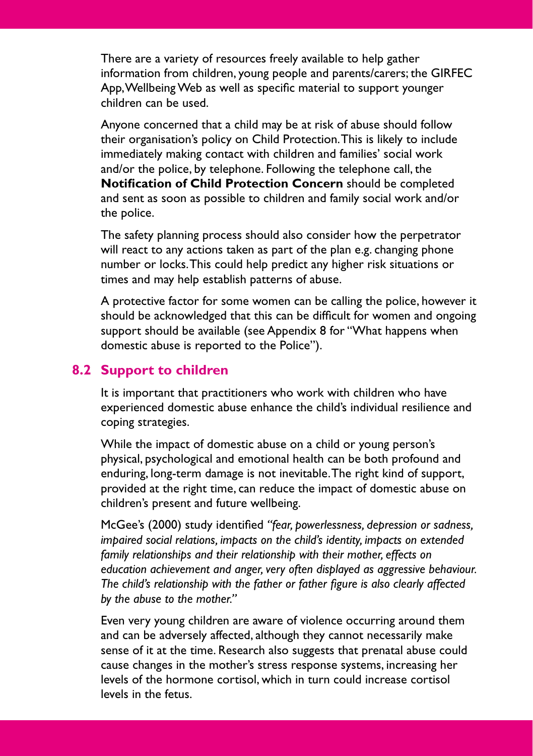There are a variety of resources freely available to help gather information from children, young people and parents/carers; the GIRFEC App, Wellbeing Web as well as specific material to support younger children can be used.

Anyone concerned that a child may be at risk of abuse should follow their organisation's policy on Child Protection. This is likely to include immediately making contact with children and families' social work and/or the police, by telephone. Following the telephone call, the **Notification of Child Protection Concern** should be completed and sent as soon as possible to children and family social work and/or the police.

The safety planning process should also consider how the perpetrator will react to any actions taken as part of the plan e.g. changing phone number or locks. This could help predict any higher risk situations or times and may help establish patterns of abuse.

A protective factor for some women can be calling the police, however it should be acknowledged that this can be difficult for women and ongoing support should be available (see Appendix 8 for "What happens when domestic abuse is reported to the Police").

## 8.2 Support to children

It is important that practitioners who work with children who have experienced domestic abuse enhance the child's individual resilience and coping strategies.

While the impact of domestic abuse on a child or young person's physical, psychological and emotional health can be both profound and enduring, long-term damage is not inevitable. The right kind of support, provided at the right time, can reduce the impact of domestic abuse on children's present and future wellbeing.

McGee's (2000) study identified *"fear, powerlessness, depression or sadness, impaired social relations, impacts on the child's identity, impacts on extended family relationships and their relationship with their mother, effects on education achievement and anger, very often displayed as aggressive behaviour. The child's relationship with the father or father figure is also clearly affected by the abuse to the mother."*

Even very young children are aware of violence occurring around them and can be adversely affected, although they cannot necessarily make sense of it at the time. Research also suggests that prenatal abuse could cause changes in the mother's stress response systems, increasing her levels of the hormone cortisol, which in turn could increase cortisol levels in the fetus.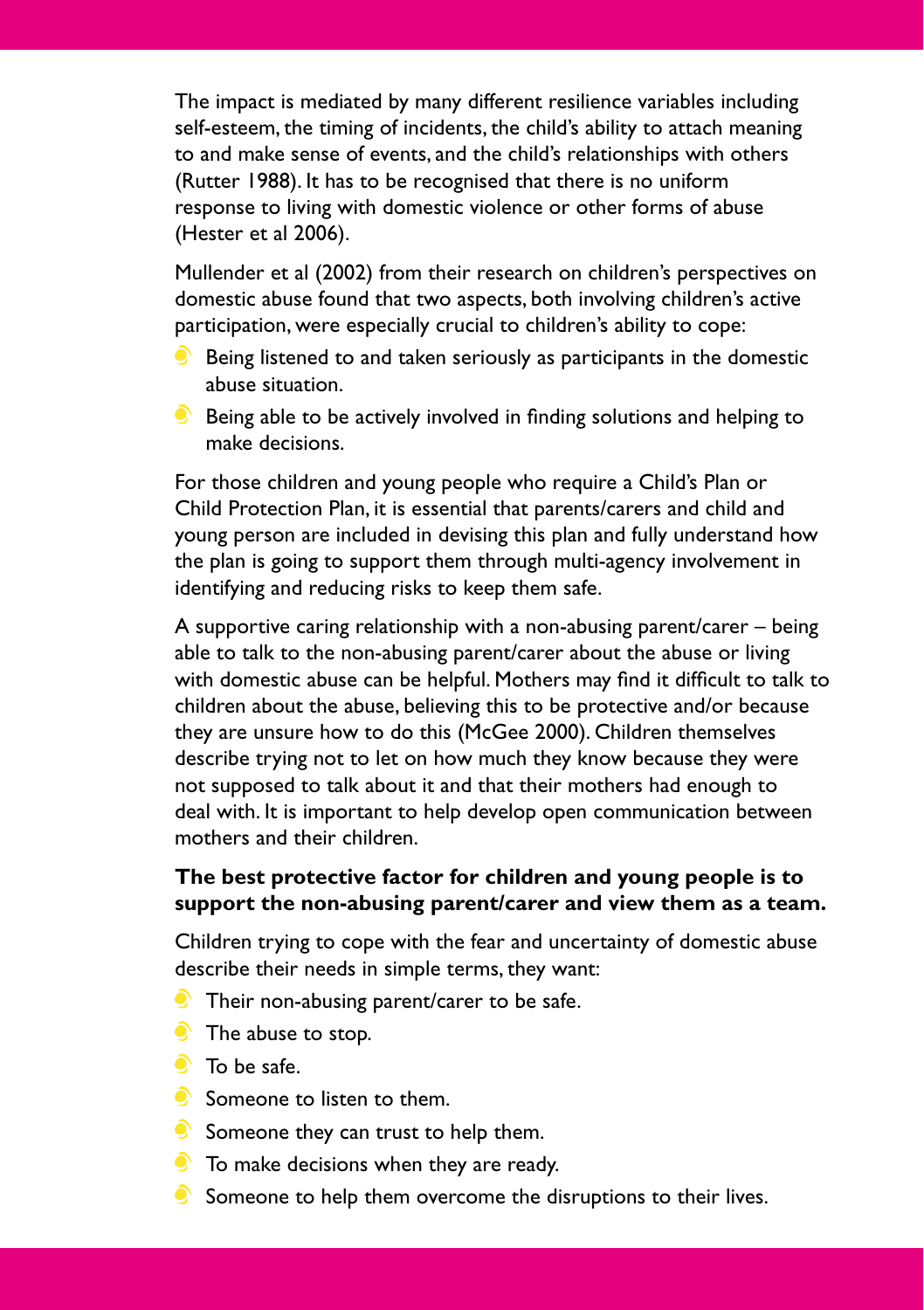The impact is mediated by many different resilience variables including self-esteem, the timing of incidents, the child's ability to attach meaning to and make sense of events, and the child's relationships with others (Rutter 1988). It has to be recognised that there is no uniform response to living with domestic violence or other forms of abuse (Hester et al 2006).

Mullender et al (2002) from their research on children's perspectives on domestic abuse found that two aspects, both involving children's active participation, were especially crucial to children's ability to cope:

- Being listened to and taken seriously as participants in the domestic abuse situation.
- Being able to be actively involved in finding solutions and helping to make decisions.

For those children and young people who require a Child's Plan or Child Protection Plan, it is essential that parents/carers and child and young person are included in devising this plan and fully understand how the plan is going to support them through multi-agency involvement in identifying and reducing risks to keep them safe.

A supportive caring relationship with a non-abusing parent/carer – being able to talk to the non-abusing parent/carer about the abuse or living with domestic abuse can be helpful. Mothers may find it difficult to talk to children about the abuse, believing this to be protective and/or because they are unsure how to do this (McGee 2000). Children themselves describe trying not to let on how much they know because they were not supposed to talk about it and that their mothers had enough to deal with. It is important to help develop open communication between mothers and their children.

**The best protective factor for children and young people is to support the non-abusing parent/carer and view them as a team.**

Children trying to cope with the fear and uncertainty of domestic abuse describe their needs in simple terms, they want:

- Their non-abusing parent/carer to be safe.
- The abuse to stop.
- To be safe.
- Someone to listen to them.
- Someone they can trust to help them.
- To make decisions when they are ready.
- Someone to help them overcome the disruptions to their lives.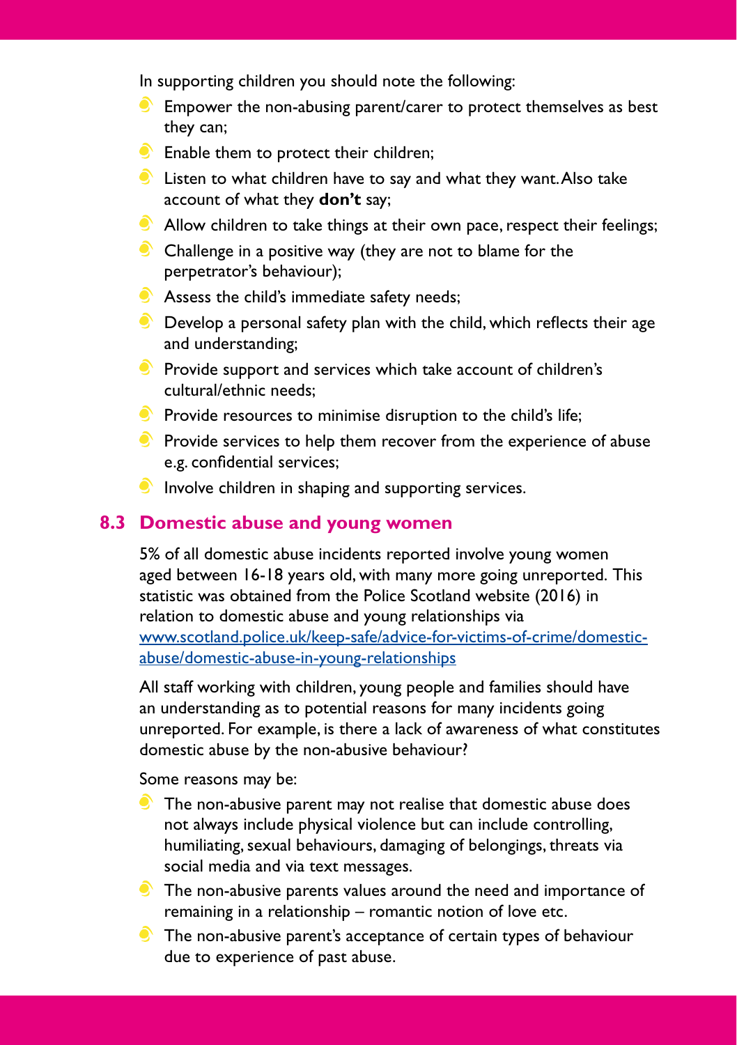In supporting children you should note the following:

- Empower the non-abusing parent/carer to protect themselves as best they can;
- Enable them to protect their children;
- Listen to what children have to say and what they want. Also take account of what they **don't** say;
- Allow children to take things at their own pace, respect their feelings;
- Challenge in a positive way (they are not to blame for the perpetrator's behaviour);
- Assess the child's immediate safety needs;
- Develop a personal safety plan with the child, which reflects their age and understanding;
- Provide support and services which take account of children's cultural/ethnic needs;
- Provide resources to minimise disruption to the child's life;
- Provide services to help them recover from the experience of abuse e.g. confidential services;
- Involve children in shaping and supporting services.

## 8.3 Domestic abuse and young women

5% of all domestic abuse incidents reported involve young women aged between 16-18 years old, with many more going unreported. This statistic was obtained from the Police Scotland website (2016) in relation to domestic abuse and young relationships via [www.scotland.police.uk/keep-safe/advice-for-victims-of-crime/domestic-abuse/domestic-abuse-in-young-relationships](http://www.scotland.police.uk/keep-safe/advice-for-victims-of-crime/domestic-abuse/domestic-abuse-in-young-relationships)

All staff working with children, young people and families should have an understanding as to potential reasons for many incidents going unreported. For example, is there a lack of awareness of what constitutes domestic abuse by the non-abusive behaviour?

Some reasons may be:

- The non-abusive parent may not realise that domestic abuse does not always include physical violence but can include controlling, humiliating, sexual behaviours, damaging of belongings, threats via social media and via text messages.
- The non-abusive parents values around the need and importance of remaining in a relationship – romantic notion of love etc.
- The non-abusive parent's acceptance of certain types of behaviour due to experience of past abuse.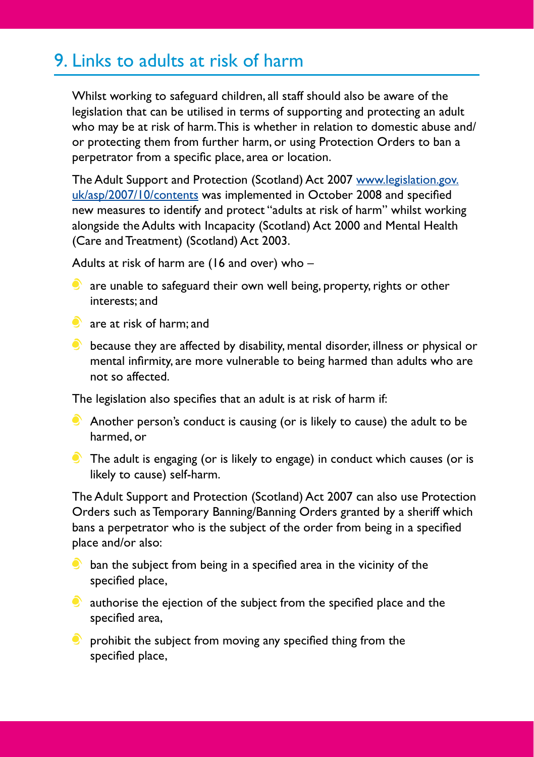## 9. Links to adults at risk of harm

Whilst working to safeguard children, all staff should also be aware of the legislation that can be utilised in terms of supporting and protecting an adult who may be at risk of harm. This is whether in relation to domestic abuse and/or protecting them from further harm, or using Protection Orders to ban a perpetrator from a specific place, area or location.

The Adult Support and Protection (Scotland) Act 2007 [www.legislation.gov.uk/asp/2007/10/contents](http://www.legislation.gov.uk/asp/2007/10/contents) was implemented in October 2008 and specified new measures to identify and protect "adults at risk of harm" whilst working alongside the Adults with Incapacity (Scotland) Act 2000 and Mental Health (Care and Treatment) (Scotland) Act 2003.

Adults at risk of harm are (16 and over) who –

- are unable to safeguard their own well being, property, rights or other interests; and
- are at risk of harm; and
- because they are affected by disability, mental disorder, illness or physical or mental infirmity, are more vulnerable to being harmed than adults who are not so affected.

The legislation also specifies that an adult is at risk of harm if:

- Another person's conduct is causing (or is likely to cause) the adult to be harmed, or
- The adult is engaging (or is likely to engage) in conduct which causes (or is likely to cause) self-harm.

The Adult Support and Protection (Scotland) Act 2007 can also use Protection Orders such as Temporary Banning/Banning Orders granted by a sheriff which bans a perpetrator who is the subject of the order from being in a specified place and/or also:

- ban the subject from being in a specified area in the vicinity of the specified place,
- authorise the ejection of the subject from the specified place and the specified area,
- prohibit the subject from moving any specified thing from the specified place,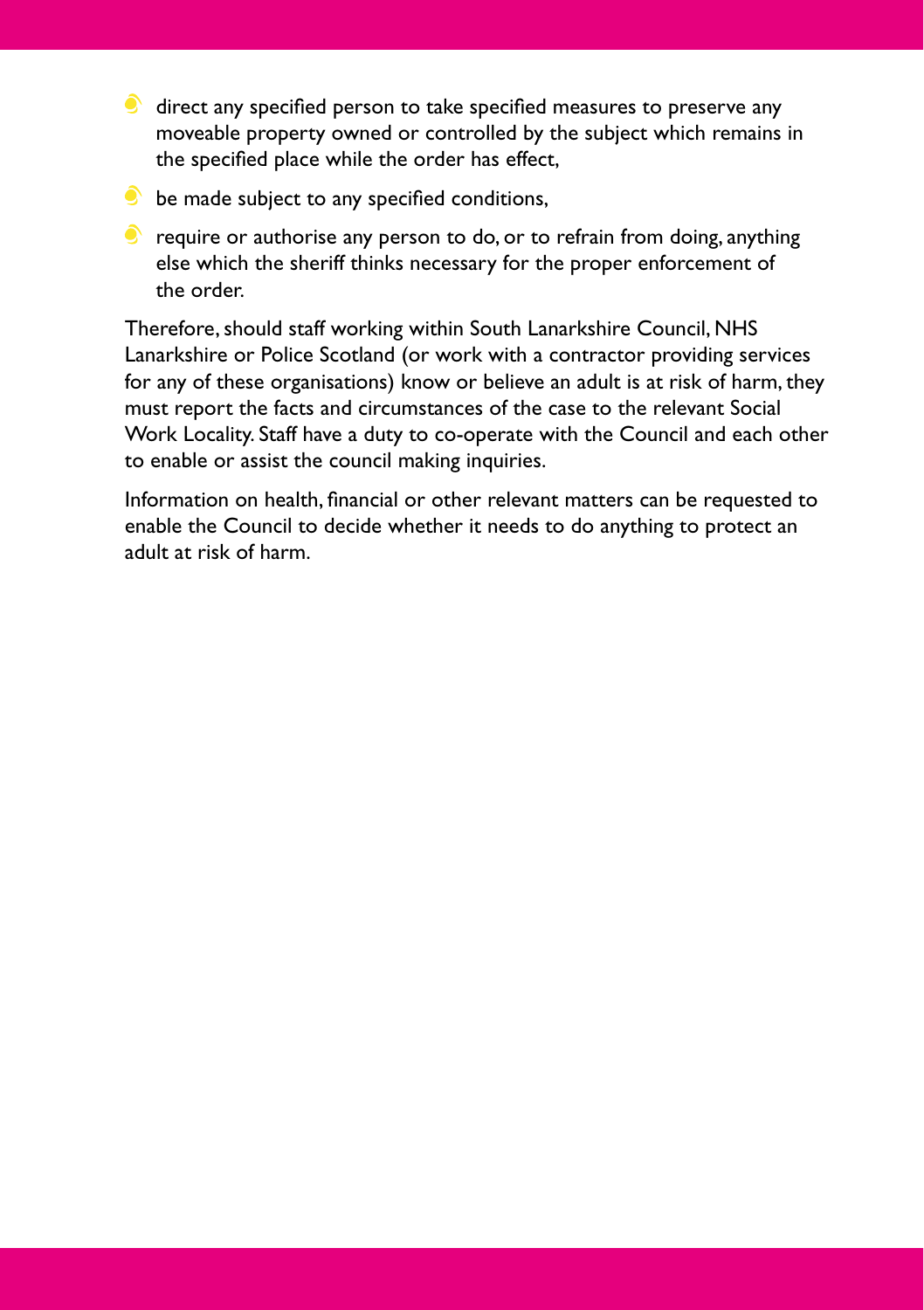- direct any specified person to take specified measures to preserve any moveable property owned or controlled by the subject which remains in the specified place while the order has effect,
- be made subject to any specified conditions,
- require or authorise any person to do, or to refrain from doing, anything else which the sheriff thinks necessary for the proper enforcement of the order.

Therefore, should staff working within South Lanarkshire Council, NHS Lanarkshire or Police Scotland (or work with a contractor providing services for any of these organisations) know or believe an adult is at risk of harm, they must report the facts and circumstances of the case to the relevant Social Work Locality. Staff have a duty to co-operate with the Council and each other to enable or assist the council making inquiries.

Information on health, financial or other relevant matters can be requested to enable the Council to decide whether it needs to do anything to protect an adult at risk of harm.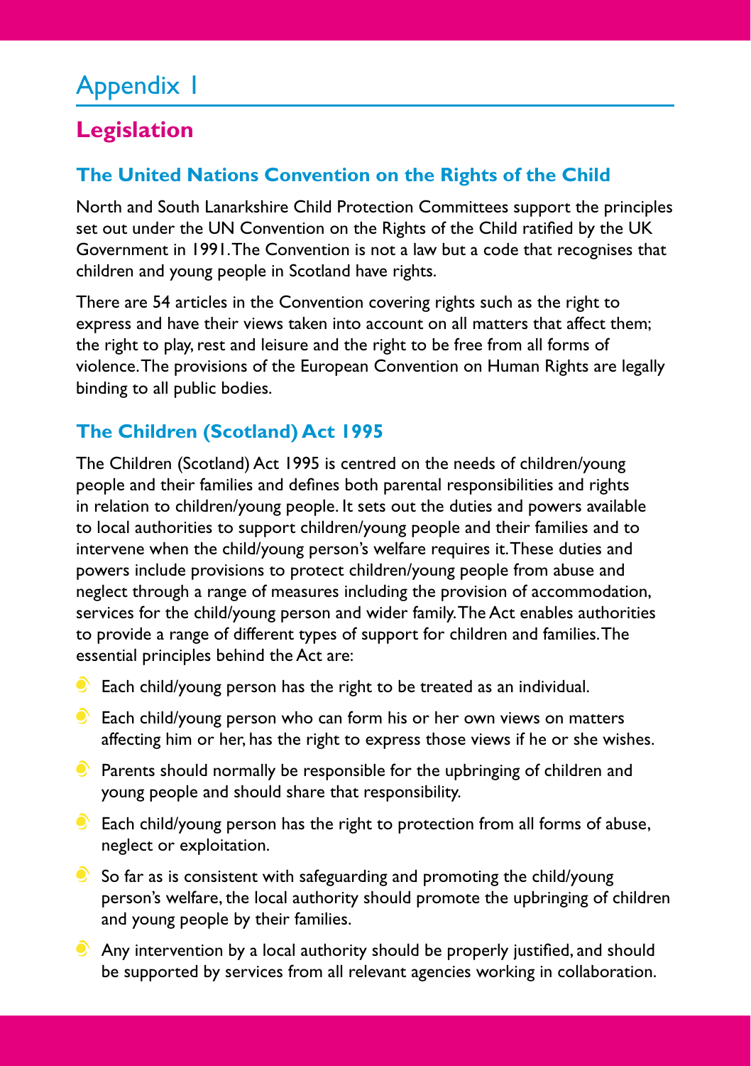# Appendix 1

## Legislation

### The United Nations Convention on the Rights of the Child

North and South Lanarkshire Child Protection Committees support the principles set out under the UN Convention on the Rights of the Child ratified by the UK Government in 1991. The Convention is not a law but a code that recognises that children and young people in Scotland have rights.

There are 54 articles in the Convention covering rights such as the right to express and have their views taken into account on all matters that affect them; the right to play, rest and leisure and the right to be free from all forms of violence. The provisions of the European Convention on Human Rights are legally binding to all public bodies.

### The Children (Scotland) Act 1995

The Children (Scotland) Act 1995 is centred on the needs of children/young people and their families and defines both parental responsibilities and rights in relation to children/young people. It sets out the duties and powers available to local authorities to support children/young people and their families and to intervene when the child/young person's welfare requires it. These duties and powers include provisions to protect children/young people from abuse and neglect through a range of measures including the provision of accommodation, services for the child/young person and wider family. The Act enables authorities to provide a range of different types of support for children and families. The essential principles behind the Act are:

- Each child/young person has the right to be treated as an individual.
- Each child/young person who can form his or her own views on matters affecting him or her, has the right to express those views if he or she wishes.
- Parents should normally be responsible for the upbringing of children and young people and should share that responsibility.
- Each child/young person has the right to protection from all forms of abuse, neglect or exploitation.
- So far as is consistent with safeguarding and promoting the child/young person's welfare, the local authority should promote the upbringing of children and young people by their families.
- Any intervention by a local authority should be properly justified, and should be supported by services from all relevant agencies working in collaboration.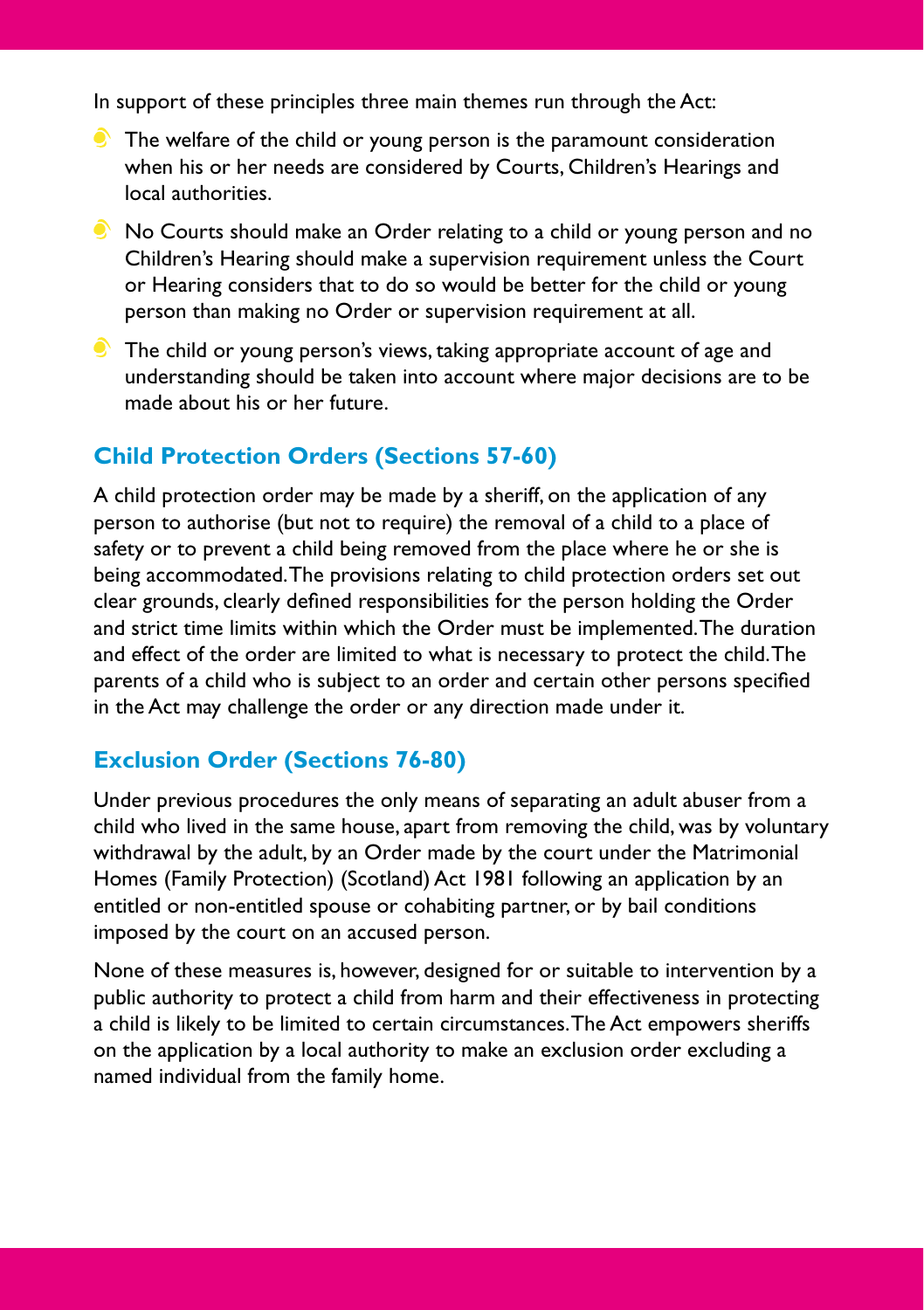In support of these principles three main themes run through the Act:

- The welfare of the child or young person is the paramount consideration when his or her needs are considered by Courts, Children's Hearings and local authorities.
- No Courts should make an Order relating to a child or young person and no Children's Hearing should make a supervision requirement unless the Court or Hearing considers that to do so would be better for the child or young person than making no Order or supervision requirement at all.
- The child or young person's views, taking appropriate account of age and understanding should be taken into account where major decisions are to be made about his or her future.

## Child Protection Orders (Sections 57-60)

A child protection order may be made by a sheriff, on the application of any person to authorise (but not to require) the removal of a child to a place of safety or to prevent a child being removed from the place where he or she is being accommodated. The provisions relating to child protection orders set out clear grounds, clearly defined responsibilities for the person holding the Order and strict time limits within which the Order must be implemented. The duration and effect of the order are limited to what is necessary to protect the child. The parents of a child who is subject to an order and certain other persons specified in the Act may challenge the order or any direction made under it.

## Exclusion Order (Sections 76-80)

Under previous procedures the only means of separating an adult abuser from a child who lived in the same house, apart from removing the child, was by voluntary withdrawal by the adult, by an Order made by the court under the Matrimonial Homes (Family Protection) (Scotland) Act 1981 following an application by an entitled or non-entitled spouse or cohabiting partner, or by bail conditions imposed by the court on an accused person.

None of these measures is, however, designed for or suitable to intervention by a public authority to protect a child from harm and their effectiveness in protecting a child is likely to be limited to certain circumstances. The Act empowers sheriffs on the application by a local authority to make an exclusion order excluding a named individual from the family home.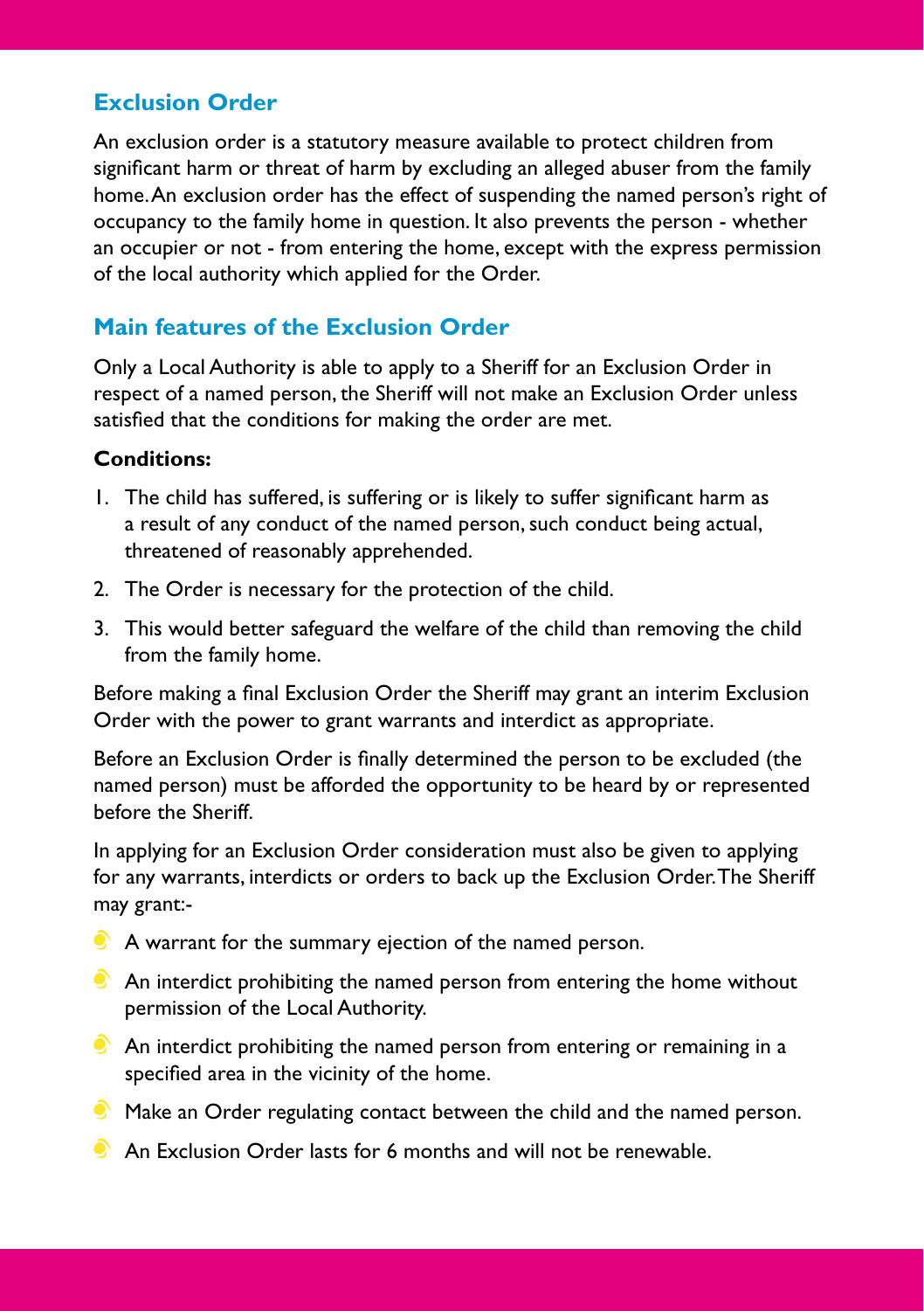## Exclusion Order

An exclusion order is a statutory measure available to protect children from significant harm or threat of harm by excluding an alleged abuser from the family home. An exclusion order has the effect of suspending the named person's right of occupancy to the family home in question. It also prevents the person - whether an occupier or not - from entering the home, except with the express permission of the local authority which applied for the Order.

## Main features of the Exclusion Order

Only a Local Authority is able to apply to a Sheriff for an Exclusion Order in respect of a named person, the Sheriff will not make an Exclusion Order unless satisfied that the conditions for making the order are met.

**Conditions:**

1. The child has suffered, is suffering or is likely to suffer significant harm as a result of any conduct of the named person, such conduct being actual, threatened of reasonably apprehended.
2. The Order is necessary for the protection of the child.
3. This would better safeguard the welfare of the child than removing the child from the family home.

Before making a final Exclusion Order the Sheriff may grant an interim Exclusion Order with the power to grant warrants and interdict as appropriate.

Before an Exclusion Order is finally determined the person to be excluded (the named person) must be afforded the opportunity to be heard by or represented before the Sheriff.

In applying for an Exclusion Order consideration must also be given to applying for any warrants, interdicts or orders to back up the Exclusion Order. The Sheriff may grant:-

- A warrant for the summary ejection of the named person.
- An interdict prohibiting the named person from entering the home without permission of the Local Authority.
- An interdict prohibiting the named person from entering or remaining in a specified area in the vicinity of the home.
- Make an Order regulating contact between the child and the named person.
- An Exclusion Order lasts for 6 months and will not be renewable.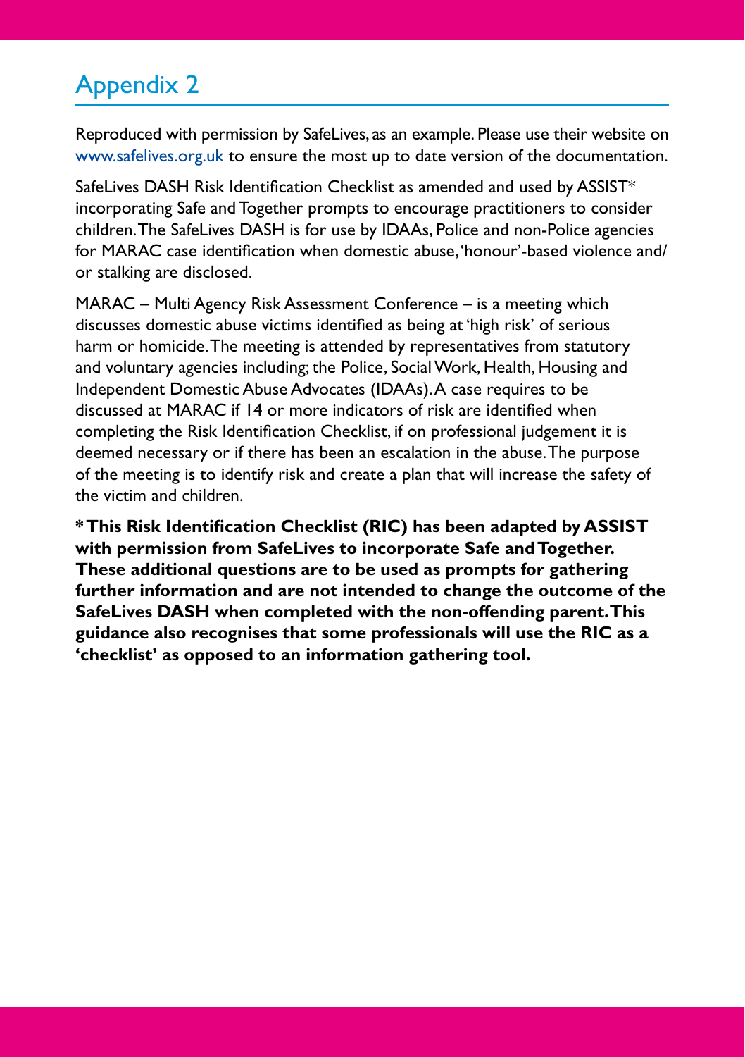## Appendix 2

Reproduced with permission by SafeLives, as an example. Please use their website on [www.safelives.org.uk](http://www.safelives.org.uk) to ensure the most up to date version of the documentation.

SafeLives DASH Risk Identification Checklist as amended and used by ASSIST* incorporating Safe and Together prompts to encourage practitioners to consider children. The SafeLives DASH is for use by IDAAs, Police and non-Police agencies for MARAC case identification when domestic abuse, 'honour'-based violence and/or stalking are disclosed.

MARAC – Multi Agency Risk Assessment Conference – is a meeting which discusses domestic abuse victims identified as being at 'high risk' of serious harm or homicide. The meeting is attended by representatives from statutory and voluntary agencies including; the Police, Social Work, Health, Housing and Independent Domestic Abuse Advocates (IDAAs). A case requires to be discussed at MARAC if 14 or more indicators of risk are identified when completing the Risk Identification Checklist, if on professional judgement it is deemed necessary or if there has been an escalation in the abuse. The purpose of the meeting is to identify risk and create a plan that will increase the safety of the victim and children.

**\* This Risk Identification Checklist (RIC) has been adapted by ASSIST with permission from SafeLives to incorporate Safe and Together. These additional questions are to be used as prompts for gathering further information and are not intended to change the outcome of the SafeLives DASH when completed with the non-offending parent. This guidance also recognises that some professionals will use the RIC as a 'checklist' as opposed to an information gathering tool.**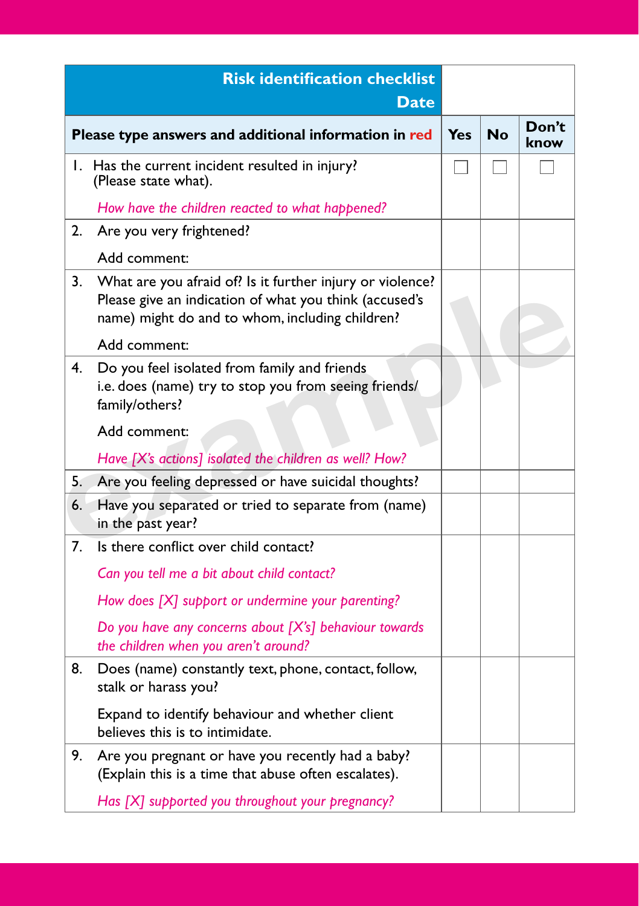| Risk identification checklist<br>Date | | | |
|---|---|---|---|
| **Please type answers and additional information in red** | **Yes** | **No** | **Don't know** |
| 1. Has the current incident resulted in injury? (Please state what).<br><br>*How have the children reacted to what happened?* | ☐ | ☐ | ☐ |
| 2. Are you very frightened?<br><br>Add comment: | | | |
| 3. What are you afraid of? Is it further injury or violence? Please give an indication of what you think (accused's name) might do and to whom, including children?<br><br>Add comment: | | | |
| 4. Do you feel isolated from family and friends i.e. does (name) try to stop you from seeing friends/family/others?<br><br>Add comment:<br><br>*Have [X's actions] isolated the children as well? How?* | | | |
| 5. Are you feeling depressed or have suicidal thoughts? | | | |
| 6. Have you separated or tried to separate from (name) in the past year? | | | |
| 7. Is there conflict over child contact?<br><br>*Can you tell me a bit about child contact?*<br><br>*How does [X] support or undermine your parenting?*<br><br>*Do you have any concerns about [X's] behaviour towards the children when you aren't around?* | | | |
| 8. Does (name) constantly text, phone, contact, follow, stalk or harass you?<br><br>Expand to identify behaviour and whether client believes this is to intimidate. | | | |
| 9. Are you pregnant or have you recently had a baby? (Explain this is a time that abuse often escalates).<br><br>*Has [X] supported you throughout your pregnancy?* | | | |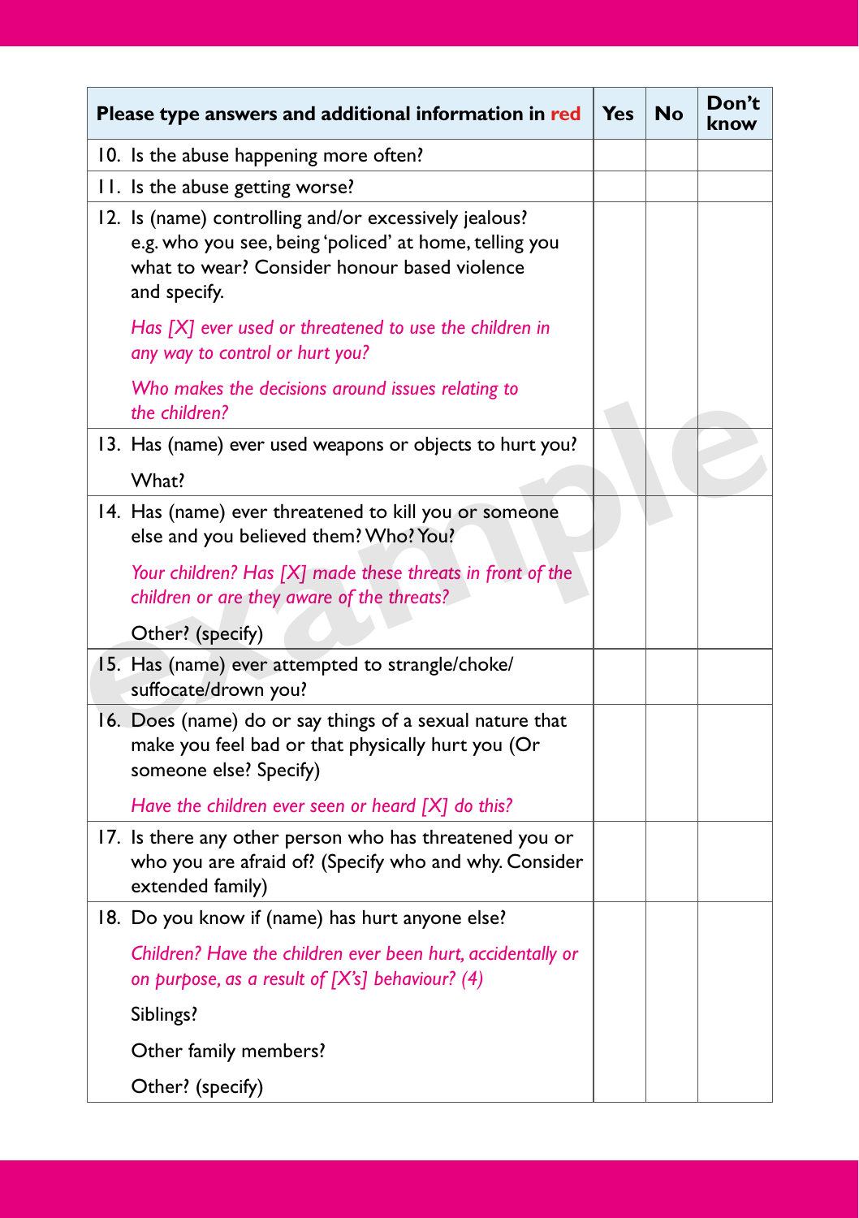| Please type answers and additional information in red | Yes | No | Don't know |
|---|---|---|---|
| 10. Is the abuse happening more often? | | | |
| 11. Is the abuse getting worse? | | | |
| 12. Is (name) controlling and/or excessively jealous? e.g. who you see, being 'policed' at home, telling you what to wear? Consider honour based violence and specify.<br>*Has [X] ever used or threatened to use the children in any way to control or hurt you?*<br>*Who makes the decisions around issues relating to the children?* | | | |
| 13. Has (name) ever used weapons or objects to hurt you?<br>What? | | | |
| 14. Has (name) ever threatened to kill you or someone else and you believed them? Who? You?<br>*Your children? Has [X] made these threats in front of the children or are they aware of the threats?*<br>Other? (specify) | | | |
| 15. Has (name) ever attempted to strangle/choke/suffocate/drown you? | | | |
| 16. Does (name) do or say things of a sexual nature that make you feel bad or that physically hurt you (Or someone else? Specify)<br>*Have the children ever seen or heard [X] do this?* | | | |
| 17. Is there any other person who has threatened you or who you are afraid of? (Specify who and why. Consider extended family) | | | |
| 18. Do you know if (name) has hurt anyone else?<br>*Children? Have the children ever been hurt, accidentally or on purpose, as a result of [X's] behaviour? (4)*<br>Siblings?<br>Other family members?<br>Other? (specify) | | | |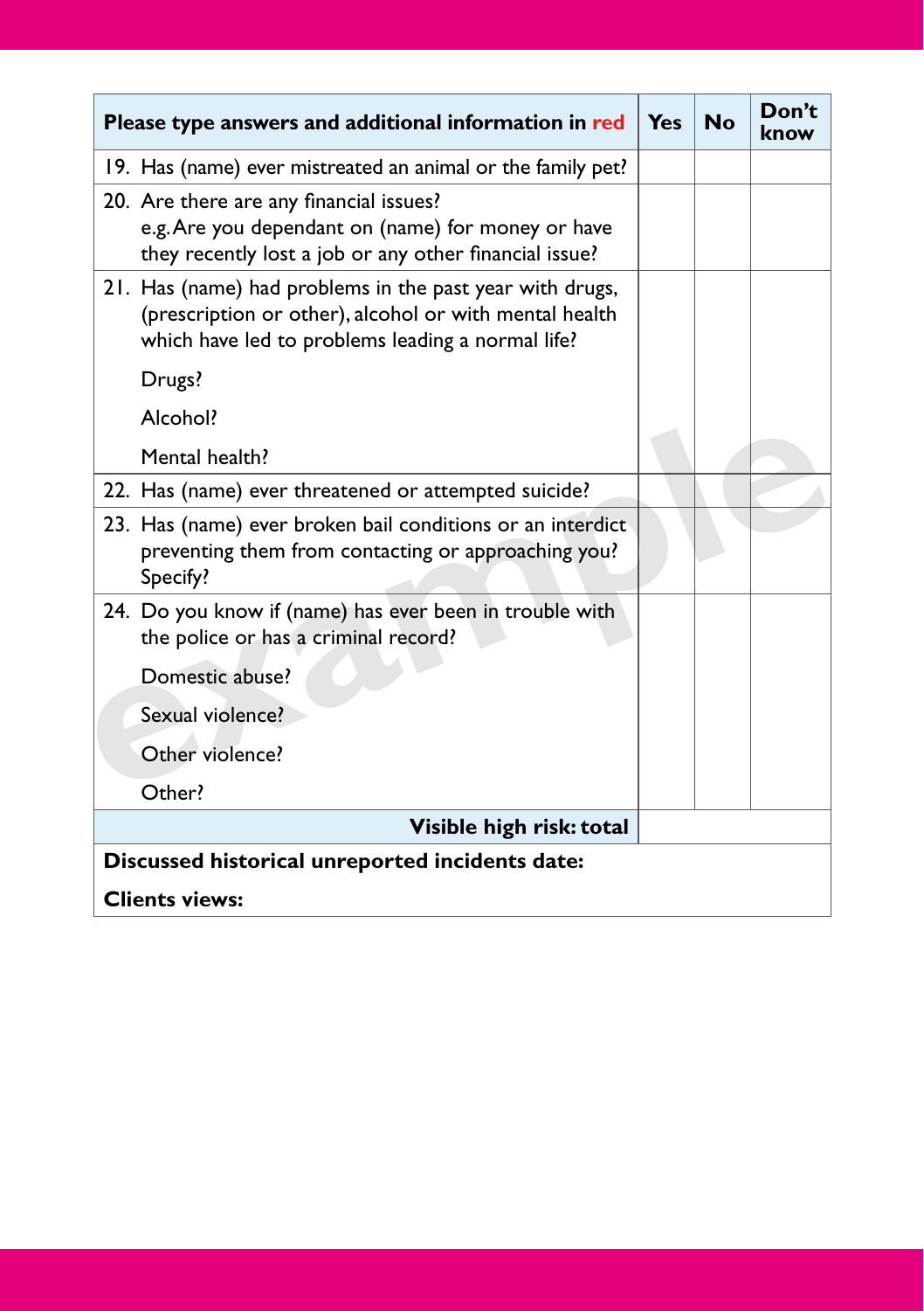| Please type answers and additional information in red | Yes | No | Don't know |
|---|---|---|---|
| 19. Has (name) ever mistreated an animal or the family pet? | | | |
| 20. Are there are any financial issues? e.g. Are you dependant on (name) for money or have they recently lost a job or any other financial issue? | | | |
| 21. Has (name) had problems in the past year with drugs, (prescription or other), alcohol or with mental health which have led to problems leading a normal life? | | | |
| Drugs? | | | |
| Alcohol? | | | |
| Mental health? | | | |
| 22. Has (name) ever threatened or attempted suicide? | | | |
| 23. Has (name) ever broken bail conditions or an interdict preventing them from contacting or approaching you? Specify? | | | |
| 24. Do you know if (name) has ever been in trouble with the police or has a criminal record? | | | |
| Domestic abuse? | | | |
| Sexual violence? | | | |
| Other violence? | | | |
| Other? | | | |
| **Visible high risk: total** | | | |
| **Discussed historical unreported incidents date:** | | | |
| **Clients views:** | | | |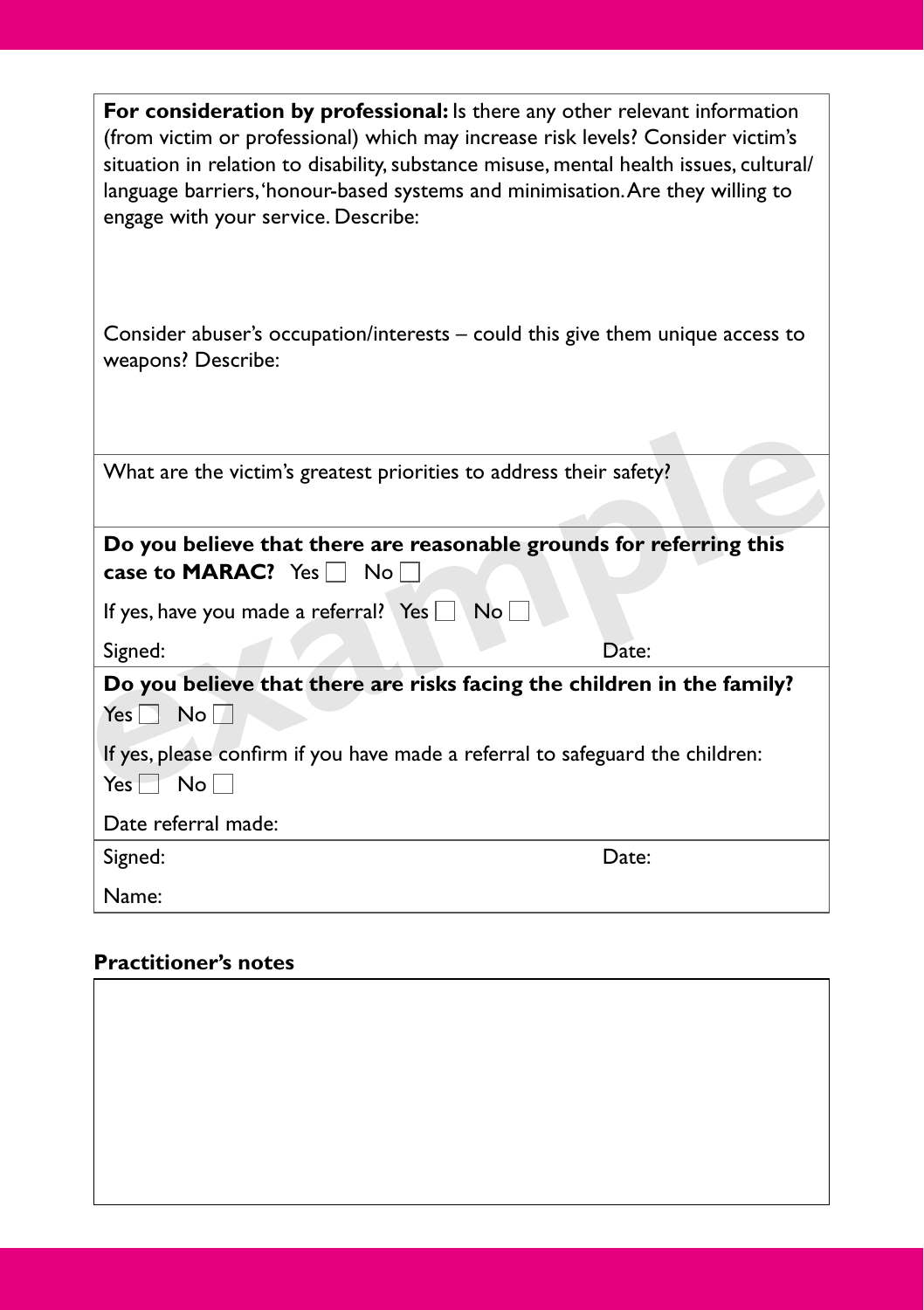**For consideration by professional:** Is there any other relevant information (from victim or professional) which may increase risk levels? Consider victim's situation in relation to disability, substance misuse, mental health issues, cultural/ language barriers, 'honour-based systems and minimisation. Are they willing to engage with your service. Describe:

Consider abuser's occupation/interests – could this give them unique access to weapons? Describe:

What are the victim's greatest priorities to address their safety?

**Do you believe that there are reasonable grounds for referring this case to MARAC?** Yes ☐ No ☐

If yes, have you made a referral? Yes ☐ No ☐

Signed: Date:

**Do you believe that there are risks facing the children in the family?**
Yes ☐ No ☐

If yes, please confirm if you have made a referral to safeguard the children:
Yes ☐ No ☐

Date referral made:

Signed: Date:

Name:

**Practitioner's notes**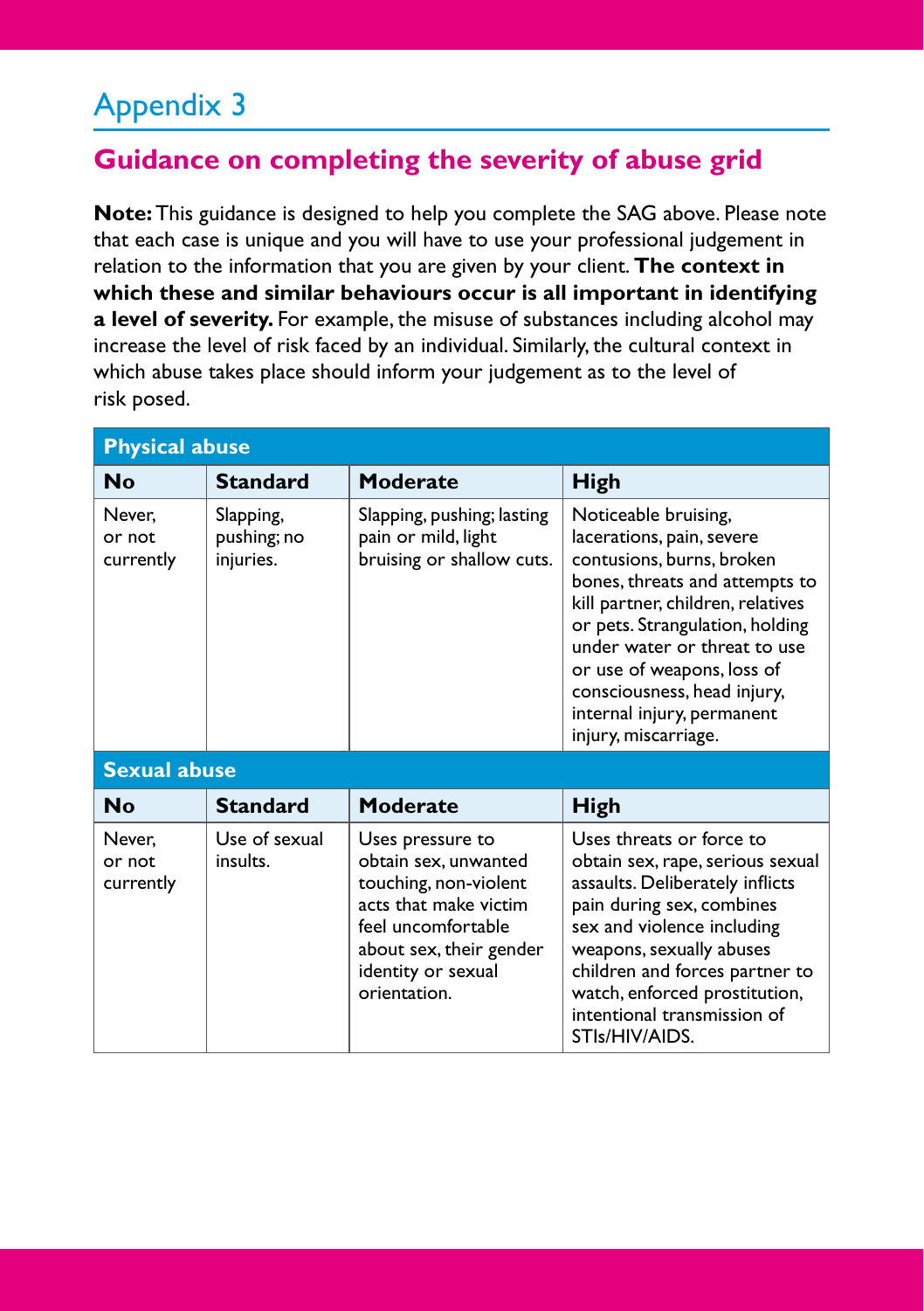# Appendix 3

## Guidance on completing the severity of abuse grid

**Note:** This guidance is designed to help you complete the SAG above. Please note that each case is unique and you will have to use your professional judgement in relation to the information that you are given by your client. **The context in which these and similar behaviours occur is all important in identifying a level of severity.** For example, the misuse of substances including alcohol may increase the level of risk faced by an individual. Similarly, the cultural context in which abuse takes place should inform your judgement as to the level of risk posed.

| **Physical abuse** | | | |
|---|---|---|---|
| **No** | **Standard** | **Moderate** | **High** |
| Never, or not currently | Slapping, pushing; no injuries. | Slapping, pushing; lasting pain or mild, light bruising or shallow cuts. | Noticeable bruising, lacerations, pain, severe contusions, burns, broken bones, threats and attempts to kill partner, children, relatives or pets. Strangulation, holding under water or threat to use or use of weapons, loss of consciousness, head injury, internal injury, permanent injury, miscarriage. |
| **Sexual abuse** | | | |
| **No** | **Standard** | **Moderate** | **High** |
| Never, or not currently | Use of sexual insults. | Uses pressure to obtain sex, unwanted touching, non-violent acts that make victim feel uncomfortable about sex, their gender identity or sexual orientation. | Uses threats or force to obtain sex, rape, serious sexual assaults. Deliberately inflicts pain during sex, combines sex and violence including weapons, sexually abuses children and forces partner to watch, enforced prostitution, intentional transmission of STIs/HIV/AIDS. |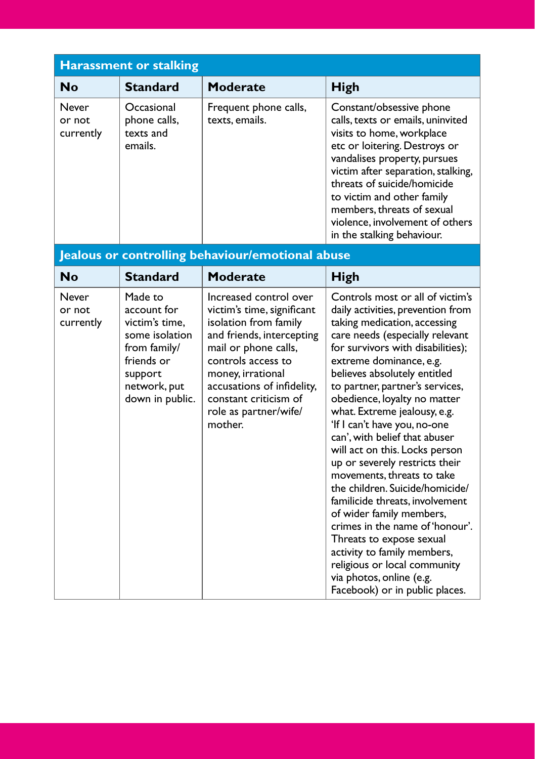| Harassment or stalking | | | |
| --- | --- | --- | --- |
| **No** | **Standard** | **Moderate** | **High** |
| Never or not currently | Occasional phone calls, texts and emails. | Frequent phone calls, texts, emails. | Constant/obsessive phone calls, texts or emails, uninvited visits to home, workplace etc or loitering. Destroys or vandalises property, pursues victim after separation, stalking, threats of suicide/homicide to victim and other family members, threats of sexual violence, involvement of others in the stalking behaviour. |

| Jealous or controlling behaviour/emotional abuse | | | |
| --- | --- | --- | --- |
| **No** | **Standard** | **Moderate** | **High** |
| Never or not currently | Made to account for victim's time, some isolation from family/ friends or support network, put down in public. | Increased control over victim's time, significant isolation from family and friends, intercepting mail or phone calls, controls access to money, irrational accusations of infidelity, constant criticism of role as partner/wife/ mother. | Controls most or all of victim's daily activities, prevention from taking medication, accessing care needs (especially relevant for survivors with disabilities); extreme dominance, e.g. believes absolutely entitled to partner, partner's services, obedience, loyalty no matter what. Extreme jealousy, e.g. 'If I can't have you, no-one can', with belief that abuser will act on this. Locks person up or severely restricts their movements, threats to take the children. Suicide/homicide/ familicide threats, involvement of wider family members, crimes in the name of 'honour'. Threats to expose sexual activity to family members, religious or local community via photos, online (e.g. Facebook) or in public places. |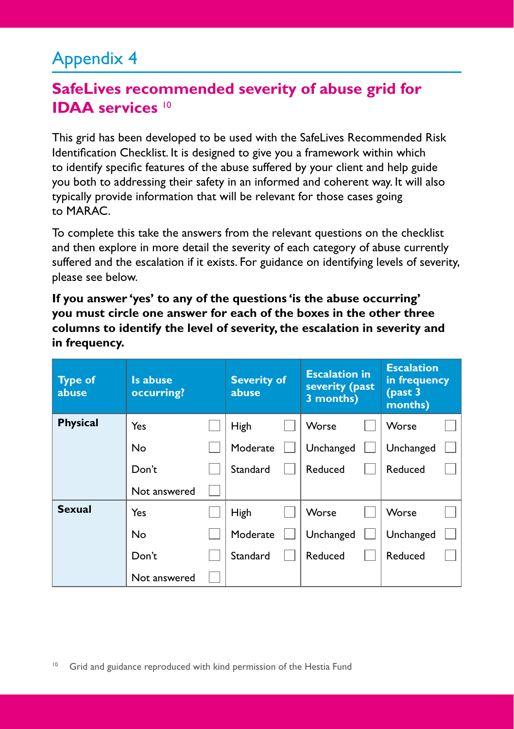# Appendix 4

## SafeLives recommended severity of abuse grid for IDAA services [10]

This grid has been developed to be used with the SafeLives Recommended Risk Identification Checklist. It is designed to give you a framework within which to identify specific features of the abuse suffered by your client and help guide you both to addressing their safety in an informed and coherent way. It will also typically provide information that will be relevant for those cases going to MARAC.

To complete this take the answers from the relevant questions on the checklist and then explore in more detail the severity of each category of abuse currently suffered and the escalation if it exists. For guidance on identifying levels of severity, please see below.

**If you answer 'yes' to any of the questions 'is the abuse occurring' you must circle one answer for each of the boxes in the other three columns to identify the level of severity, the escalation in severity and in frequency.**

| Type of abuse | Is abuse occurring? | Severity of abuse | Escalation in severity (past 3 months) | Escalation in frequency (past 3 months) |
|---|---|---|---|---|
| **Physical** | Yes ☐ | High ☐ | Worse ☐ | Worse ☐ |
| | No ☐ | Moderate ☐ | Unchanged ☐ | Unchanged ☐ |
| | Don't ☐ | Standard ☐ | Reduced ☐ | Reduced ☐ |
| | Not answered ☐ | | | |
| **Sexual** | Yes ☐ | High ☐ | Worse ☐ | Worse ☐ |
| | No ☐ | Moderate ☐ | Unchanged ☐ | Unchanged ☐ |
| | Don't ☐ | Standard ☐ | Reduced ☐ | Reduced ☐ |
| | Not answered ☐ | | | |

[10] Grid and guidance reproduced with kind permission of the Hestia Fund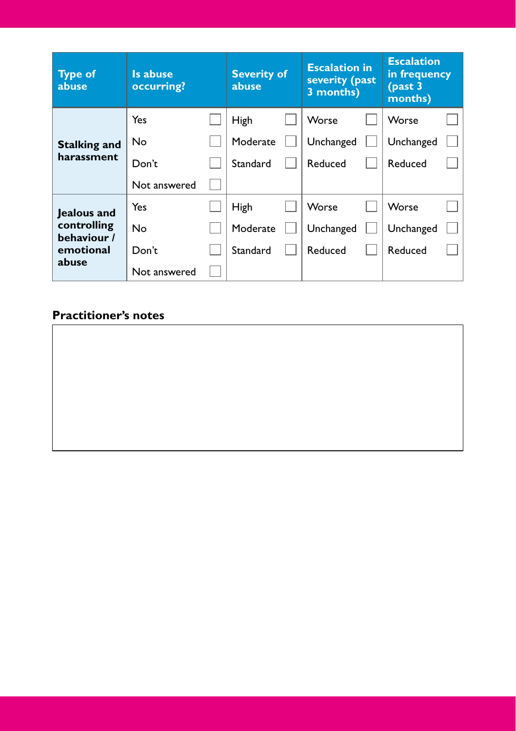| Type of abuse | Is abuse occurring? | Severity of abuse | Escalation in severity (past 3 months) | Escalation in frequency (past 3 months) |
|---|---|---|---|---|
| **Stalking and harassment** | Yes ☐ | High ☐ | Worse ☐ | Worse ☐ |
| | No ☐ | Moderate ☐ | Unchanged ☐ | Unchanged ☐ |
| | Don't ☐ | Standard ☐ | Reduced ☐ | Reduced ☐ |
| | Not answered ☐ | | | |
| **Jealous and controlling behaviour / emotional abuse** | Yes ☐ | High ☐ | Worse ☐ | Worse ☐ |
| | No ☐ | Moderate ☐ | Unchanged ☐ | Unchanged ☐ |
| | Don't ☐ | Standard ☐ | Reduced ☐ | Reduced ☐ |
| | Not answered ☐ | | | |

**Practitioner's notes**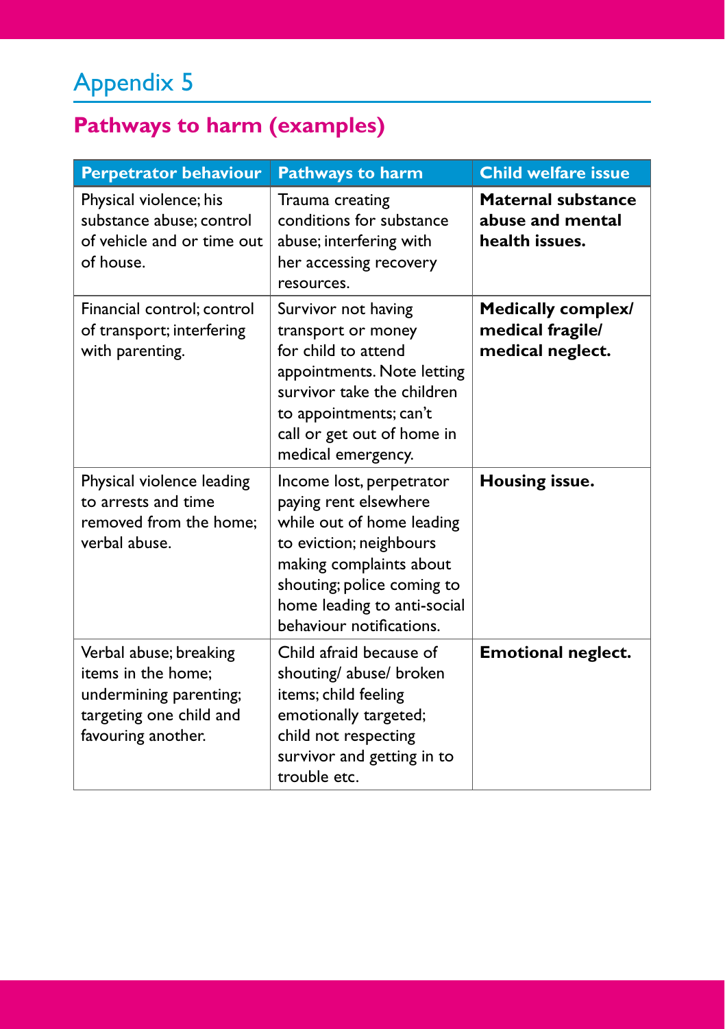# Appendix 5

## Pathways to harm (examples)

| Perpetrator behaviour | Pathways to harm | Child welfare issue |
|---|---|---|
| Physical violence; his substance abuse; control of vehicle and or time out of house. | Trauma creating conditions for substance abuse; interfering with her accessing recovery resources. | **Maternal substance abuse and mental health issues.** |
| Financial control; control of transport; interfering with parenting. | Survivor not having transport or money for child to attend appointments. Note letting survivor take the children to appointments; can't call or get out of home in medical emergency. | **Medically complex/ medical fragile/ medical neglect.** |
| Physical violence leading to arrests and time removed from the home; verbal abuse. | Income lost, perpetrator paying rent elsewhere while out of home leading to eviction; neighbours making complaints about shouting; police coming to home leading to anti-social behaviour notifications. | **Housing issue.** |
| Verbal abuse; breaking items in the home; undermining parenting; targeting one child and favouring another. | Child afraid because of shouting/ abuse/ broken items; child feeling emotionally targeted; child not respecting survivor and getting in to trouble etc. | **Emotional neglect.** |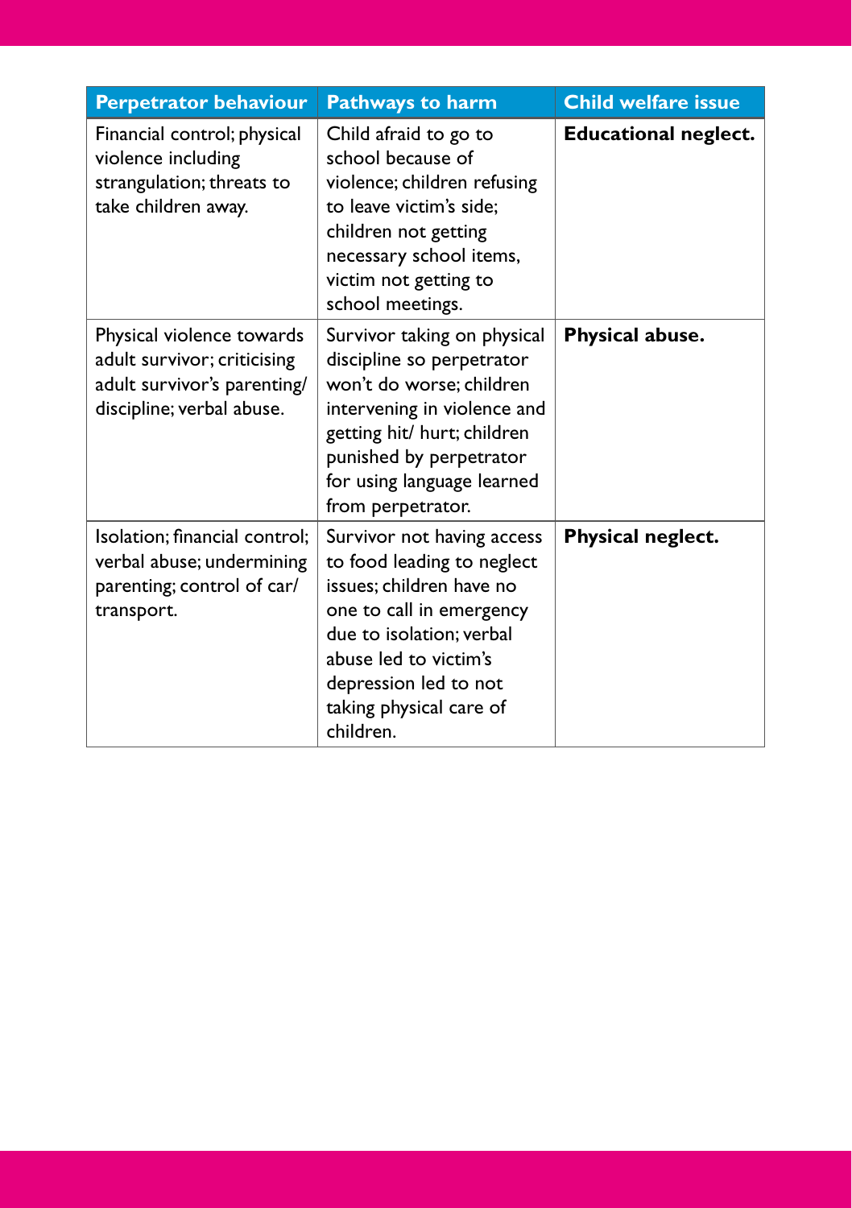| Perpetrator behaviour | Pathways to harm | Child welfare issue |
| --- | --- | --- |
| Financial control; physical violence including strangulation; threats to take children away. | Child afraid to go to school because of violence; children refusing to leave victim's side; children not getting necessary school items, victim not getting to school meetings. | **Educational neglect.** |
| Physical violence towards adult survivor; criticising adult survivor's parenting/ discipline; verbal abuse. | Survivor taking on physical discipline so perpetrator won't do worse; children intervening in violence and getting hit/ hurt; children punished by perpetrator for using language learned from perpetrator. | **Physical abuse.** |
| Isolation; financial control; verbal abuse; undermining parenting; control of car/ transport. | Survivor not having access to food leading to neglect issues; children have no one to call in emergency due to isolation; verbal abuse led to victim's depression led to not taking physical care of children. | **Physical neglect.** |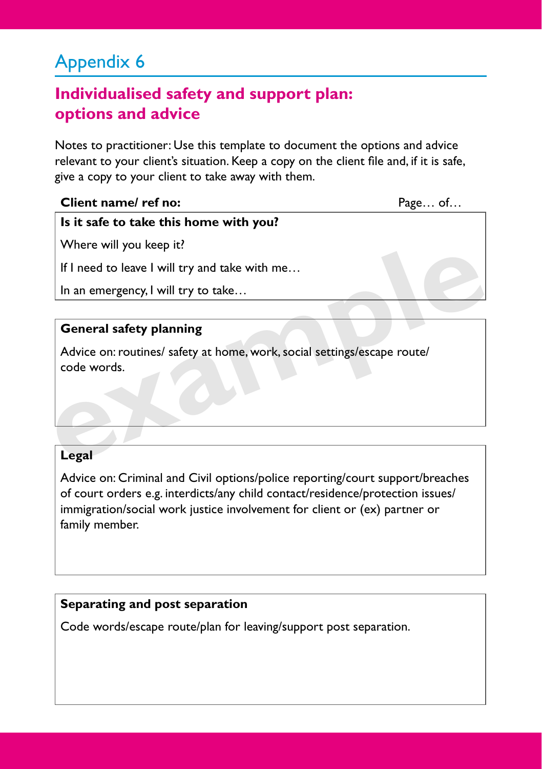# Appendix 6

## Individualised safety and support plan: options and advice

Notes to practitioner: Use this template to document the options and advice relevant to your client's situation. Keep a copy on the client file and, if it is safe, give a copy to your client to take away with them.

**Client name/ ref no:** Page… of…

**Is it safe to take this home with you?**

Where will you keep it?

If I need to leave I will try and take with me…

In an emergency, I will try to take…

**General safety planning**

Advice on: routines/ safety at home, work, social settings/escape route/ code words.

**Legal**

Advice on: Criminal and Civil options/police reporting/court support/breaches of court orders e.g. interdicts/any child contact/residence/protection issues/ immigration/social work justice involvement for client or (ex) partner or family member.

**Separating and post separation**

Code words/escape route/plan for leaving/support post separation.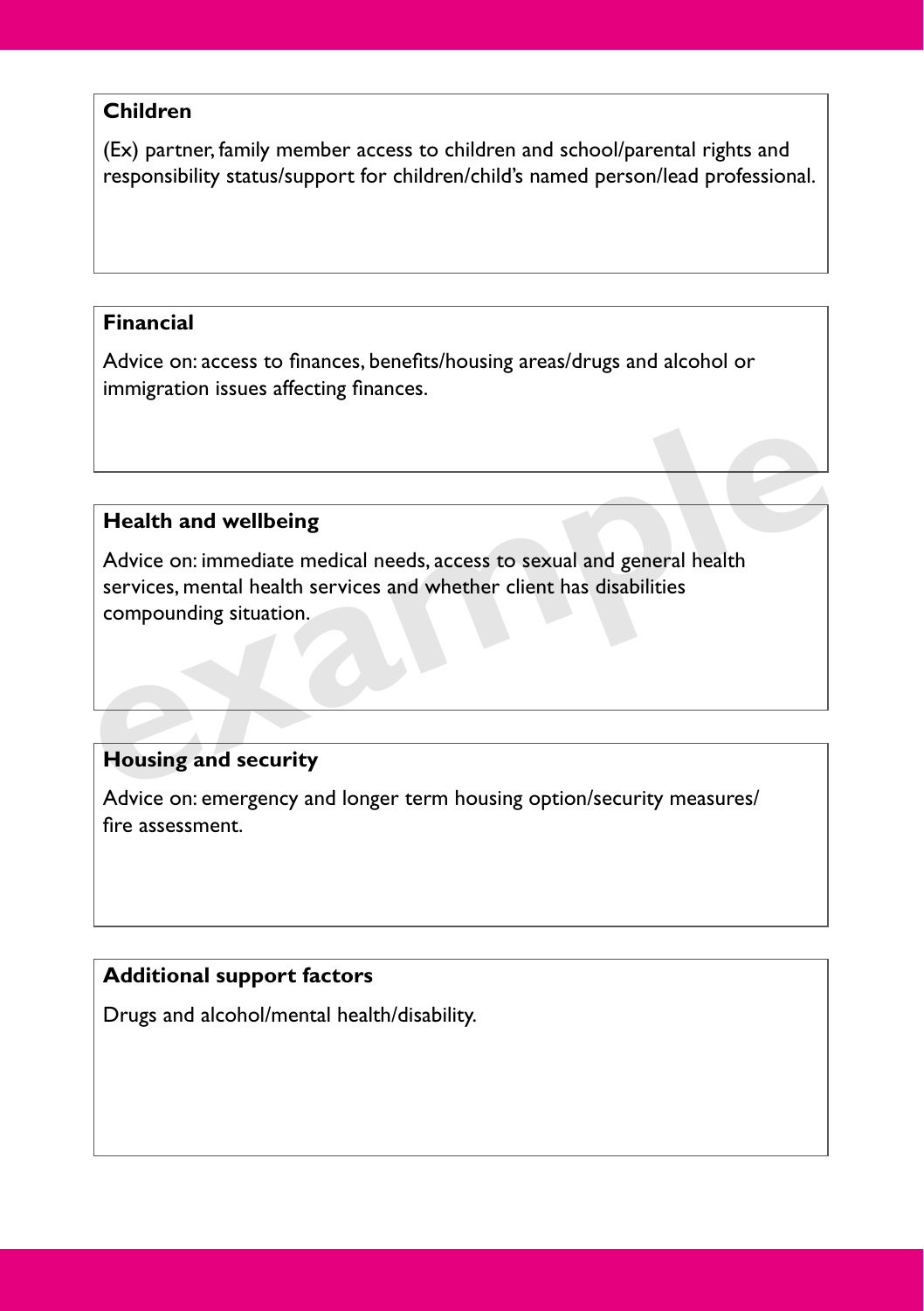**Children**

(Ex) partner, family member access to children and school/parental rights and responsibility status/support for children/child's named person/lead professional.

**Financial**

Advice on: access to finances, benefits/housing areas/drugs and alcohol or immigration issues affecting finances.

**Health and wellbeing**

Advice on: immediate medical needs, access to sexual and general health services, mental health services and whether client has disabilities compounding situation.

**Housing and security**

Advice on: emergency and longer term housing option/security measures/ fire assessment.

**Additional support factors**

Drugs and alcohol/mental health/disability.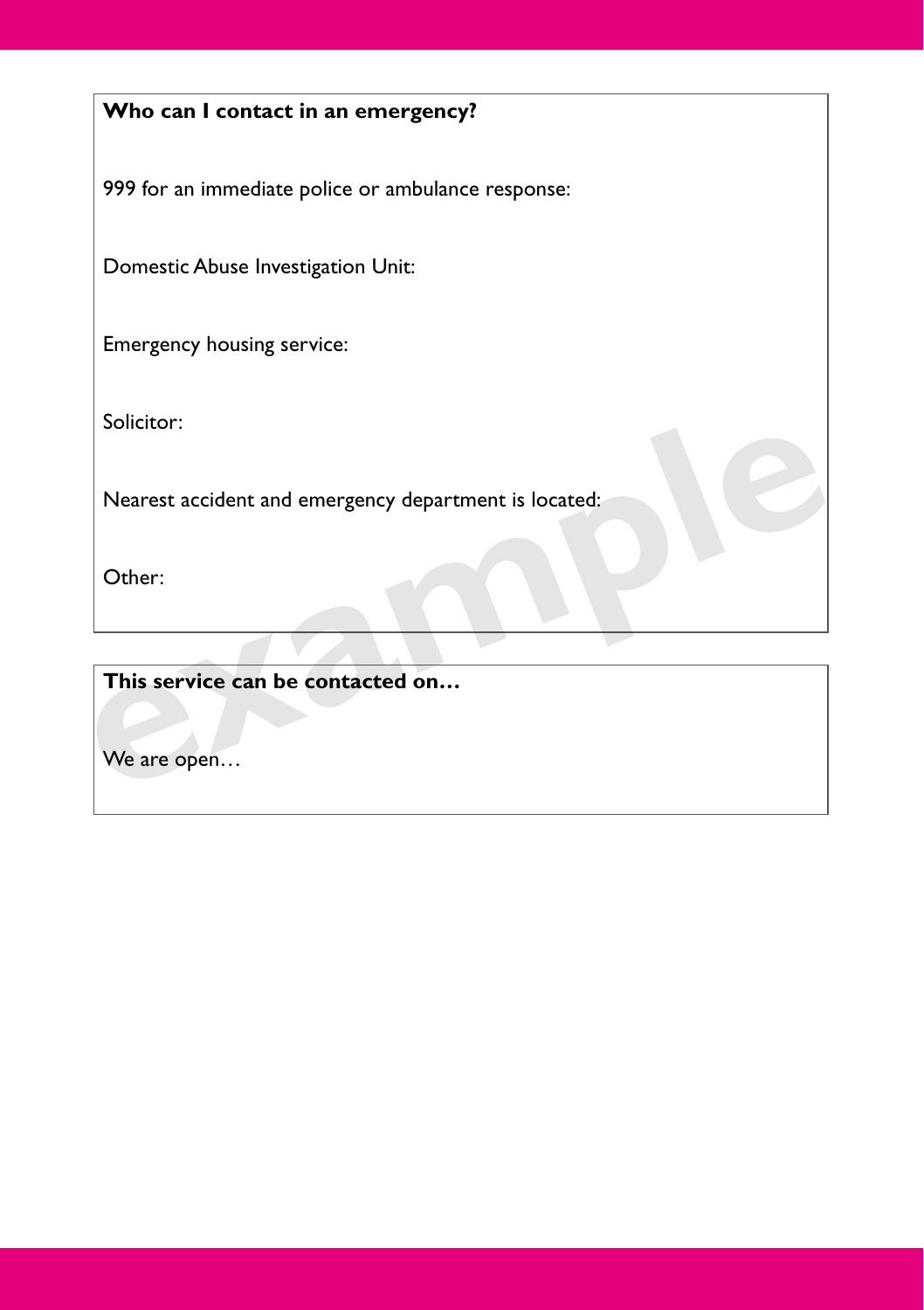**Who can I contact in an emergency?**

999 for an immediate police or ambulance response:

Domestic Abuse Investigation Unit:

Emergency housing service:

Solicitor:

Nearest accident and emergency department is located:

Other:

**This service can be contacted on…**

We are open…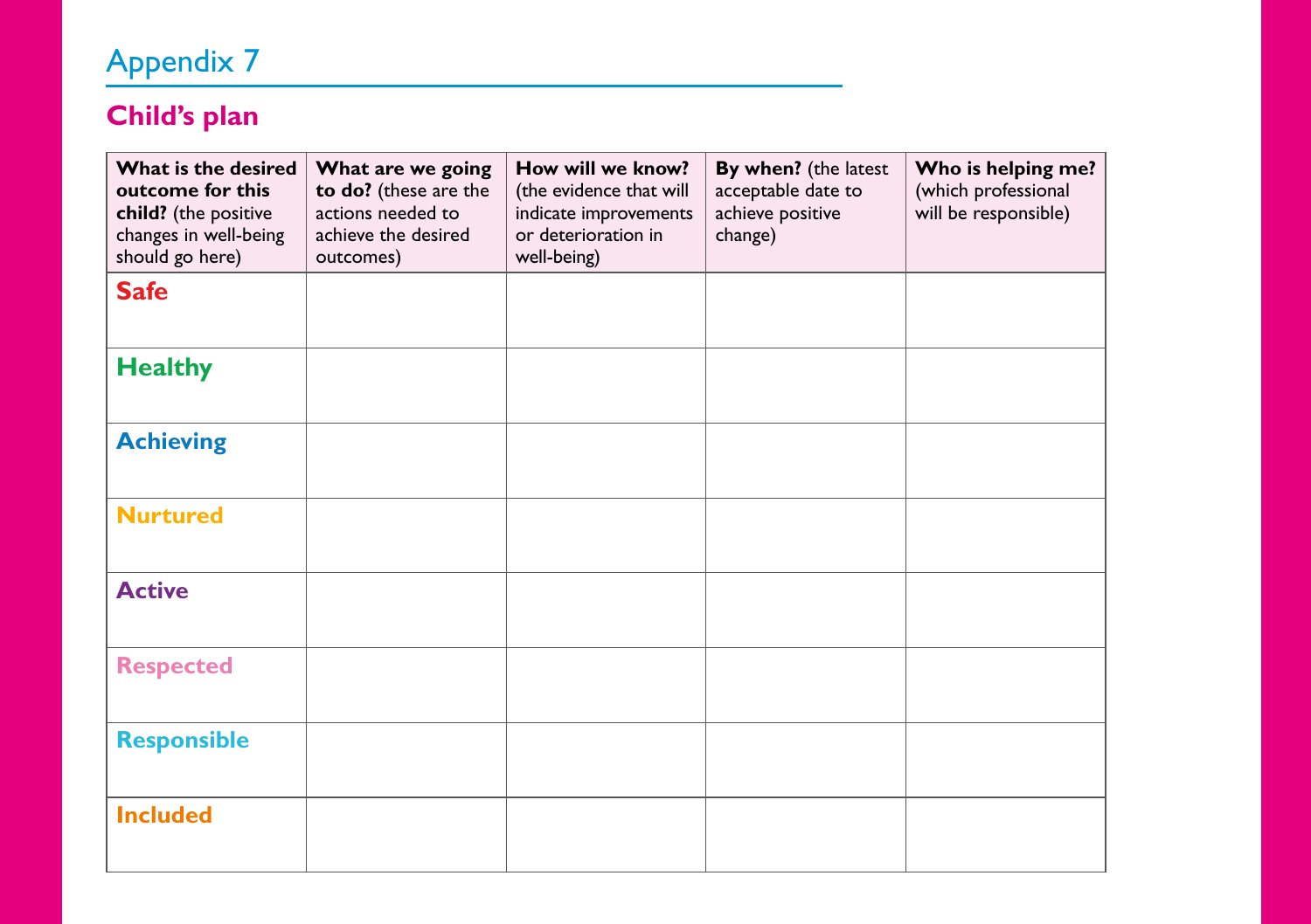# Appendix 7

## Child's plan

| **What is the desired outcome for this child?** (the positive changes in well-being should go here) | **What are we going to do?** (these are the actions needed to achieve the desired outcomes) | **How will we know?** (the evidence that will indicate improvements or deterioration in well-being) | **By when?** (the latest acceptable date to achieve positive change) | **Who is helping me?** (which professional will be responsible) |
|---|---|---|---|---|
| **Safe** | | | | |
| **Healthy** | | | | |
| **Achieving** | | | | |
| **Nurtured** | | | | |
| **Active** | | | | |
| **Respected** | | | | |
| **Responsible** | | | | |
| **Included** | | | | |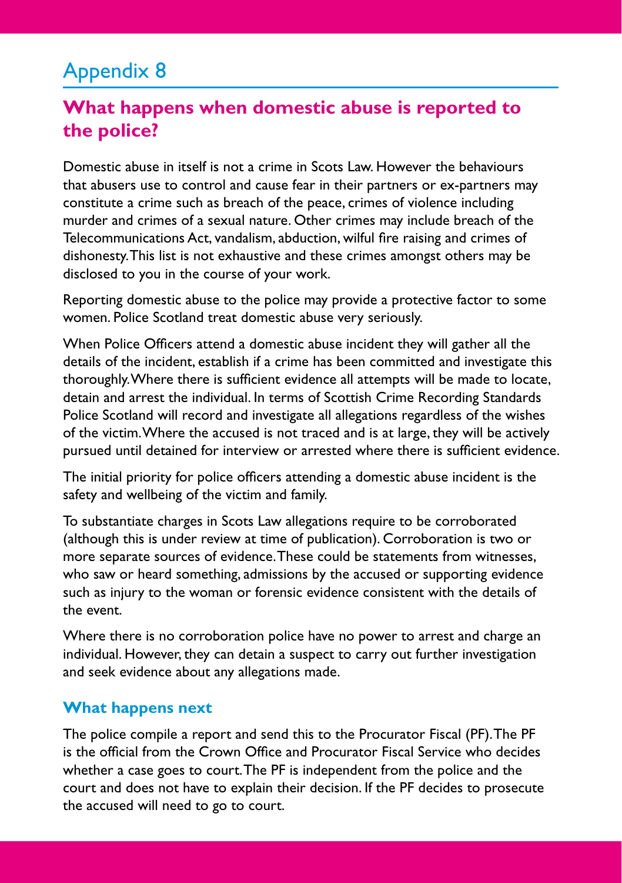# Appendix 8

## What happens when domestic abuse is reported to the police?

Domestic abuse in itself is not a crime in Scots Law. However the behaviours that abusers use to control and cause fear in their partners or ex-partners may constitute a crime such as breach of the peace, crimes of violence including murder and crimes of a sexual nature. Other crimes may include breach of the Telecommunications Act, vandalism, abduction, wilful fire raising and crimes of dishonesty. This list is not exhaustive and these crimes amongst others may be disclosed to you in the course of your work.

Reporting domestic abuse to the police may provide a protective factor to some women. Police Scotland treat domestic abuse very seriously.

When Police Officers attend a domestic abuse incident they will gather all the details of the incident, establish if a crime has been committed and investigate this thoroughly. Where there is sufficient evidence all attempts will be made to locate, detain and arrest the individual. In terms of Scottish Crime Recording Standards Police Scotland will record and investigate all allegations regardless of the wishes of the victim. Where the accused is not traced and is at large, they will be actively pursued until detained for interview or arrested where there is sufficient evidence.

The initial priority for police officers attending a domestic abuse incident is the safety and wellbeing of the victim and family.

To substantiate charges in Scots Law allegations require to be corroborated (although this is under review at time of publication). Corroboration is two or more separate sources of evidence. These could be statements from witnesses, who saw or heard something, admissions by the accused or supporting evidence such as injury to the woman or forensic evidence consistent with the details of the event.

Where there is no corroboration police have no power to arrest and charge an individual. However, they can detain a suspect to carry out further investigation and seek evidence about any allegations made.

### What happens next

The police compile a report and send this to the Procurator Fiscal (PF). The PF is the official from the Crown Office and Procurator Fiscal Service who decides whether a case goes to court. The PF is independent from the police and the court and does not have to explain their decision. If the PF decides to prosecute the accused will need to go to court.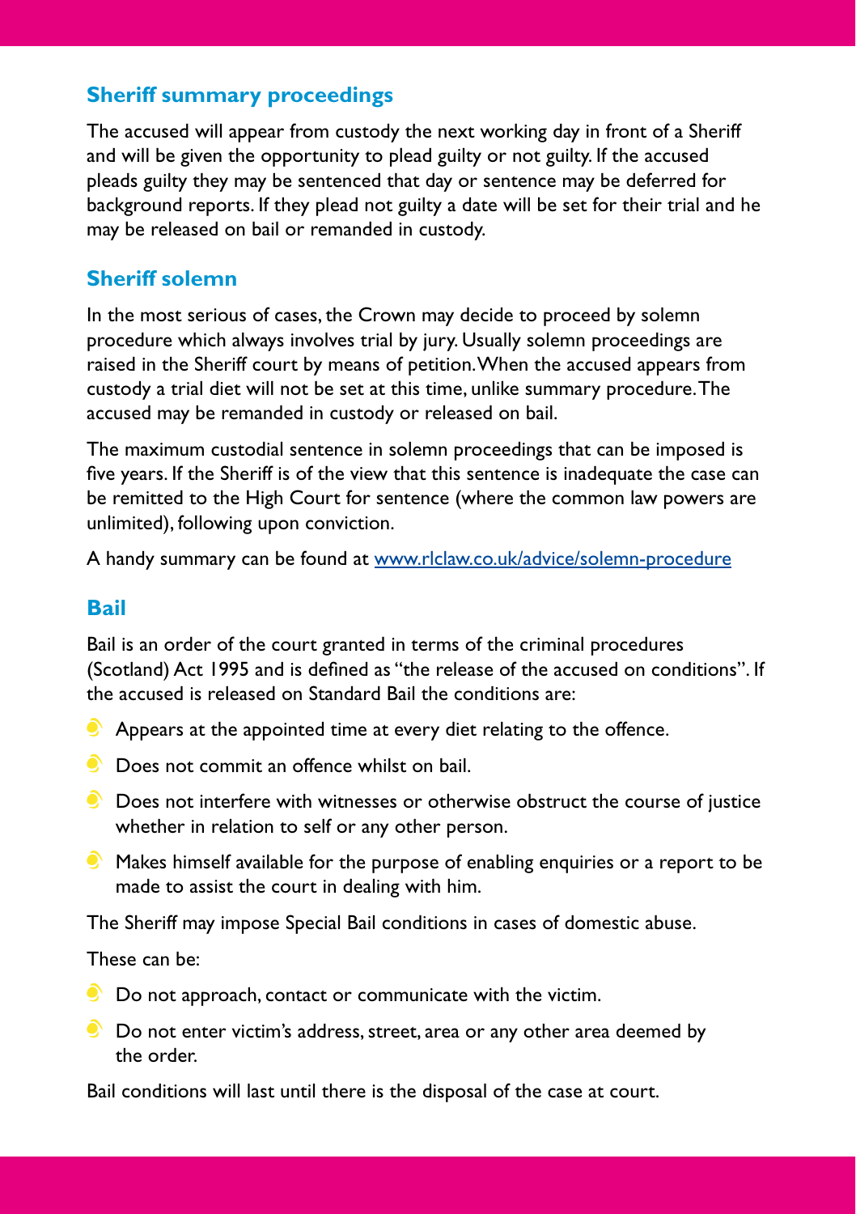## Sheriff summary proceedings

The accused will appear from custody the next working day in front of a Sheriff and will be given the opportunity to plead guilty or not guilty. If the accused pleads guilty they may be sentenced that day or sentence may be deferred for background reports. If they plead not guilty a date will be set for their trial and he may be released on bail or remanded in custody.

## Sheriff solemn

In the most serious of cases, the Crown may decide to proceed by solemn procedure which always involves trial by jury. Usually solemn proceedings are raised in the Sheriff court by means of petition. When the accused appears from custody a trial diet will not be set at this time, unlike summary procedure. The accused may be remanded in custody or released on bail.

The maximum custodial sentence in solemn proceedings that can be imposed is five years. If the Sheriff is of the view that this sentence is inadequate the case can be remitted to the High Court for sentence (where the common law powers are unlimited), following upon conviction.

A handy summary can be found at [www.rlclaw.co.uk/advice/solemn-procedure](www.rlclaw.co.uk/advice/solemn-procedure)

## Bail

Bail is an order of the court granted in terms of the criminal procedures (Scotland) Act 1995 and is defined as "the release of the accused on conditions". If the accused is released on Standard Bail the conditions are:

- Appears at the appointed time at every diet relating to the offence.
- Does not commit an offence whilst on bail.
- Does not interfere with witnesses or otherwise obstruct the course of justice whether in relation to self or any other person.
- Makes himself available for the purpose of enabling enquiries or a report to be made to assist the court in dealing with him.

The Sheriff may impose Special Bail conditions in cases of domestic abuse.

These can be:

- Do not approach, contact or communicate with the victim.
- Do not enter victim's address, street, area or any other area deemed by the order.

Bail conditions will last until there is the disposal of the case at court.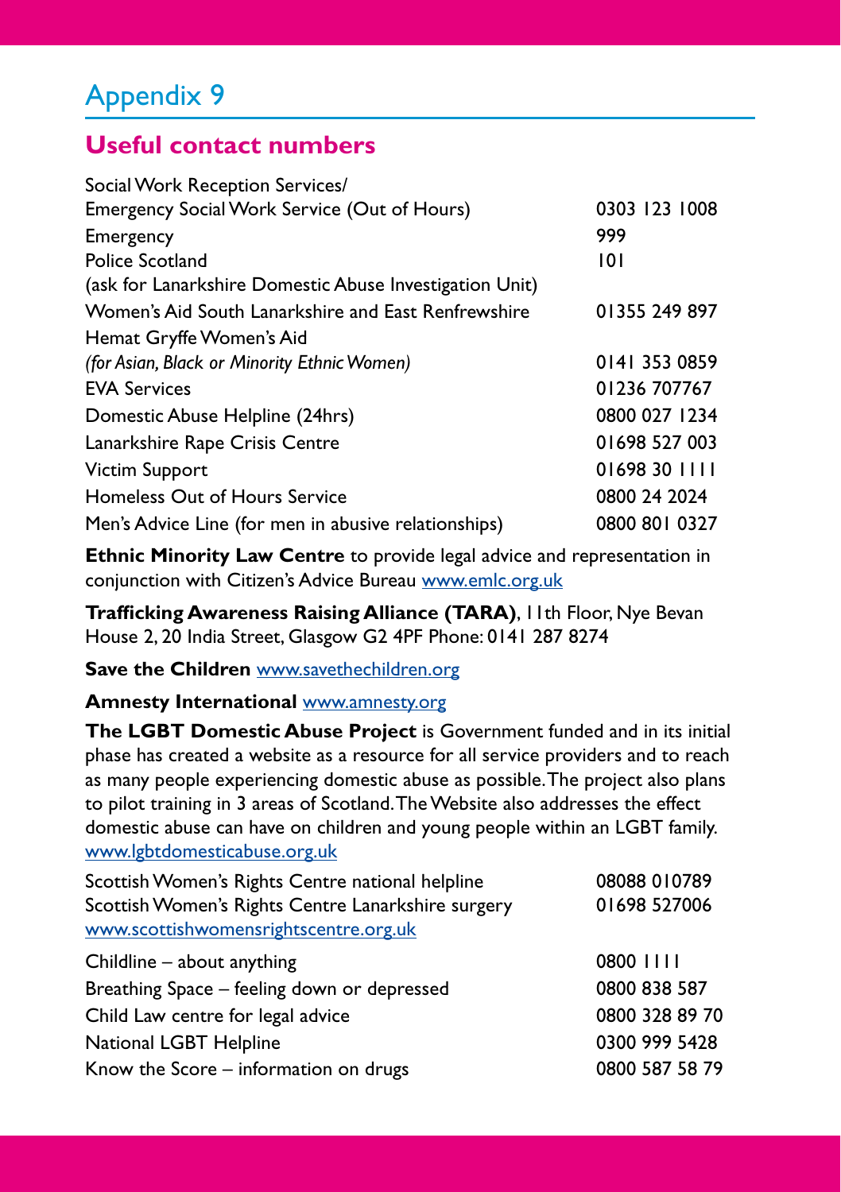# Appendix 9

## Useful contact numbers

| | |
|---|---|
| Social Work Reception Services/ Emergency Social Work Service (Out of Hours) | 0303 123 1008 |
| Emergency | 999 |
| Police Scotland (ask for Lanarkshire Domestic Abuse Investigation Unit) | 101 |
| Women's Aid South Lanarkshire and East Renfrewshire | 01355 249 897 |
| Hemat Gryffe Women's Aid *(for Asian, Black or Minority Ethnic Women)* | 0141 353 0859 |
| EVA Services | 01236 707767 |
| Domestic Abuse Helpline (24hrs) | 0800 027 1234 |
| Lanarkshire Rape Crisis Centre | 01698 527 003 |
| Victim Support | 01698 30 1111 |
| Homeless Out of Hours Service | 0800 24 2024 |
| Men's Advice Line (for men in abusive relationships) | 0800 801 0327 |

**Ethnic Minority Law Centre** to provide legal advice and representation in conjunction with Citizen's Advice Bureau www.emlc.org.uk

**Trafficking Awareness Raising Alliance (TARA)**, 11th Floor, Nye Bevan House 2, 20 India Street, Glasgow G2 4PF Phone: 0141 287 8274

**Save the Children** www.savethechildren.org

**Amnesty International** www.amnesty.org

**The LGBT Domestic Abuse Project** is Government funded and in its initial phase has created a website as a resource for all service providers and to reach as many people experiencing domestic abuse as possible. The project also plans to pilot training in 3 areas of Scotland. The Website also addresses the effect domestic abuse can have on children and young people within an LGBT family. www.lgbtdomesticabuse.org.uk

| | |
|---|---|
| Scottish Women's Rights Centre national helpline | 08088 010789 |
| Scottish Women's Rights Centre Lanarkshire surgery | 01698 527006 |

www.scottishwomensrightscentre.org.uk

| | |
|---|---|
| Childline – about anything | 0800 1111 |
| Breathing Space – feeling down or depressed | 0800 838 587 |
| Child Law centre for legal advice | 0800 328 89 70 |
| National LGBT Helpline | 0300 999 5428 |
| Know the Score – information on drugs | 0800 587 58 79 |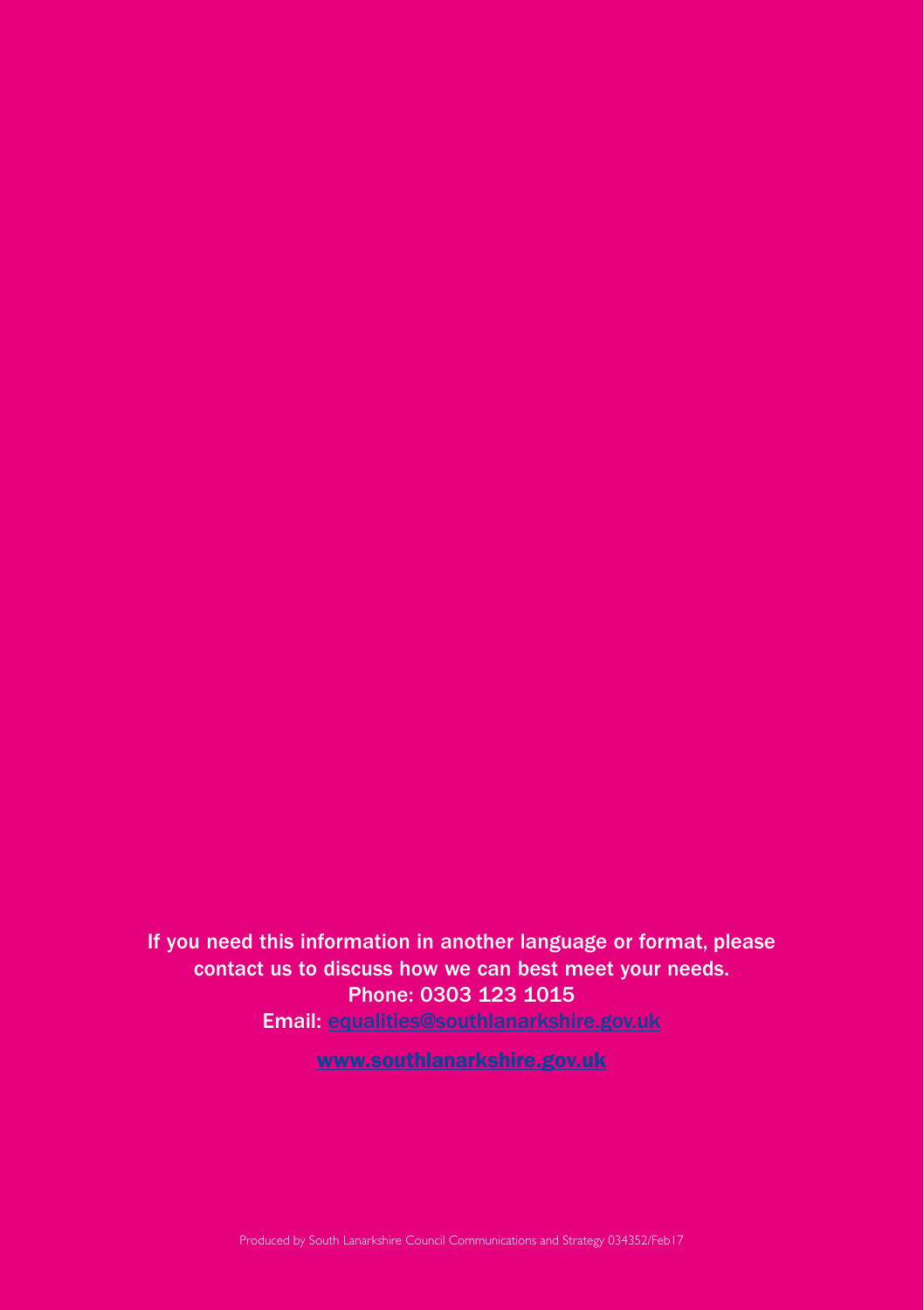If you need this information in another language or format, please contact us to discuss how we can best meet your needs.

Phone: 0303 123 1015

Email: equalities@southlanarkshire.gov.uk

www.southlanarkshire.gov.uk

Produced by South Lanarkshire Council Communications and Strategy 034352/Feb17